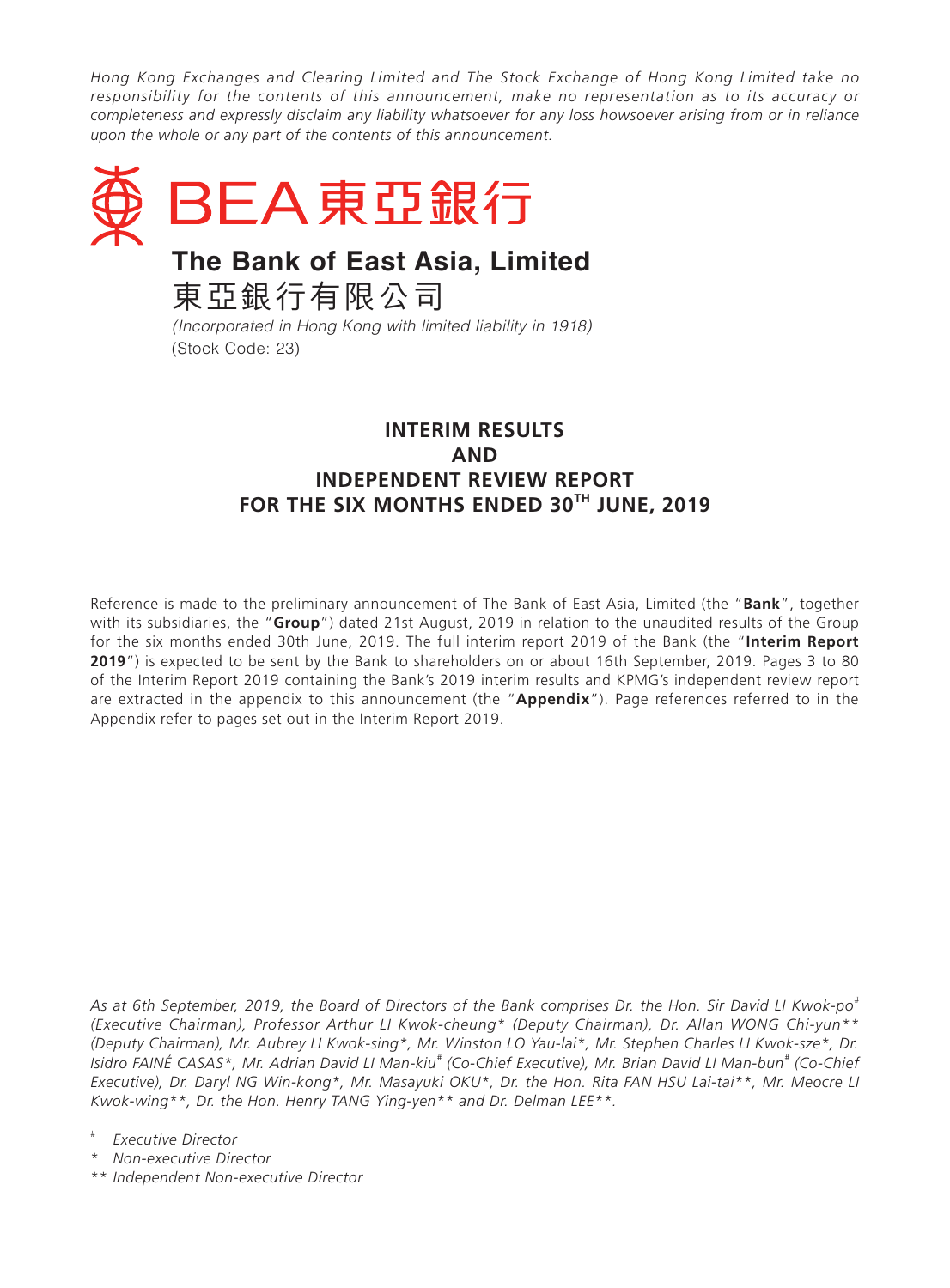*Hong Kong Exchanges and Clearing Limited and The Stock Exchange of Hong Kong Limited take no responsibility for the contents of this announcement, make no representation as to its accuracy or completeness and expressly disclaim any liability whatsoever for any loss howsoever arising from or in reliance upon the whole or any part of the contents of this announcement.*

BEA 東亞銀行

# The Bank of East Asia, Limited

# 東亞銀行有限公司

*(Incorporated in Hong Kong with limited liability in 1918)*

(Stock Code: 23)

## INTERIM RESULTS AND INDEPENDENT REVIEW REPORT FOR THE SIX MONTHS ENDED 30TH JUNE, 2019

Reference is made to the preliminary announcement of The Bank of East Asia, Limited (the "**Bank**", together with its subsidiaries, the "**Group**") dated 21st August, 2019 in relation to the unaudited results of the Group for the six months ended 30th June, 2019. The full interim report 2019 of the Bank (the "**Interim Report 2019**") is expected to be sent by the Bank to shareholders on or about 16th September, 2019. Pages 3 to 80 of the Interim Report 2019 containing the Bank's 2019 interim results and KPMG's independent review report are extracted in the appendix to this announcement (the "**Appendix**"). Page references referred to in the Appendix refer to pages set out in the Interim Report 2019.

*As at 6th September, 2019, the Board of Directors of the Bank comprises Dr. the Hon. Sir David LI Kwok-po# (Executive Chairman), Professor Arthur LI Kwok-cheung\* (Deputy Chairman), Dr. Allan WONG Chi-yun\*\* (Deputy Chairman), Mr. Aubrey LI Kwok-sing\*, Mr. Winston LO Yau-lai\*, Mr. Stephen Charles LI Kwok-sze\*, Dr. Isidro FAINÉ CASAS\*, Mr. Adrian David LI Man-kiu# (Co-Chief Executive), Mr. Brian David LI Man-bun# (Co-Chief Executive), Dr. Daryl NG Win-kong\*, Mr. Masayuki OKU\*, Dr. the Hon. Rita FAN HSU Lai-tai\*\*, Mr. Meocre LI Kwok-wing\*\*, Dr. the Hon. Henry TANG Ying-yen\*\* and Dr. Delman LEE\*\*.*

\# *Executive Director*

\* *Non-executive Director*

\*\* *Independent Non-executive Director*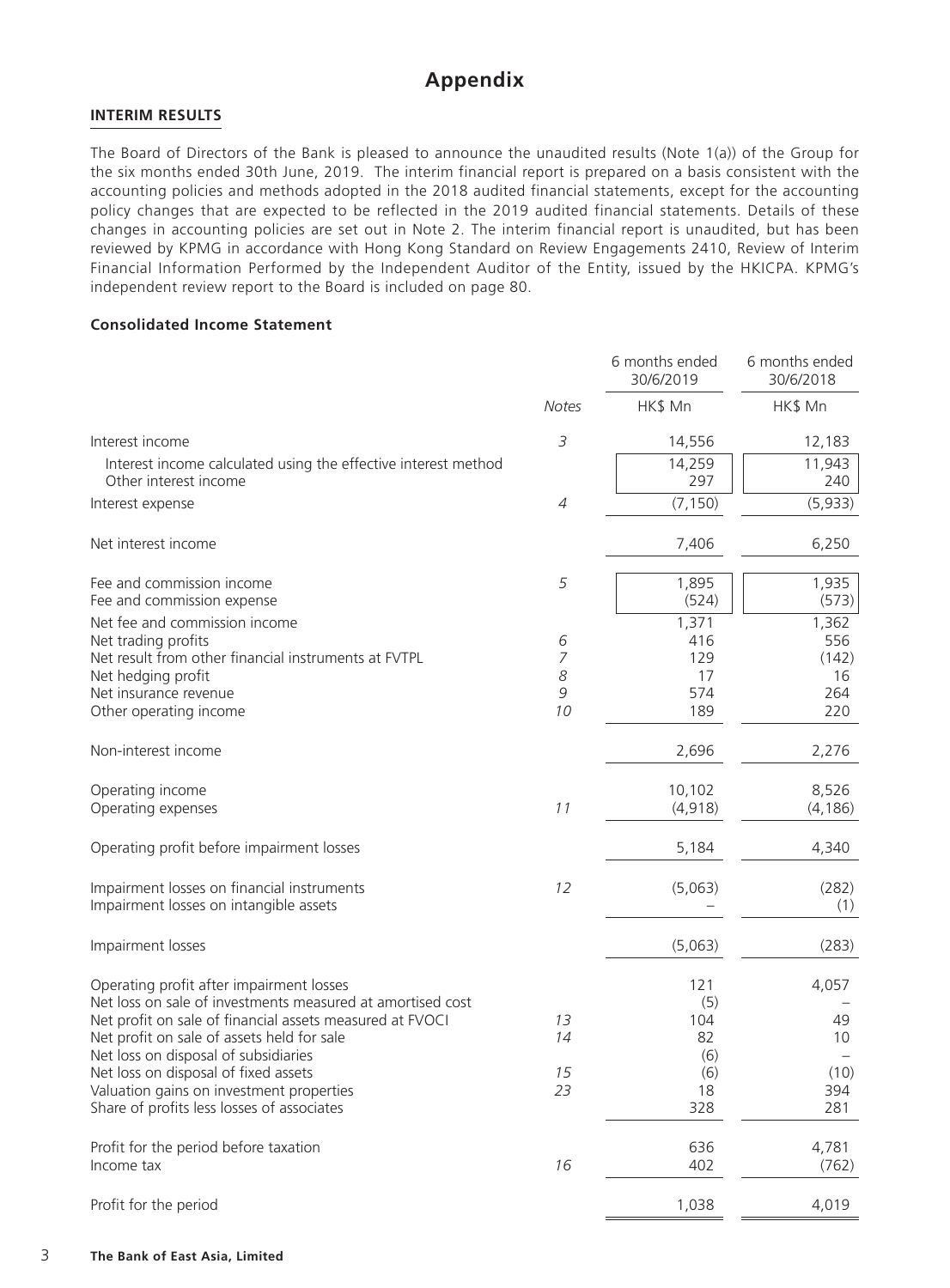# Appendix

## INTERIM RESULTS

The Board of Directors of the Bank is pleased to announce the unaudited results (Note 1(a)) of the Group for the six months ended 30th June, 2019. The interim financial report is prepared on a basis consistent with the accounting policies and methods adopted in the 2018 audited financial statements, except for the accounting policy changes that are expected to be reflected in the 2019 audited financial statements. Details of these changes in accounting policies are set out in Note 2. The interim financial report is unaudited, but has been reviewed by KPMG in accordance with Hong Kong Standard on Review Engagements 2410, Review of Interim Financial Information Performed by the Independent Auditor of the Entity, issued by the HKICPA. KPMG's independent review report to the Board is included on page 80.

### Consolidated Income Statement

| | *Notes* | 6 months ended 30/6/2019 HK$ Mn | 6 months ended 30/6/2018 HK$ Mn |
|---|---|---|---|
| Interest income | 3 | 14,556 | 12,183 |
| Interest income calculated using the effective interest method | | 14,259 | 11,943 |
| Other interest income | | 297 | 240 |
| Interest expense | 4 | (7,150) | (5,933) |
| Net interest income | | 7,406 | 6,250 |
| Fee and commission income | 5 | 1,895 | 1,935 |
| Fee and commission expense | | (524) | (573) |
| Net fee and commission income | | 1,371 | 1,362 |
| Net trading profits | 6 | 416 | 556 |
| Net result from other financial instruments at FVTPL | 7 | 129 | (142) |
| Net hedging profit | 8 | 17 | 16 |
| Net insurance revenue | 9 | 574 | 264 |
| Other operating income | 10 | 189 | 220 |
| Non-interest income | | 2,696 | 2,276 |
| Operating income | | 10,102 | 8,526 |
| Operating expenses | 11 | (4,918) | (4,186) |
| Operating profit before impairment losses | | 5,184 | 4,340 |
| Impairment losses on financial instruments | 12 | (5,063) | (282) |
| Impairment losses on intangible assets | | – | (1) |
| Impairment losses | | (5,063) | (283) |
| Operating profit after impairment losses | | 121 | 4,057 |
| Net loss on sale of investments measured at amortised cost | | (5) | – |
| Net profit on sale of financial assets measured at FVOCI | 13 | 104 | 49 |
| Net profit on sale of assets held for sale | 14 | 82 | 10 |
| Net loss on disposal of subsidiaries | | (6) | – |
| Net loss on disposal of fixed assets | 15 | (6) | (10) |
| Valuation gains on investment properties | 23 | 18 | 394 |
| Share of profits less losses of associates | | 328 | 281 |
| Profit for the period before taxation | | 636 | 4,781 |
| Income tax | 16 | 402 | (762) |
| Profit for the period | | 1,038 | 4,019 |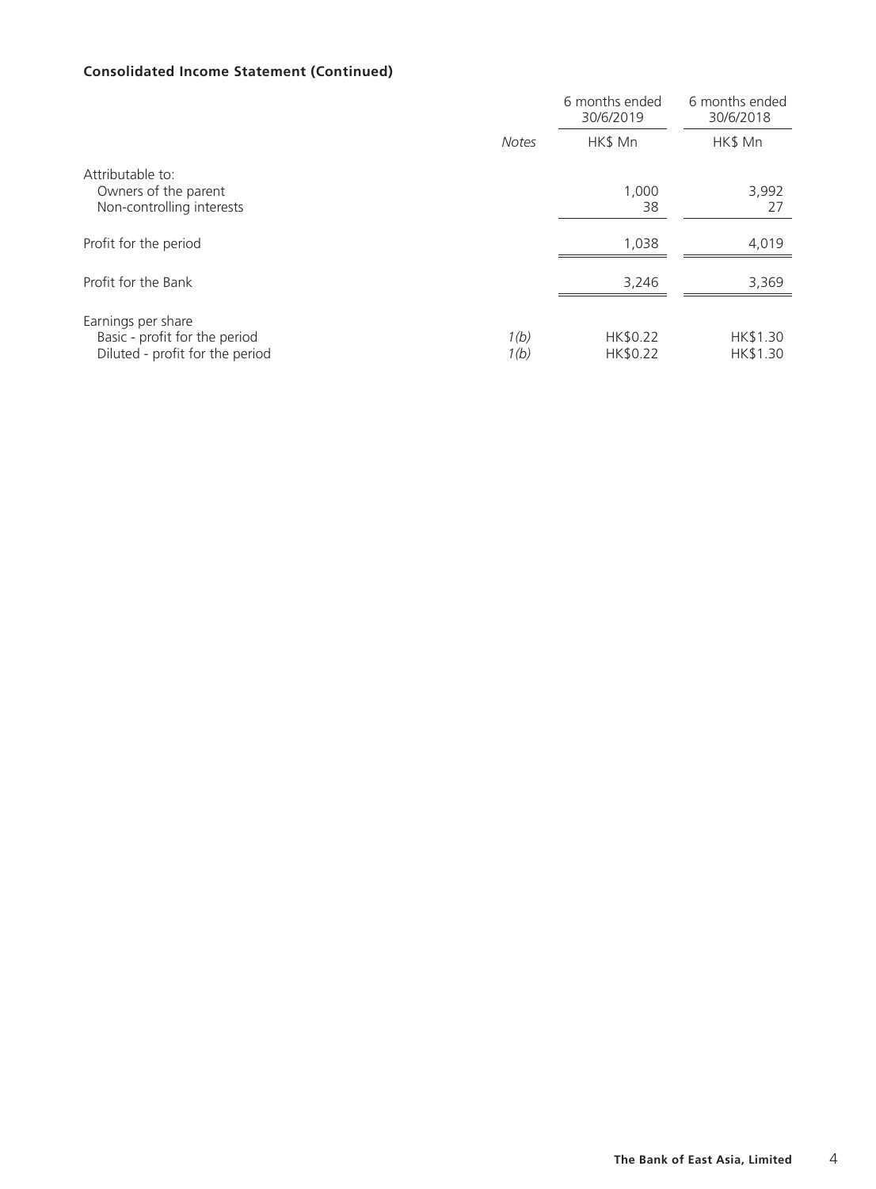**Consolidated Income Statement (Continued)**

| | Notes | 6 months ended 30/6/2019 | 6 months ended 30/6/2018 |
| --- | --- | --- | --- |
| | | HK$ Mn | HK$ Mn |
| Attributable to: | | | |
| Owners of the parent | | 1,000 | 3,992 |
| Non-controlling interests | | 38 | 27 |
| Profit for the period | | 1,038 | 4,019 |
| Profit for the Bank | | 3,246 | 3,369 |
| Earnings per share | | | |
| Basic - profit for the period | *1(b)* | HK$0.22 | HK$1.30 |
| Diluted - profit for the period | *1(b)* | HK$0.22 | HK$1.30 |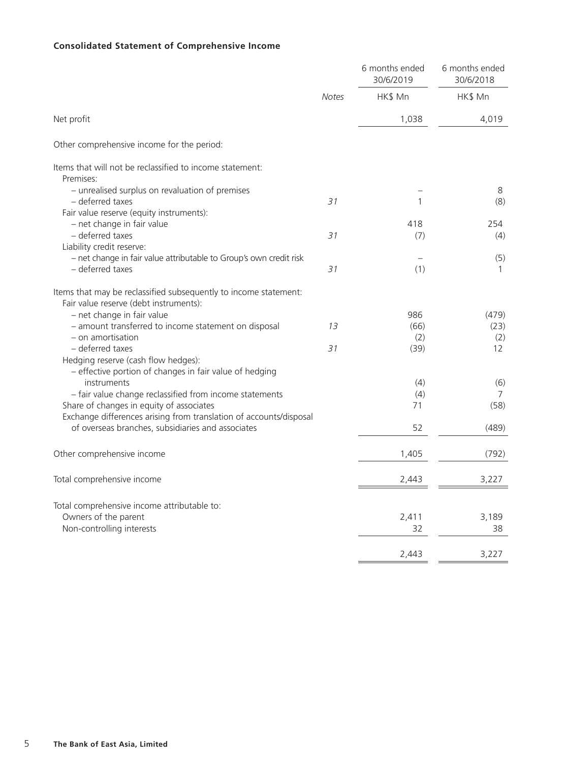### Consolidated Statement of Comprehensive Income

| | Notes | 6 months ended 30/6/2019 HK$ Mn | 6 months ended 30/6/2018 HK$ Mn |
|---|---|---|---|
| Net profit | | 1,038 | 4,019 |
| Other comprehensive income for the period: | | | |
| Items that will not be reclassified to income statement: | | | |
| Premises: | | | |
| – unrealised surplus on revaluation of premises | | – | 8 |
| – deferred taxes | 31 | 1 | (8) |
| Fair value reserve (equity instruments): | | | |
| – net change in fair value | | 418 | 254 |
| – deferred taxes | 31 | (7) | (4) |
| Liability credit reserve: | | | |
| – net change in fair value attributable to Group's own credit risk | | – | (5) |
| – deferred taxes | 31 | (1) | 1 |
| Items that may be reclassified subsequently to income statement: | | | |
| Fair value reserve (debt instruments): | | | |
| – net change in fair value | | 986 | (479) |
| – amount transferred to income statement on disposal | 13 | (66) | (23) |
| – on amortisation | | (2) | (2) |
| – deferred taxes | 31 | (39) | 12 |
| Hedging reserve (cash flow hedges): | | | |
| – effective portion of changes in fair value of hedging instruments | | (4) | (6) |
| – fair value change reclassified from income statements | | (4) | 7 |
| Share of changes in equity of associates | | 71 | (58) |
| Exchange differences arising from translation of accounts/disposal of overseas branches, subsidiaries and associates | | 52 | (489) |
| Other comprehensive income | | 1,405 | (792) |
| Total comprehensive income | | 2,443 | 3,227 |
| Total comprehensive income attributable to: | | | |
| Owners of the parent | | 2,411 | 3,189 |
| Non-controlling interests | | 32 | 38 |
| | | 2,443 | 3,227 |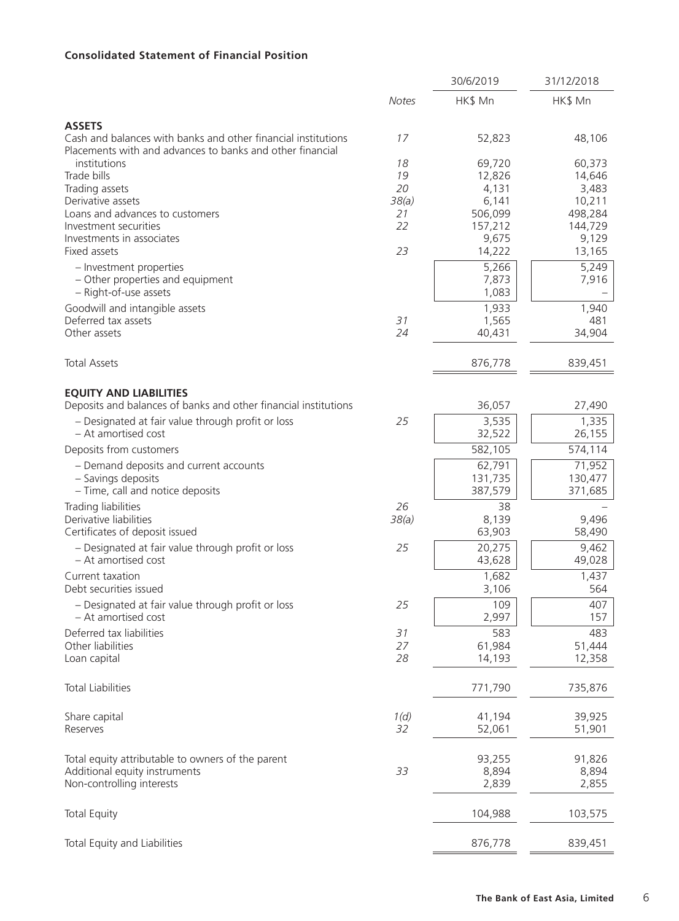**Consolidated Statement of Financial Position**

| | Notes | 30/6/2019 HK$ Mn | 31/12/2018 HK$ Mn |
|---|---|---|---|
| **ASSETS** | | | |
| Cash and balances with banks and other financial institutions | 17 | 52,823 | 48,106 |
| Placements with and advances to banks and other financial institutions | 18 | 69,720 | 60,373 |
| Trade bills | 19 | 12,826 | 14,646 |
| Trading assets | 20 | 4,131 | 3,483 |
| Derivative assets | 38(a) | 6,141 | 10,211 |
| Loans and advances to customers | 21 | 506,099 | 498,284 |
| Investment securities | 22 | 157,212 | 144,729 |
| Investments in associates | | 9,675 | 9,129 |
| Fixed assets | 23 | 14,222 | 13,165 |
| – Investment properties | | 5,266 | 5,249 |
| – Other properties and equipment | | 7,873 | 7,916 |
| – Right-of-use assets | | 1,083 | – |
| Goodwill and intangible assets | | 1,933 | 1,940 |
| Deferred tax assets | 31 | 1,565 | 481 |
| Other assets | 24 | 40,431 | 34,904 |
| Total Assets | | 876,778 | 839,451 |
| **EQUITY AND LIABILITIES** | | | |
| Deposits and balances of banks and other financial institutions | | 36,057 | 27,490 |
| – Designated at fair value through profit or loss | 25 | 3,535 | 1,335 |
| – At amortised cost | | 32,522 | 26,155 |
| Deposits from customers | | 582,105 | 574,114 |
| – Demand deposits and current accounts | | 62,791 | 71,952 |
| – Savings deposits | | 131,735 | 130,477 |
| – Time, call and notice deposits | | 387,579 | 371,685 |
| Trading liabilities | 26 | 38 | – |
| Derivative liabilities | 38(a) | 8,139 | 9,496 |
| Certificates of deposit issued | | 63,903 | 58,490 |
| – Designated at fair value through profit or loss | 25 | 20,275 | 9,462 |
| – At amortised cost | | 43,628 | 49,028 |
| Current taxation | | 1,682 | 1,437 |
| Debt securities issued | | 3,106 | 564 |
| – Designated at fair value through profit or loss | 25 | 109 | 407 |
| – At amortised cost | | 2,997 | 157 |
| Deferred tax liabilities | 31 | 583 | 483 |
| Other liabilities | 27 | 61,984 | 51,444 |
| Loan capital | 28 | 14,193 | 12,358 |
| Total Liabilities | | 771,790 | 735,876 |
| Share capital | 1(d) | 41,194 | 39,925 |
| Reserves | 32 | 52,061 | 51,901 |
| Total equity attributable to owners of the parent | | 93,255 | 91,826 |
| Additional equity instruments | 33 | 8,894 | 8,894 |
| Non-controlling interests | | 2,839 | 2,855 |
| Total Equity | | 104,988 | 103,575 |
| Total Equity and Liabilities | | 876,778 | 839,451 |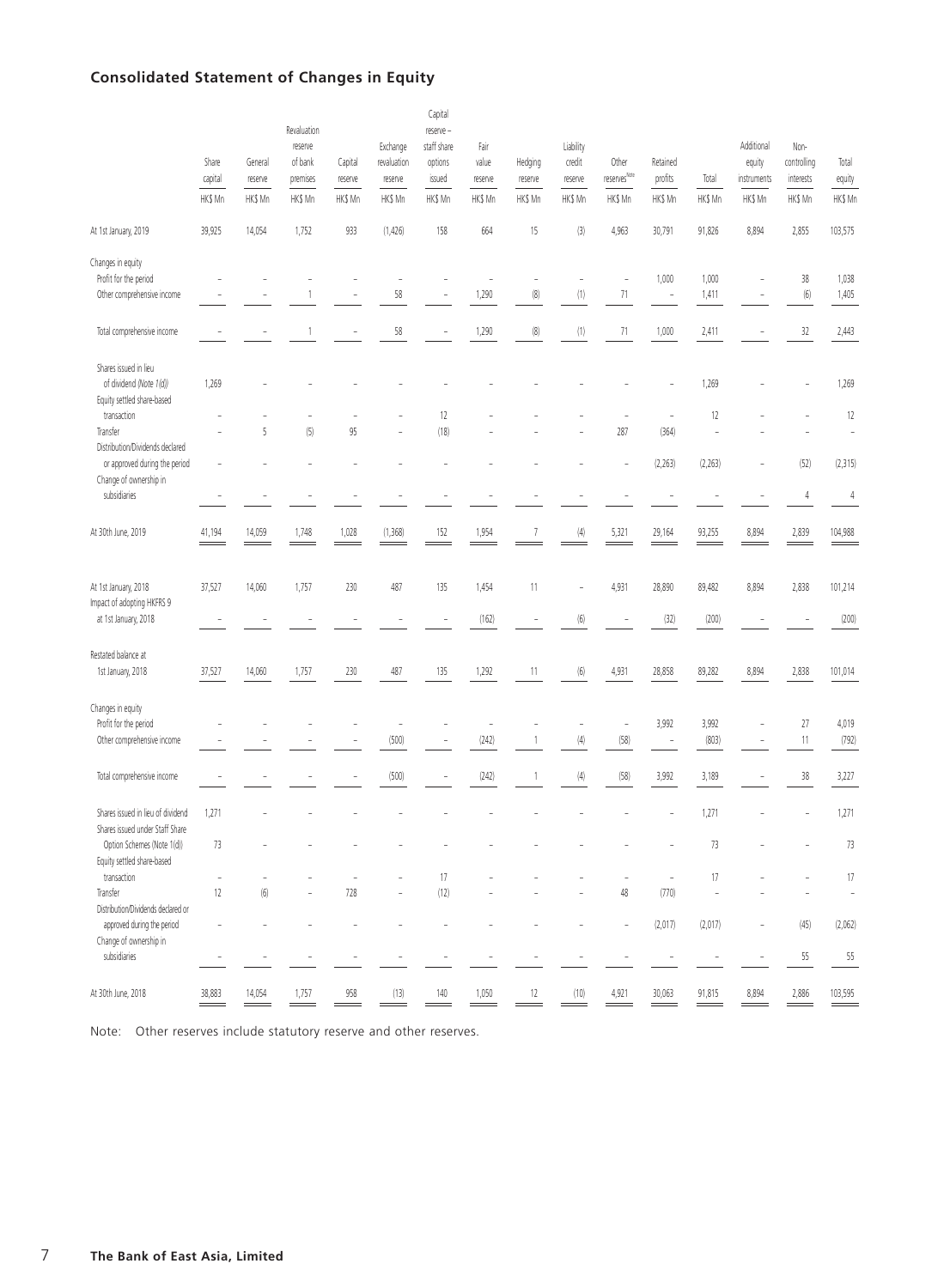## Consolidated Statement of Changes in Equity

| | Share capital | General reserve | Revaluation reserve of bank premises | Capital reserve | Exchange revaluation reserve | Capital reserve – staff share options issued | Fair value reserve | Hedging reserve | Liability credit reserve | Other reserves[Note] | Retained profits | Total | Additional equity instruments | Non-controlling interests | Total equity |
|---|---|---|---|---|---|---|---|---|---|---|---|---|---|---|---|
| | HK$ Mn | HK$ Mn | HK$ Mn | HK$ Mn | HK$ Mn | HK$ Mn | HK$ Mn | HK$ Mn | HK$ Mn | HK$ Mn | HK$ Mn | HK$ Mn | HK$ Mn | HK$ Mn | HK$ Mn |
| At 1st January, 2019 | 39,925 | 14,054 | 1,752 | 933 | (1,426) | 158 | 664 | 15 | (3) | 4,963 | 30,791 | 91,826 | 8,894 | 2,855 | 103,575 |
| Changes in equity | | | | | | | | | | | | | | | |
| Profit for the period | – | – | – | – | – | – | – | – | – | – | 1,000 | 1,000 | – | 38 | 1,038 |
| Other comprehensive income | – | – | 1 | – | 58 | – | 1,290 | (8) | (1) | 71 | – | 1,411 | – | (6) | 1,405 |
| Total comprehensive income | – | – | 1 | – | 58 | – | 1,290 | (8) | (1) | 71 | 1,000 | 2,411 | – | 32 | 2,443 |
| Shares issued in lieu of dividend (Note 1(d)) | 1,269 | – | – | – | – | – | – | – | – | – | – | 1,269 | – | – | 1,269 |
| Equity settled share-based transaction | – | – | – | – | – | 12 | – | – | – | – | – | 12 | – | – | 12 |
| Transfer | – | 5 | (5) | 95 | – | (18) | – | – | – | 287 | (364) | – | – | – | – |
| Distribution/Dividends declared or approved during the period | – | – | – | – | – | – | – | – | – | – | (2,263) | (2,263) | – | (52) | (2,315) |
| Change of ownership in subsidiaries | – | – | – | – | – | – | – | – | – | – | – | – | – | 4 | 4 |
| At 30th June, 2019 | 41,194 | 14,059 | 1,748 | 1,028 | (1,368) | 152 | 1,954 | 7 | (4) | 5,321 | 29,164 | 93,255 | 8,894 | 2,839 | 104,988 |
| | | | | | | | | | | | | | | | |
| At 1st January, 2018 | 37,527 | 14,060 | 1,757 | 230 | 487 | 135 | 1,454 | 11 | – | 4,931 | 28,890 | 89,482 | 8,894 | 2,838 | 101,214 |
| Impact of adopting HKFRS 9 at 1st January, 2018 | – | – | – | – | – | – | (162) | – | (6) | – | (32) | (200) | – | – | (200) |
| Restated balance at 1st January, 2018 | 37,527 | 14,060 | 1,757 | 230 | 487 | 135 | 1,292 | 11 | (6) | 4,931 | 28,858 | 89,282 | 8,894 | 2,838 | 101,014 |
| Changes in equity | | | | | | | | | | | | | | | |
| Profit for the period | – | – | – | – | – | – | – | – | – | – | 3,992 | 3,992 | – | 27 | 4,019 |
| Other comprehensive income | – | – | – | – | (500) | – | (242) | 1 | (4) | (58) | – | (803) | – | 11 | (792) |
| Total comprehensive income | – | – | – | – | (500) | – | (242) | 1 | (4) | (58) | 3,992 | 3,189 | – | 38 | 3,227 |
| Shares issued in lieu of dividend | 1,271 | – | – | – | – | – | – | – | – | – | – | 1,271 | – | – | 1,271 |
| Shares issued under Staff Share Option Schemes (Note 1(d)) | 73 | – | – | – | – | – | – | – | – | – | – | 73 | – | – | 73 |
| Equity settled share-based transaction | – | – | – | – | – | 17 | – | – | – | – | – | 17 | – | – | 17 |
| Transfer | 12 | (6) | – | 728 | – | (12) | – | – | – | 48 | (770) | – | – | – | – |
| Distribution/Dividends declared or approved during the period | – | – | – | – | – | – | – | – | – | – | (2,017) | (2,017) | – | (45) | (2,062) |
| Change of ownership in subsidiaries | – | – | – | – | – | – | – | – | – | – | – | – | – | 55 | 55 |
| At 30th June, 2018 | 38,883 | 14,054 | 1,757 | 958 | (13) | 140 | 1,050 | 12 | (10) | 4,921 | 30,063 | 91,815 | 8,894 | 2,886 | 103,595 |

Note: Other reserves include statutory reserve and other reserves.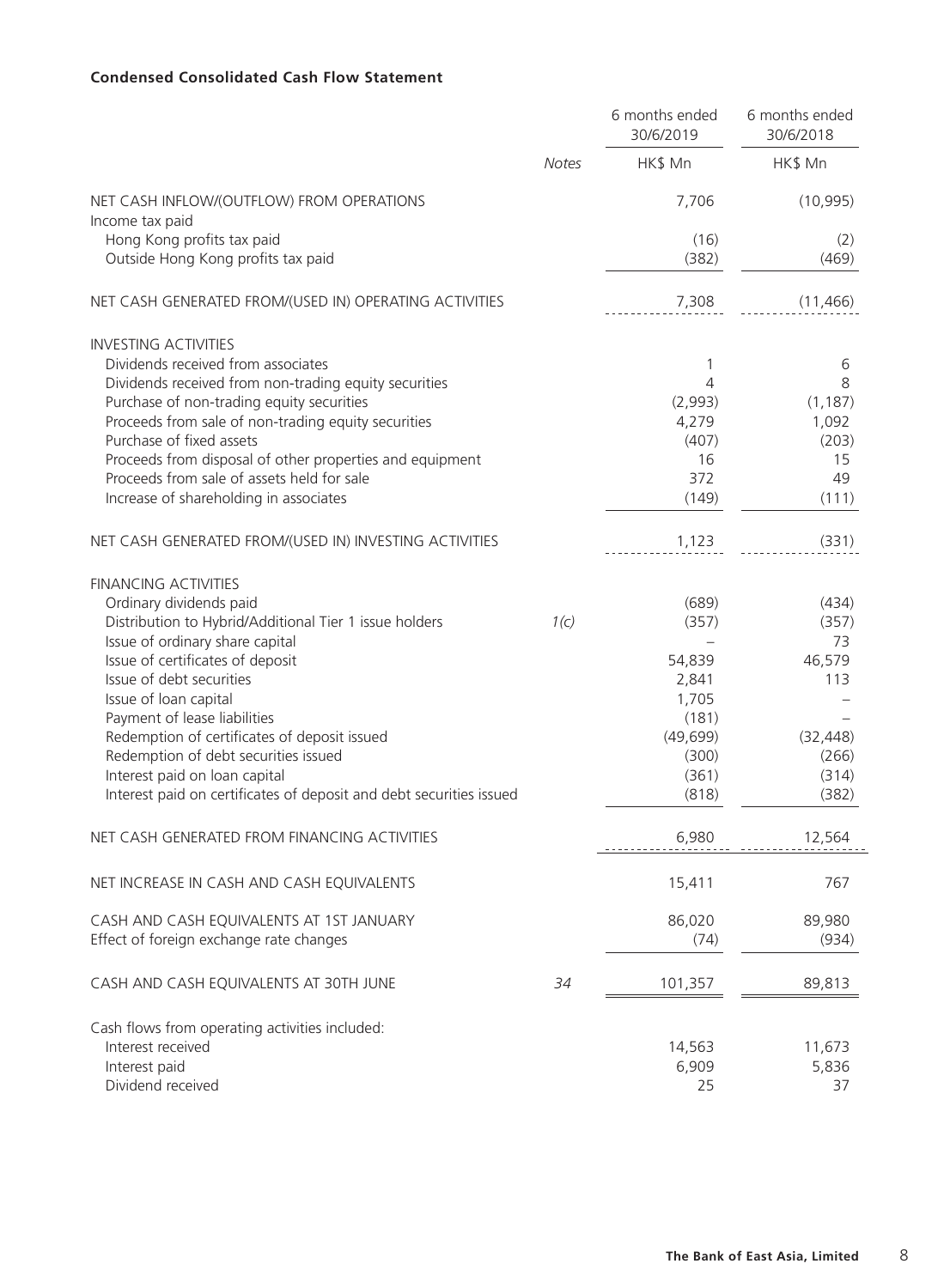**Condensed Consolidated Cash Flow Statement**

| | Notes | 6 months ended 30/6/2019 | 6 months ended 30/6/2018 |
|---|---|---|---|
| | | HK$ Mn | HK$ Mn |
| NET CASH INFLOW/(OUTFLOW) FROM OPERATIONS | | 7,706 | (10,995) |
| Income tax paid | | | |
| Hong Kong profits tax paid | | (16) | (2) |
| Outside Hong Kong profits tax paid | | (382) | (469) |
| NET CASH GENERATED FROM/(USED IN) OPERATING ACTIVITIES | | 7,308 | (11,466) |
| INVESTING ACTIVITIES | | | |
| Dividends received from associates | | 1 | 6 |
| Dividends received from non-trading equity securities | | 4 | 8 |
| Purchase of non-trading equity securities | | (2,993) | (1,187) |
| Proceeds from sale of non-trading equity securities | | 4,279 | 1,092 |
| Purchase of fixed assets | | (407) | (203) |
| Proceeds from disposal of other properties and equipment | | 16 | 15 |
| Proceeds from sale of assets held for sale | | 372 | 49 |
| Increase of shareholding in associates | | (149) | (111) |
| NET CASH GENERATED FROM/(USED IN) INVESTING ACTIVITIES | | 1,123 | (331) |
| FINANCING ACTIVITIES | | | |
| Ordinary dividends paid | | (689) | (434) |
| Distribution to Hybrid/Additional Tier 1 issue holders | 1(c) | (357) | (357) |
| Issue of ordinary share capital | | – | 73 |
| Issue of certificates of deposit | | 54,839 | 46,579 |
| Issue of debt securities | | 2,841 | 113 |
| Issue of loan capital | | 1,705 | – |
| Payment of lease liabilities | | (181) | – |
| Redemption of certificates of deposit issued | | (49,699) | (32,448) |
| Redemption of debt securities issued | | (300) | (266) |
| Interest paid on loan capital | | (361) | (314) |
| Interest paid on certificates of deposit and debt securities issued | | (818) | (382) |
| NET CASH GENERATED FROM FINANCING ACTIVITIES | | 6,980 | 12,564 |
| NET INCREASE IN CASH AND CASH EQUIVALENTS | | 15,411 | 767 |
| CASH AND CASH EQUIVALENTS AT 1ST JANUARY | | 86,020 | 89,980 |
| Effect of foreign exchange rate changes | | (74) | (934) |
| CASH AND CASH EQUIVALENTS AT 30TH JUNE | 34 | 101,357 | 89,813 |
| Cash flows from operating activities included: | | | |
| Interest received | | 14,563 | 11,673 |
| Interest paid | | 6,909 | 5,836 |
| Dividend received | | 25 | 37 |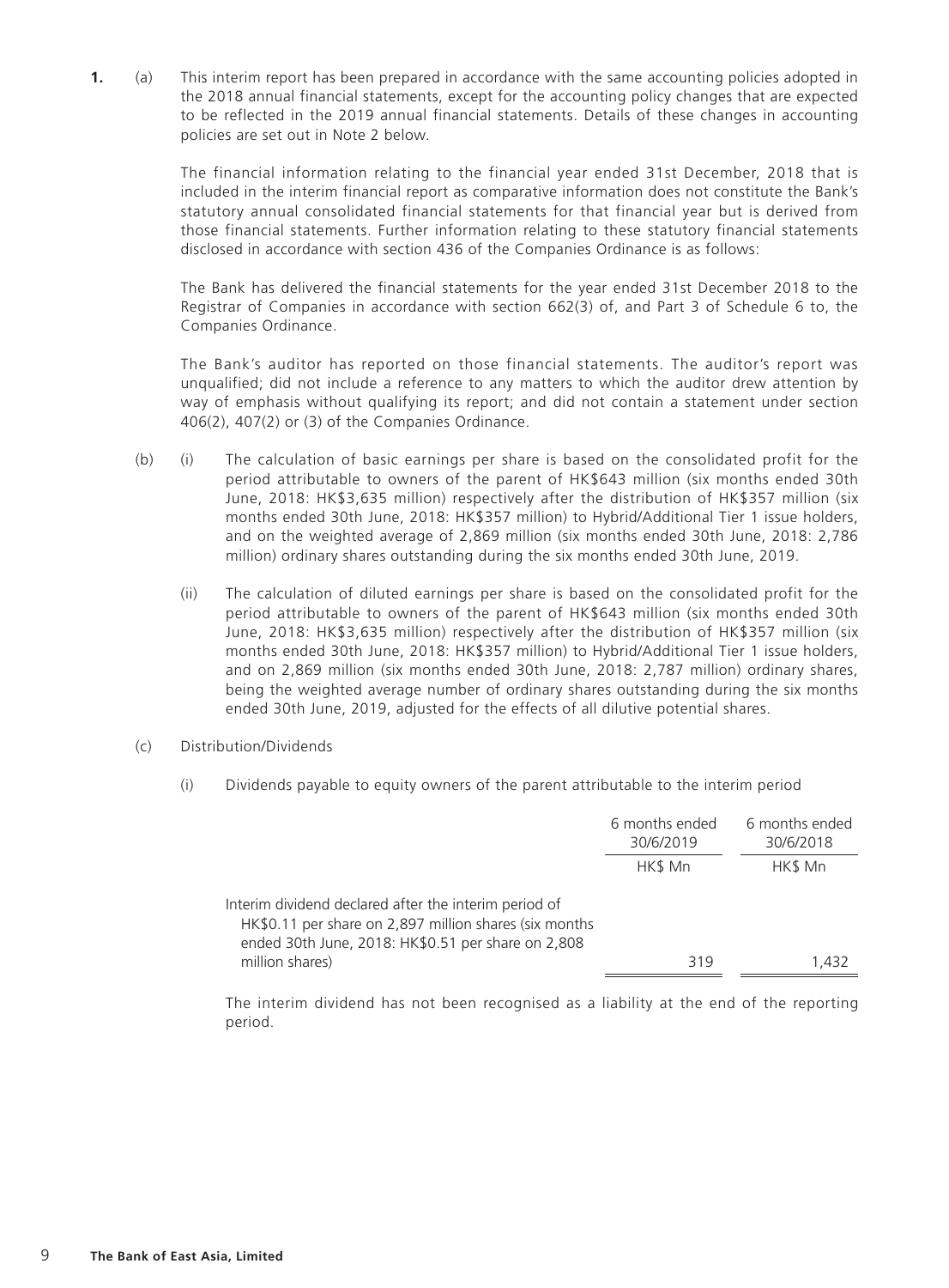**1.** (a) This interim report has been prepared in accordance with the same accounting policies adopted in the 2018 annual financial statements, except for the accounting policy changes that are expected to be reflected in the 2019 annual financial statements. Details of these changes in accounting policies are set out in Note 2 below.

The financial information relating to the financial year ended 31st December, 2018 that is included in the interim financial report as comparative information does not constitute the Bank's statutory annual consolidated financial statements for that financial year but is derived from those financial statements. Further information relating to these statutory financial statements disclosed in accordance with section 436 of the Companies Ordinance is as follows:

The Bank has delivered the financial statements for the year ended 31st December 2018 to the Registrar of Companies in accordance with section 662(3) of, and Part 3 of Schedule 6 to, the Companies Ordinance.

The Bank's auditor has reported on those financial statements. The auditor's report was unqualified; did not include a reference to any matters to which the auditor drew attention by way of emphasis without qualifying its report; and did not contain a statement under section 406(2), 407(2) or (3) of the Companies Ordinance.

(b) (i) The calculation of basic earnings per share is based on the consolidated profit for the period attributable to owners of the parent of HK$643 million (six months ended 30th June, 2018: HK$3,635 million) respectively after the distribution of HK$357 million (six months ended 30th June, 2018: HK$357 million) to Hybrid/Additional Tier 1 issue holders, and on the weighted average of 2,869 million (six months ended 30th June, 2018: 2,786 million) ordinary shares outstanding during the six months ended 30th June, 2019.

(ii) The calculation of diluted earnings per share is based on the consolidated profit for the period attributable to owners of the parent of HK$643 million (six months ended 30th June, 2018: HK$3,635 million) respectively after the distribution of HK$357 million (six months ended 30th June, 2018: HK$357 million) to Hybrid/Additional Tier 1 issue holders, and on 2,869 million (six months ended 30th June, 2018: 2,787 million) ordinary shares, being the weighted average number of ordinary shares outstanding during the six months ended 30th June, 2019, adjusted for the effects of all dilutive potential shares.

(c) Distribution/Dividends

(i) Dividends payable to equity owners of the parent attributable to the interim period

| | 6 months ended 30/6/2019 | 6 months ended 30/6/2018 |
|---|---|---|
| | HK$ Mn | HK$ Mn |
| Interim dividend declared after the interim period of HK$0.11 per share on 2,897 million shares (six months ended 30th June, 2018: HK$0.51 per share on 2,808 million shares) | 319 | 1,432 |

The interim dividend has not been recognised as a liability at the end of the reporting period.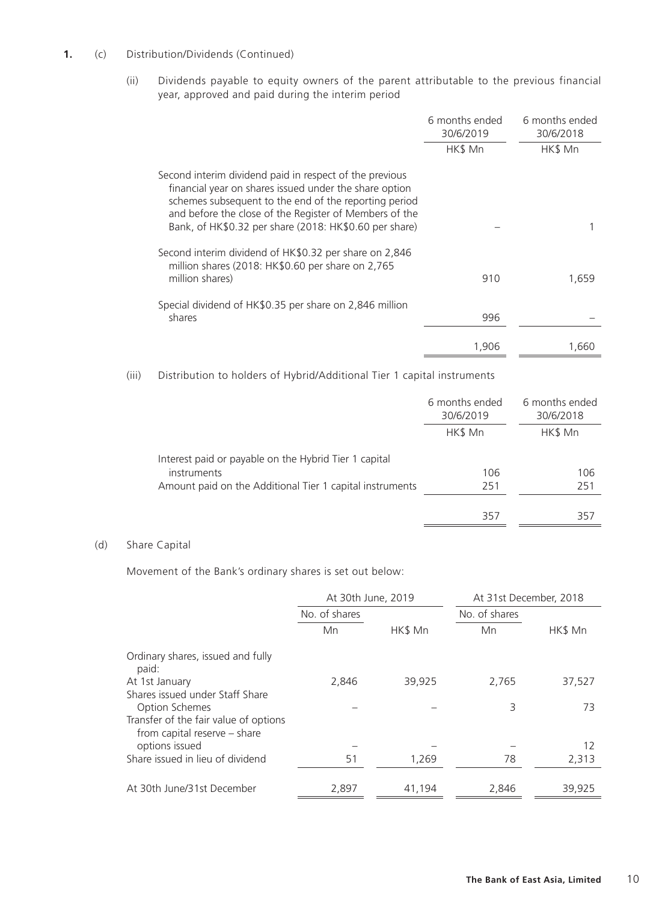1. (c) Distribution/Dividends (Continued)

(ii) Dividends payable to equity owners of the parent attributable to the previous financial year, approved and paid during the interim period

| | 6 months ended 30/6/2019 | 6 months ended 30/6/2018 |
|---|---|---|
| | HK$ Mn | HK$ Mn |
| Second interim dividend paid in respect of the previous financial year on shares issued under the share option schemes subsequent to the end of the reporting period and before the close of the Register of Members of the Bank, of HK$0.32 per share (2018: HK$0.60 per share) | – | 1 |
| Second interim dividend of HK$0.32 per share on 2,846 million shares (2018: HK$0.60 per share on 2,765 million shares) | 910 | 1,659 |
| Special dividend of HK$0.35 per share on 2,846 million shares | 996 | – |
| | 1,906 | 1,660 |

(iii) Distribution to holders of Hybrid/Additional Tier 1 capital instruments

| | 6 months ended 30/6/2019 | 6 months ended 30/6/2018 |
|---|---|---|
| | HK$ Mn | HK$ Mn |
| Interest paid or payable on the Hybrid Tier 1 capital instruments | 106 | 106 |
| Amount paid on the Additional Tier 1 capital instruments | 251 | 251 |
| | 357 | 357 |

(d) Share Capital

Movement of the Bank's ordinary shares is set out below:

| | At 30th June, 2019 | | At 31st December, 2018 | |
|---|---|---|---|---|
| | No. of shares | | No. of shares | |
| | Mn | HK$ Mn | Mn | HK$ Mn |
| Ordinary shares, issued and fully paid: | | | | |
| At 1st January | 2,846 | 39,925 | 2,765 | 37,527 |
| Shares issued under Staff Share Option Schemes | – | – | 3 | 73 |
| Transfer of the fair value of options from capital reserve – share options issued | – | – | – | 12 |
| Share issued in lieu of dividend | 51 | 1,269 | 78 | 2,313 |
| At 30th June/31st December | 2,897 | 41,194 | 2,846 | 39,925 |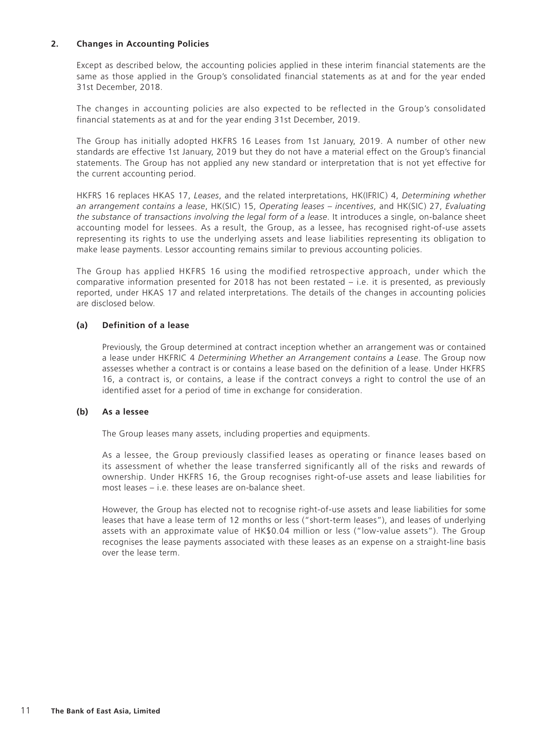## 2. Changes in Accounting Policies

Except as described below, the accounting policies applied in these interim financial statements are the same as those applied in the Group's consolidated financial statements as at and for the year ended 31st December, 2018.

The changes in accounting policies are also expected to be reflected in the Group's consolidated financial statements as at and for the year ending 31st December, 2019.

The Group has initially adopted HKFRS 16 Leases from 1st January, 2019. A number of other new standards are effective 1st January, 2019 but they do not have a material effect on the Group's financial statements. The Group has not applied any new standard or interpretation that is not yet effective for the current accounting period.

HKFRS 16 replaces HKAS 17, *Leases*, and the related interpretations, HK(IFRIC) 4, *Determining whether an arrangement contains a lease*, HK(SIC) 15, *Operating leases – incentives*, and HK(SIC) 27, *Evaluating the substance of transactions involving the legal form of a lease*. It introduces a single, on-balance sheet accounting model for lessees. As a result, the Group, as a lessee, has recognised right-of-use assets representing its rights to use the underlying assets and lease liabilities representing its obligation to make lease payments. Lessor accounting remains similar to previous accounting policies.

The Group has applied HKFRS 16 using the modified retrospective approach, under which the comparative information presented for 2018 has not been restated – i.e. it is presented, as previously reported, under HKAS 17 and related interpretations. The details of the changes in accounting policies are disclosed below.

### (a) Definition of a lease

Previously, the Group determined at contract inception whether an arrangement was or contained a lease under HKFRIC 4 *Determining Whether an Arrangement contains a Lease*. The Group now assesses whether a contract is or contains a lease based on the definition of a lease. Under HKFRS 16, a contract is, or contains, a lease if the contract conveys a right to control the use of an identified asset for a period of time in exchange for consideration.

### (b) As a lessee

The Group leases many assets, including properties and equipments.

As a lessee, the Group previously classified leases as operating or finance leases based on its assessment of whether the lease transferred significantly all of the risks and rewards of ownership. Under HKFRS 16, the Group recognises right-of-use assets and lease liabilities for most leases – i.e. these leases are on-balance sheet.

However, the Group has elected not to recognise right-of-use assets and lease liabilities for some leases that have a lease term of 12 months or less ("short-term leases"), and leases of underlying assets with an approximate value of HK$0.04 million or less ("low-value assets"). The Group recognises the lease payments associated with these leases as an expense on a straight-line basis over the lease term.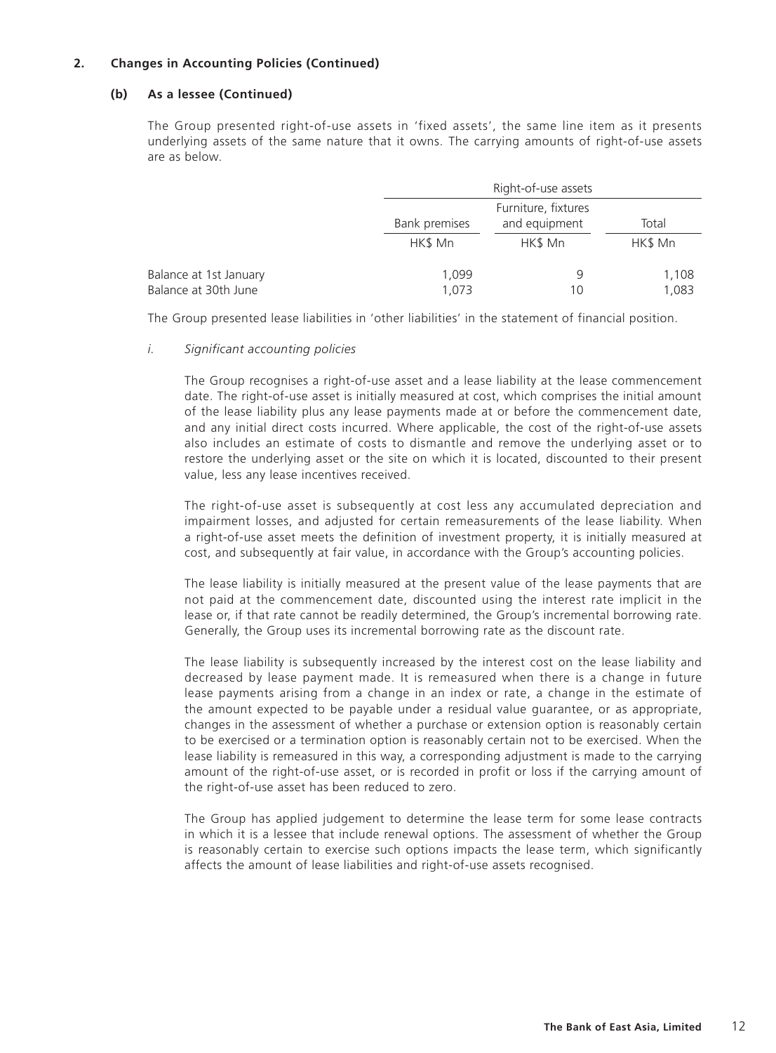**2. Changes in Accounting Policies (Continued)**

**(b) As a lessee (Continued)**

The Group presented right-of-use assets in 'fixed assets', the same line item as it presents underlying assets of the same nature that it owns. The carrying amounts of right-of-use assets are as below.

| | Right-of-use assets | | |
|---|---|---|---|
| | Bank premises | Furniture, fixtures and equipment | Total |
| | HK$ Mn | HK$ Mn | HK$ Mn |
| Balance at 1st January | 1,099 | 9 | 1,108 |
| Balance at 30th June | 1,073 | 10 | 1,083 |

The Group presented lease liabilities in 'other liabilities' in the statement of financial position.

*i. Significant accounting policies*

The Group recognises a right-of-use asset and a lease liability at the lease commencement date. The right-of-use asset is initially measured at cost, which comprises the initial amount of the lease liability plus any lease payments made at or before the commencement date, and any initial direct costs incurred. Where applicable, the cost of the right-of-use assets also includes an estimate of costs to dismantle and remove the underlying asset or to restore the underlying asset or the site on which it is located, discounted to their present value, less any lease incentives received.

The right-of-use asset is subsequently at cost less any accumulated depreciation and impairment losses, and adjusted for certain remeasurements of the lease liability. When a right-of-use asset meets the definition of investment property, it is initially measured at cost, and subsequently at fair value, in accordance with the Group's accounting policies.

The lease liability is initially measured at the present value of the lease payments that are not paid at the commencement date, discounted using the interest rate implicit in the lease or, if that rate cannot be readily determined, the Group's incremental borrowing rate. Generally, the Group uses its incremental borrowing rate as the discount rate.

The lease liability is subsequently increased by the interest cost on the lease liability and decreased by lease payment made. It is remeasured when there is a change in future lease payments arising from a change in an index or rate, a change in the estimate of the amount expected to be payable under a residual value guarantee, or as appropriate, changes in the assessment of whether a purchase or extension option is reasonably certain to be exercised or a termination option is reasonably certain not to be exercised. When the lease liability is remeasured in this way, a corresponding adjustment is made to the carrying amount of the right-of-use asset, or is recorded in profit or loss if the carrying amount of the right-of-use asset has been reduced to zero.

The Group has applied judgement to determine the lease term for some lease contracts in which it is a lessee that include renewal options. The assessment of whether the Group is reasonably certain to exercise such options impacts the lease term, which significantly affects the amount of lease liabilities and right-of-use assets recognised.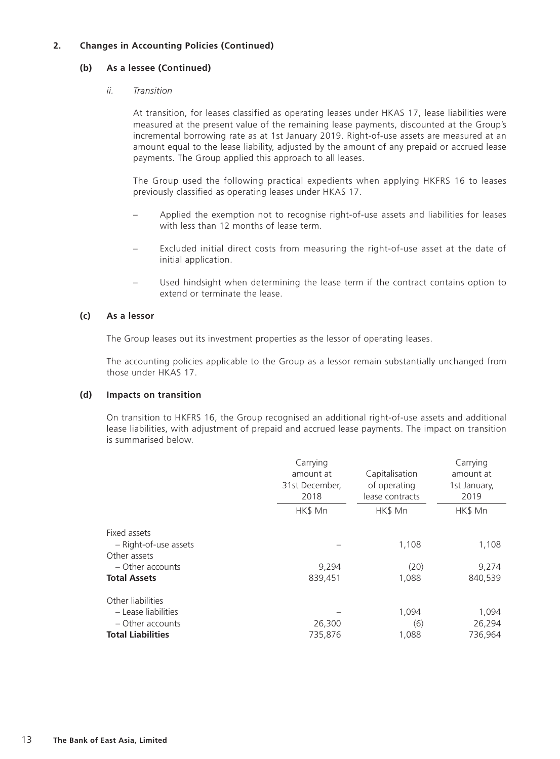## 2. Changes in Accounting Policies (Continued)

### (b) As a lessee (Continued)

*ii. Transition*

At transition, for leases classified as operating leases under HKAS 17, lease liabilities were measured at the present value of the remaining lease payments, discounted at the Group's incremental borrowing rate as at 1st January 2019. Right-of-use assets are measured at an amount equal to the lease liability, adjusted by the amount of any prepaid or accrued lease payments. The Group applied this approach to all leases.

The Group used the following practical expedients when applying HKFRS 16 to leases previously classified as operating leases under HKAS 17.

- Applied the exemption not to recognise right-of-use assets and liabilities for leases with less than 12 months of lease term.
- Excluded initial direct costs from measuring the right-of-use asset at the date of initial application.
- Used hindsight when determining the lease term if the contract contains option to extend or terminate the lease.

### (c) As a lessor

The Group leases out its investment properties as the lessor of operating leases.

The accounting policies applicable to the Group as a lessor remain substantially unchanged from those under HKAS 17.

### (d) Impacts on transition

On transition to HKFRS 16, the Group recognised an additional right-of-use assets and additional lease liabilities, with adjustment of prepaid and accrued lease payments. The impact on transition is summarised below.

| | Carrying amount at 31st December, 2018 | Capitalisation of operating lease contracts | Carrying amount at 1st January, 2019 |
|---|---|---|---|
| | HK$ Mn | HK$ Mn | HK$ Mn |
| Fixed assets | | | |
| – Right-of-use assets | – | 1,108 | 1,108 |
| Other assets | | | |
| – Other accounts | 9,294 | (20) | 9,274 |
| **Total Assets** | 839,451 | 1,088 | 840,539 |
| Other liabilities | | | |
| – Lease liabilities | – | 1,094 | 1,094 |
| – Other accounts | 26,300 | (6) | 26,294 |
| **Total Liabilities** | 735,876 | 1,088 | 736,964 |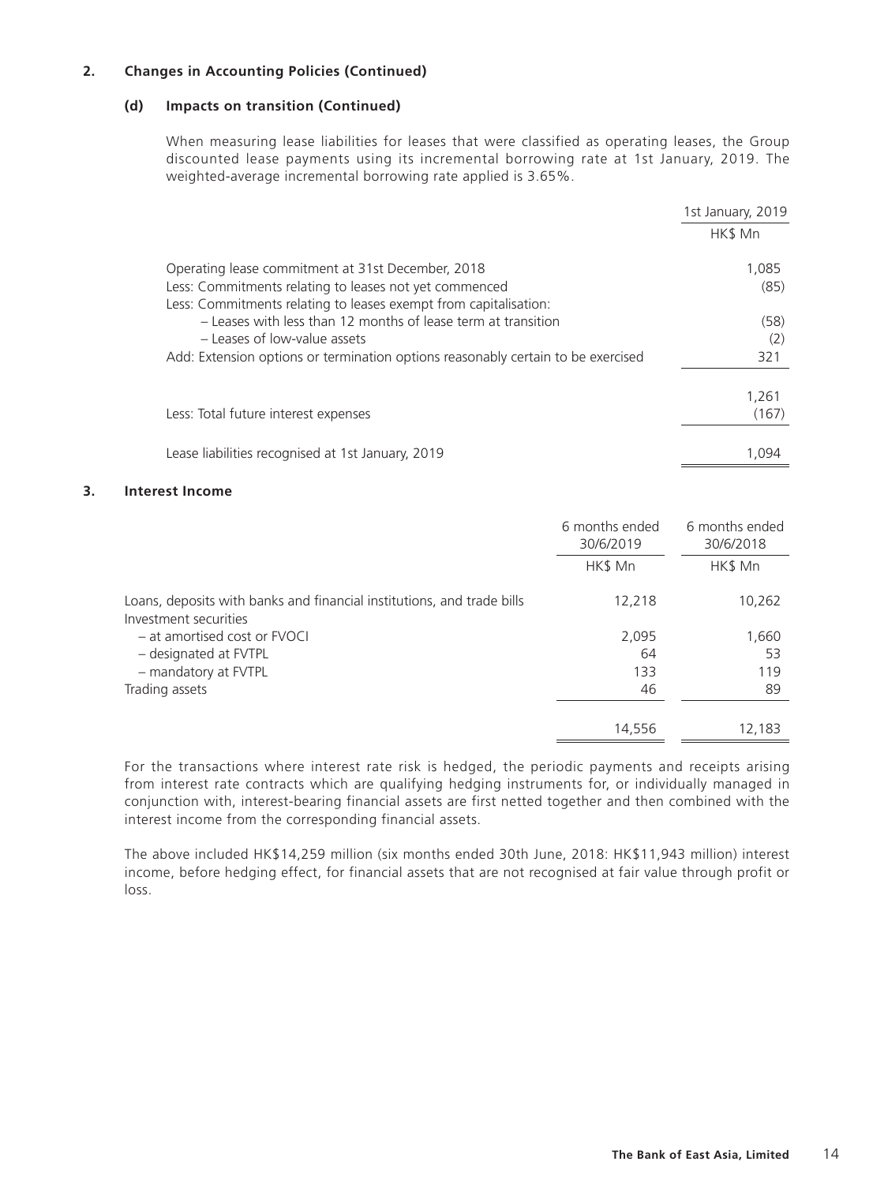## 2. Changes in Accounting Policies (Continued)

### (d) Impacts on transition (Continued)

When measuring lease liabilities for leases that were classified as operating leases, the Group discounted lease payments using its incremental borrowing rate at 1st January, 2019. The weighted-average incremental borrowing rate applied is 3.65%.

| | 1st January, 2019 |
|---|---|
| | HK$ Mn |
| Operating lease commitment at 31st December, 2018 | 1,085 |
| Less: Commitments relating to leases not yet commenced | (85) |
| Less: Commitments relating to leases exempt from capitalisation: | |
| – Leases with less than 12 months of lease term at transition | (58) |
| – Leases of low-value assets | (2) |
| Add: Extension options or termination options reasonably certain to be exercised | 321 |
| | 1,261 |
| Less: Total future interest expenses | (167) |
| Lease liabilities recognised at 1st January, 2019 | 1,094 |

## 3. Interest Income

| | 6 months ended 30/6/2019 | 6 months ended 30/6/2018 |
|---|---|---|
| | HK$ Mn | HK$ Mn |
| Loans, deposits with banks and financial institutions, and trade bills | 12,218 | 10,262 |
| Investment securities | | |
| – at amortised cost or FVOCI | 2,095 | 1,660 |
| – designated at FVTPL | 64 | 53 |
| – mandatory at FVTPL | 133 | 119 |
| Trading assets | 46 | 89 |
| | 14,556 | 12,183 |

For the transactions where interest rate risk is hedged, the periodic payments and receipts arising from interest rate contracts which are qualifying hedging instruments for, or individually managed in conjunction with, interest-bearing financial assets are first netted together and then combined with the interest income from the corresponding financial assets.

The above included HK$14,259 million (six months ended 30th June, 2018: HK$11,943 million) interest income, before hedging effect, for financial assets that are not recognised at fair value through profit or loss.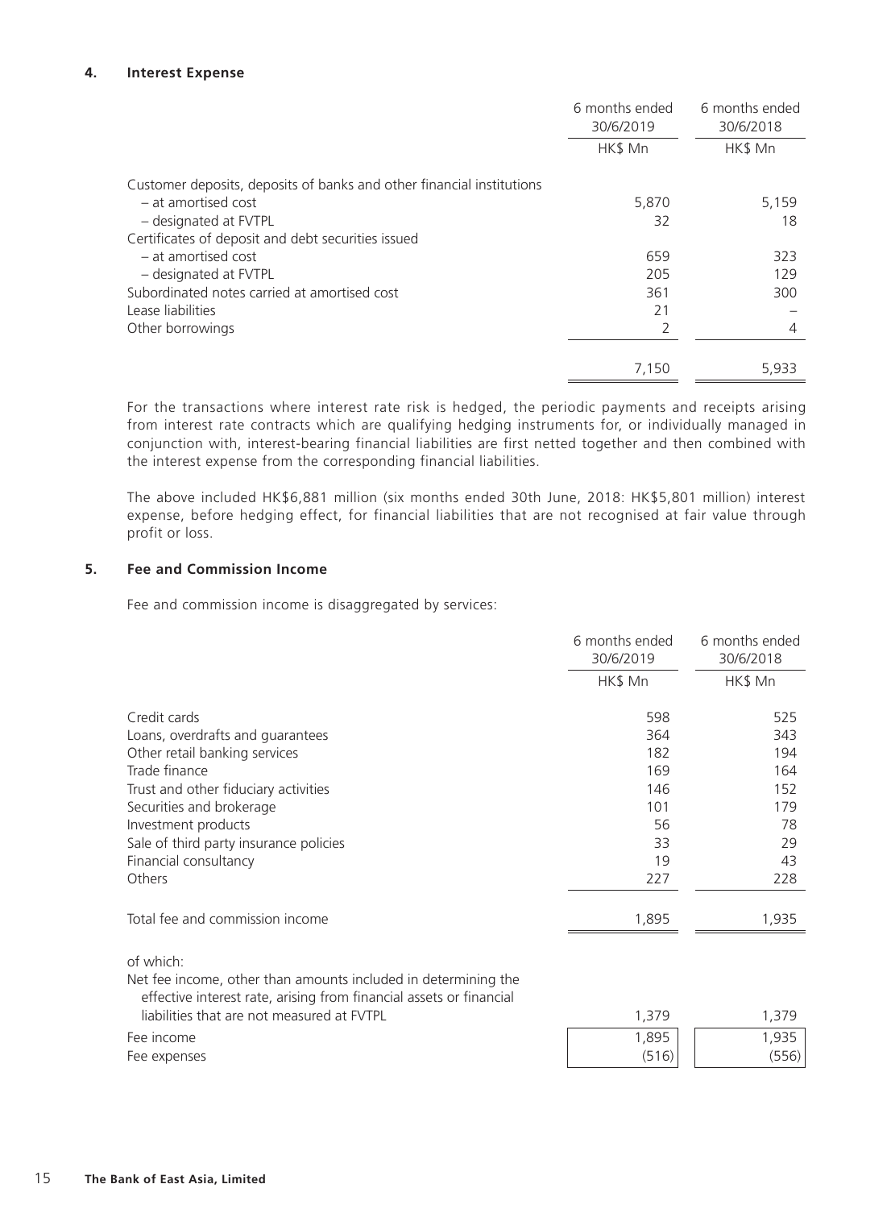## 4. Interest Expense

| | 6 months ended 30/6/2019 | 6 months ended 30/6/2018 |
|---|---|---|
| | HK$ Mn | HK$ Mn |
| Customer deposits, deposits of banks and other financial institutions | | |
| – at amortised cost | 5,870 | 5,159 |
| – designated at FVTPL | 32 | 18 |
| Certificates of deposit and debt securities issued | | |
| – at amortised cost | 659 | 323 |
| – designated at FVTPL | 205 | 129 |
| Subordinated notes carried at amortised cost | 361 | 300 |
| Lease liabilities | 21 | – |
| Other borrowings | 2 | 4 |
| | 7,150 | 5,933 |

For the transactions where interest rate risk is hedged, the periodic payments and receipts arising from interest rate contracts which are qualifying hedging instruments for, or individually managed in conjunction with, interest-bearing financial liabilities are first netted together and then combined with the interest expense from the corresponding financial liabilities.

The above included HK$6,881 million (six months ended 30th June, 2018: HK$5,801 million) interest expense, before hedging effect, for financial liabilities that are not recognised at fair value through profit or loss.

## 5. Fee and Commission Income

Fee and commission income is disaggregated by services:

| | 6 months ended 30/6/2019 | 6 months ended 30/6/2018 |
|---|---|---|
| | HK$ Mn | HK$ Mn |
| Credit cards | 598 | 525 |
| Loans, overdrafts and guarantees | 364 | 343 |
| Other retail banking services | 182 | 194 |
| Trade finance | 169 | 164 |
| Trust and other fiduciary activities | 146 | 152 |
| Securities and brokerage | 101 | 179 |
| Investment products | 56 | 78 |
| Sale of third party insurance policies | 33 | 29 |
| Financial consultancy | 19 | 43 |
| Others | 227 | 228 |
| Total fee and commission income | 1,895 | 1,935 |
| of which: | | |
| Net fee income, other than amounts included in determining the effective interest rate, arising from financial assets or financial liabilities that are not measured at FVTPL | 1,379 | 1,379 |
| Fee income | 1,895 | 1,935 |
| Fee expenses | (516) | (556) |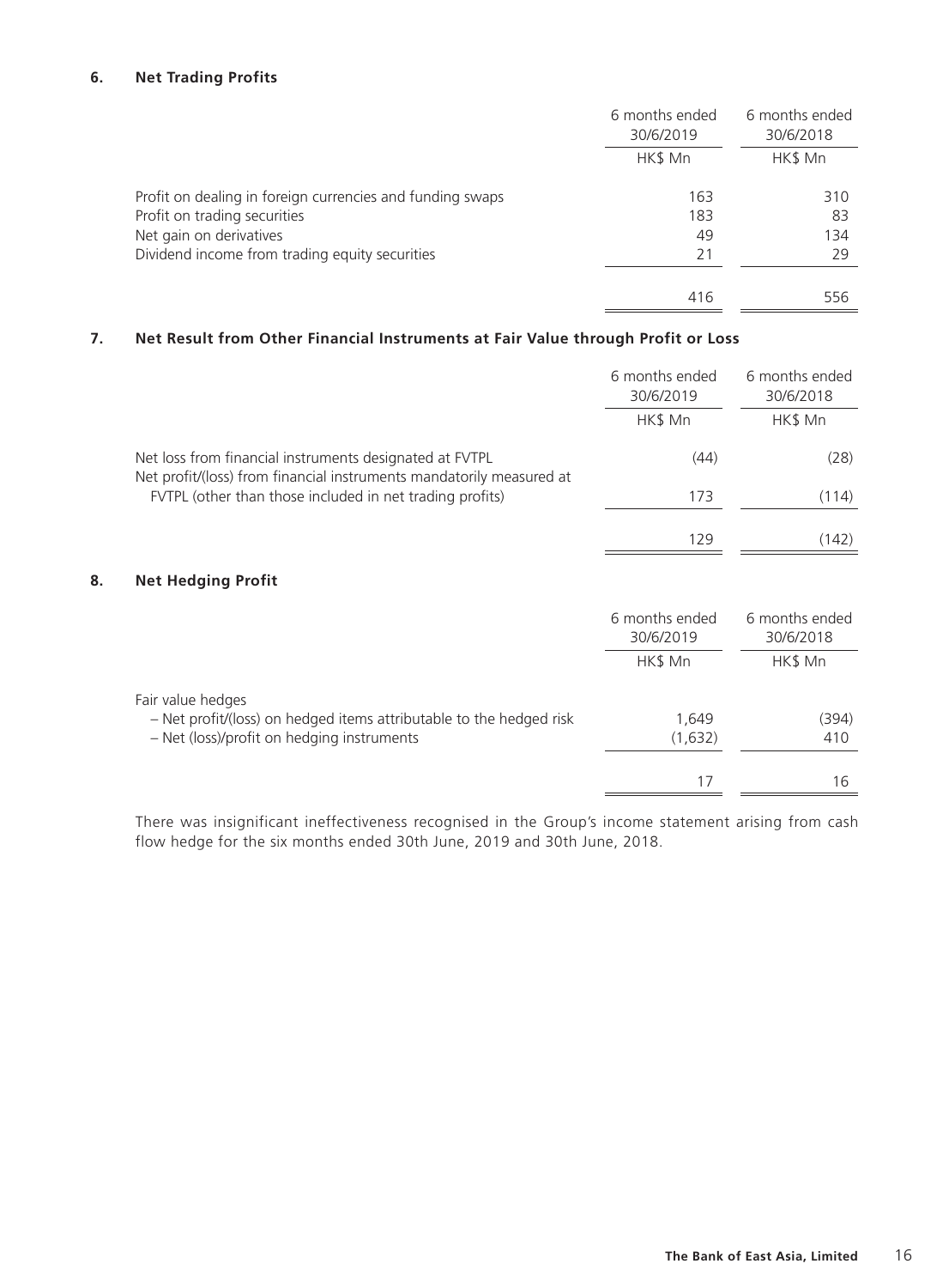## 6. Net Trading Profits

| | 6 months ended 30/6/2019 | 6 months ended 30/6/2018 |
|---|---|---|
| | HK$ Mn | HK$ Mn |
| Profit on dealing in foreign currencies and funding swaps | 163 | 310 |
| Profit on trading securities | 183 | 83 |
| Net gain on derivatives | 49 | 134 |
| Dividend income from trading equity securities | 21 | 29 |
| | 416 | 556 |

## 7. Net Result from Other Financial Instruments at Fair Value through Profit or Loss

| | 6 months ended 30/6/2019 | 6 months ended 30/6/2018 |
|---|---|---|
| | HK$ Mn | HK$ Mn |
| Net loss from financial instruments designated at FVTPL | (44) | (28) |
| Net profit/(loss) from financial instruments mandatorily measured at FVTPL (other than those included in net trading profits) | 173 | (114) |
| | 129 | (142) |

## 8. Net Hedging Profit

| | 6 months ended 30/6/2019 | 6 months ended 30/6/2018 |
|---|---|---|
| | HK$ Mn | HK$ Mn |
| Fair value hedges | | |
| – Net profit/(loss) on hedged items attributable to the hedged risk | 1,649 | (394) |
| – Net (loss)/profit on hedging instruments | (1,632) | 410 |
| | 17 | 16 |

There was insignificant ineffectiveness recognised in the Group's income statement arising from cash flow hedge for the six months ended 30th June, 2019 and 30th June, 2018.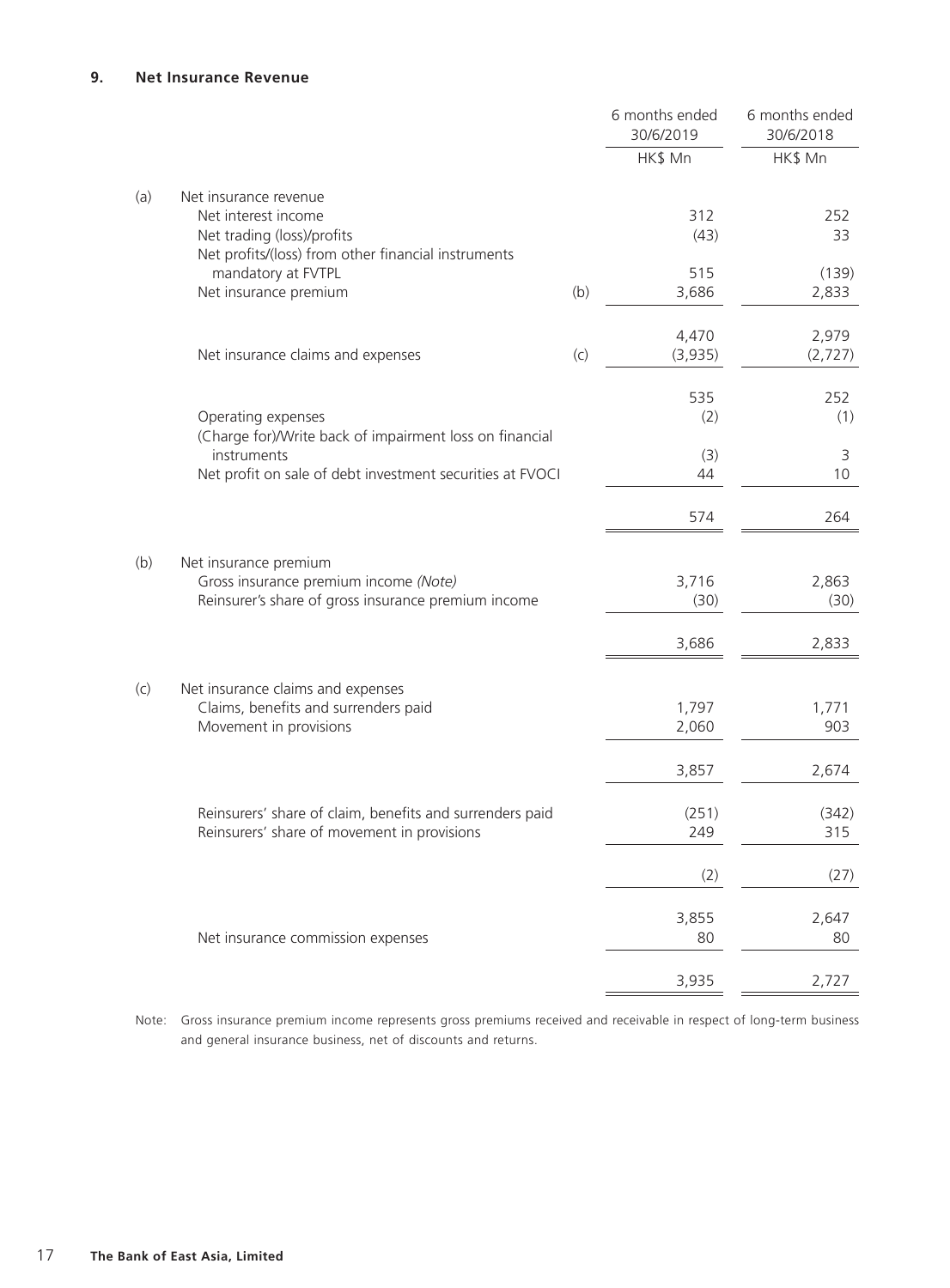## 9. Net Insurance Revenue

| | | | 6 months ended 30/6/2019 | 6 months ended 30/6/2018 |
|---|---|---|---|---|
| | | | HK$ Mn | HK$ Mn |
| (a) | Net insurance revenue | | | |
| | Net interest income | | 312 | 252 |
| | Net trading (loss)/profits | | (43) | 33 |
| | Net profits/(loss) from other financial instruments mandatory at FVTPL | | 515 | (139) |
| | Net insurance premium | (b) | 3,686 | 2,833 |
| | | | 4,470 | 2,979 |
| | Net insurance claims and expenses | (c) | (3,935) | (2,727) |
| | | | 535 | 252 |
| | Operating expenses | | (2) | (1) |
| | (Charge for)/Write back of impairment loss on financial instruments | | (3) | 3 |
| | Net profit on sale of debt investment securities at FVOCI | | 44 | 10 |
| | | | 574 | 264 |
| (b) | Net insurance premium | | | |
| | Gross insurance premium income *(Note)* | | 3,716 | 2,863 |
| | Reinsurer's share of gross insurance premium income | | (30) | (30) |
| | | | 3,686 | 2,833 |
| (c) | Net insurance claims and expenses | | | |
| | Claims, benefits and surrenders paid | | 1,797 | 1,771 |
| | Movement in provisions | | 2,060 | 903 |
| | | | 3,857 | 2,674 |
| | Reinsurers' share of claim, benefits and surrenders paid | | (251) | (342) |
| | Reinsurers' share of movement in provisions | | 249 | 315 |
| | | | (2) | (27) |
| | | | 3,855 | 2,647 |
| | Net insurance commission expenses | | 80 | 80 |
| | | | 3,935 | 2,727 |

Note: Gross insurance premium income represents gross premiums received and receivable in respect of long-term business and general insurance business, net of discounts and returns.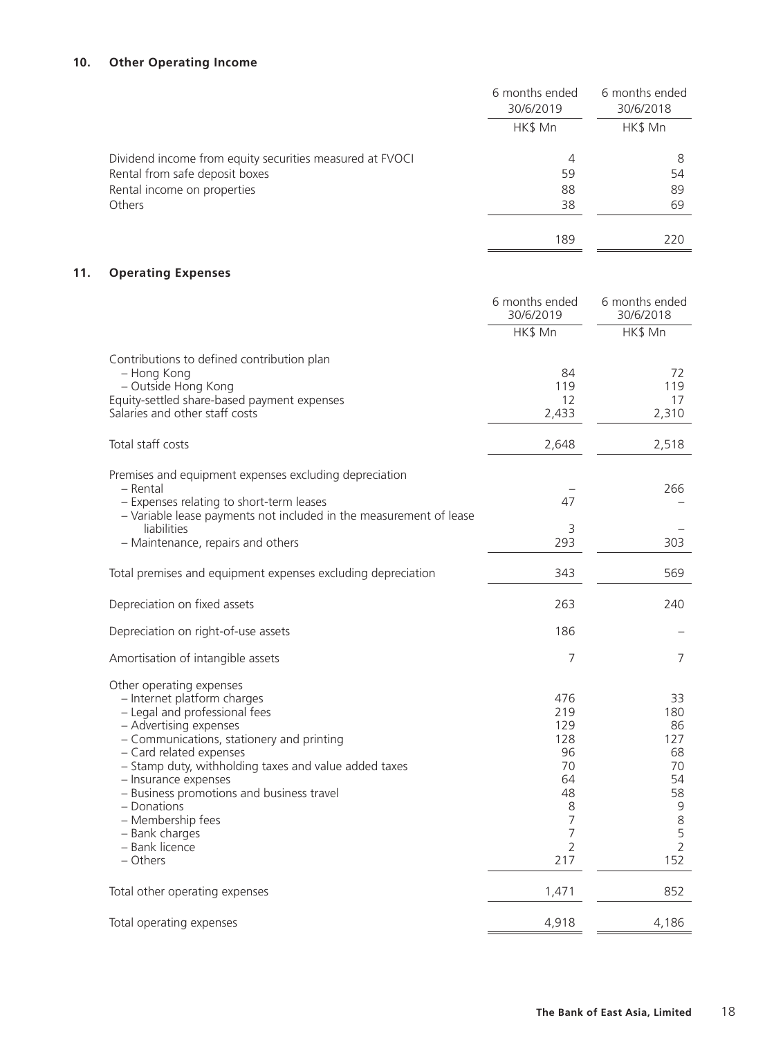## 10. Other Operating Income

| | 6 months ended 30/6/2019 | 6 months ended 30/6/2018 |
|---|---|---|
| | HK$ Mn | HK$ Mn |
| Dividend income from equity securities measured at FVOCI | 4 | 8 |
| Rental from safe deposit boxes | 59 | 54 |
| Rental income on properties | 88 | 89 |
| Others | 38 | 69 |
| | 189 | 220 |

## 11. Operating Expenses

| | 6 months ended 30/6/2019 | 6 months ended 30/6/2018 |
|---|---|---|
| | HK$ Mn | HK$ Mn |
| Contributions to defined contribution plan | | |
| – Hong Kong | 84 | 72 |
| – Outside Hong Kong | 119 | 119 |
| Equity-settled share-based payment expenses | 12 | 17 |
| Salaries and other staff costs | 2,433 | 2,310 |
| Total staff costs | 2,648 | 2,518 |
| Premises and equipment expenses excluding depreciation | | |
| – Rental | – | 266 |
| – Expenses relating to short-term leases | 47 | – |
| – Variable lease payments not included in the measurement of lease liabilities | 3 | – |
| – Maintenance, repairs and others | 293 | 303 |
| Total premises and equipment expenses excluding depreciation | 343 | 569 |
| Depreciation on fixed assets | 263 | 240 |
| Depreciation on right-of-use assets | 186 | – |
| Amortisation of intangible assets | 7 | 7 |
| Other operating expenses | | |
| – Internet platform charges | 476 | 33 |
| – Legal and professional fees | 219 | 180 |
| – Advertising expenses | 129 | 86 |
| – Communications, stationery and printing | 128 | 127 |
| – Card related expenses | 96 | 68 |
| – Stamp duty, withholding taxes and value added taxes | 70 | 70 |
| – Insurance expenses | 64 | 54 |
| – Business promotions and business travel | 48 | 58 |
| – Donations | 8 | 9 |
| – Membership fees | 7 | 8 |
| – Bank charges | 7 | 5 |
| – Bank licence | 2 | 2 |
| – Others | 217 | 152 |
| Total other operating expenses | 1,471 | 852 |
| Total operating expenses | 4,918 | 4,186 |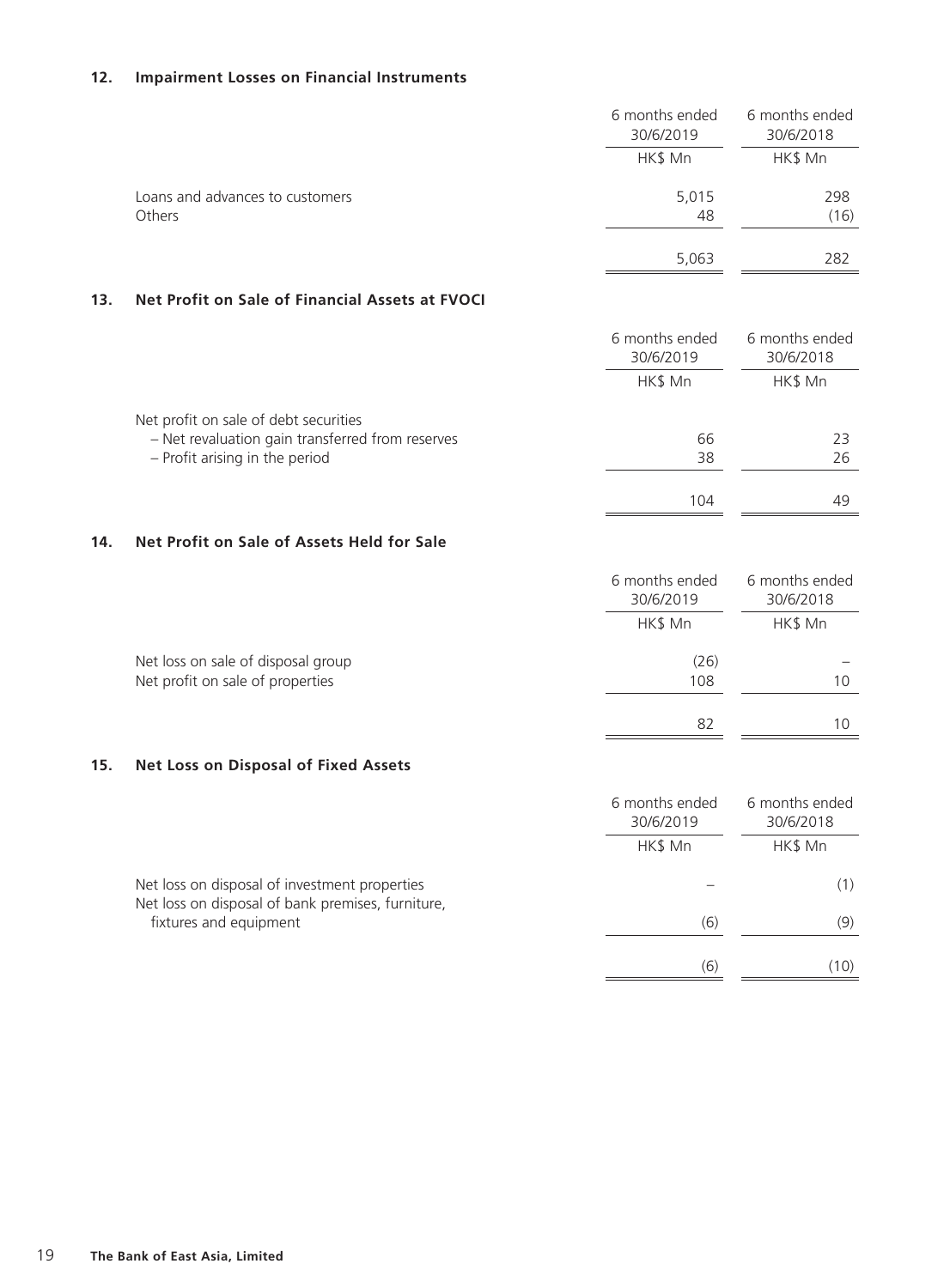## 12. Impairment Losses on Financial Instruments

| | 6 months ended 30/6/2019 | 6 months ended 30/6/2018 |
|---|---|---|
| | HK$ Mn | HK$ Mn |
| Loans and advances to customers | 5,015 | 298 |
| Others | 48 | (16) |
| | 5,063 | 282 |

## 13. Net Profit on Sale of Financial Assets at FVOCI

| | 6 months ended 30/6/2019 | 6 months ended 30/6/2018 |
|---|---|---|
| | HK$ Mn | HK$ Mn |
| Net profit on sale of debt securities | | |
| – Net revaluation gain transferred from reserves | 66 | 23 |
| – Profit arising in the period | 38 | 26 |
| | 104 | 49 |

## 14. Net Profit on Sale of Assets Held for Sale

| | 6 months ended 30/6/2019 | 6 months ended 30/6/2018 |
|---|---|---|
| | HK$ Mn | HK$ Mn |
| Net loss on sale of disposal group | (26) | – |
| Net profit on sale of properties | 108 | 10 |
| | 82 | 10 |

## 15. Net Loss on Disposal of Fixed Assets

| | 6 months ended 30/6/2019 | 6 months ended 30/6/2018 |
|---|---|---|
| | HK$ Mn | HK$ Mn |
| Net loss on disposal of investment properties | – | (1) |
| Net loss on disposal of bank premises, furniture, fixtures and equipment | (6) | (9) |
| | (6) | (10) |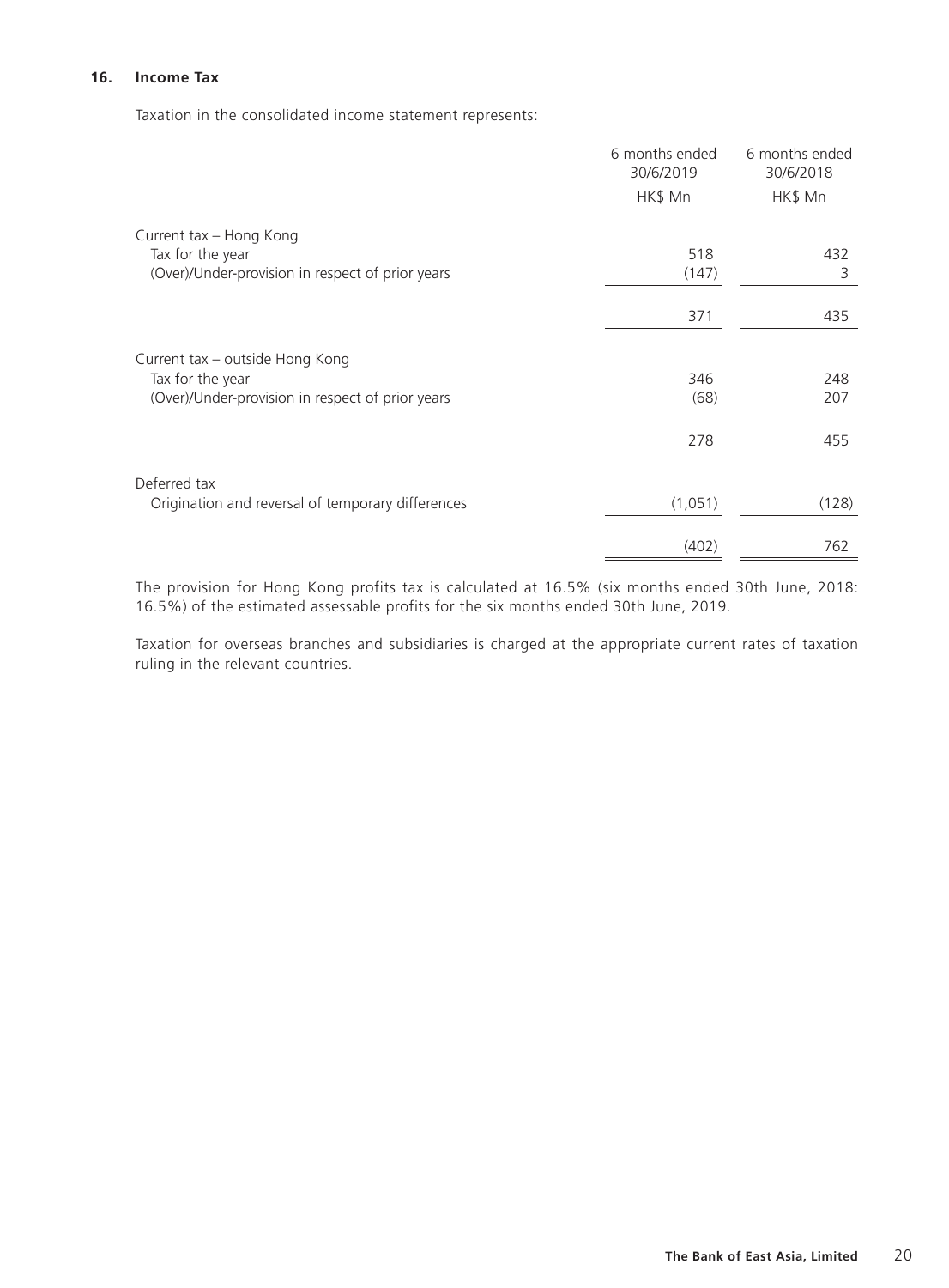## 16. Income Tax

Taxation in the consolidated income statement represents:

| | 6 months ended 30/6/2019 | 6 months ended 30/6/2018 |
|---|---|---|
| | HK$ Mn | HK$ Mn |
| Current tax – Hong Kong | | |
| Tax for the year | 518 | 432 |
| (Over)/Under-provision in respect of prior years | (147) | 3 |
| | 371 | 435 |
| Current tax – outside Hong Kong | | |
| Tax for the year | 346 | 248 |
| (Over)/Under-provision in respect of prior years | (68) | 207 |
| | 278 | 455 |
| Deferred tax | | |
| Origination and reversal of temporary differences | (1,051) | (128) |
| | (402) | 762 |

The provision for Hong Kong profits tax is calculated at 16.5% (six months ended 30th June, 2018: 16.5%) of the estimated assessable profits for the six months ended 30th June, 2019.

Taxation for overseas branches and subsidiaries is charged at the appropriate current rates of taxation ruling in the relevant countries.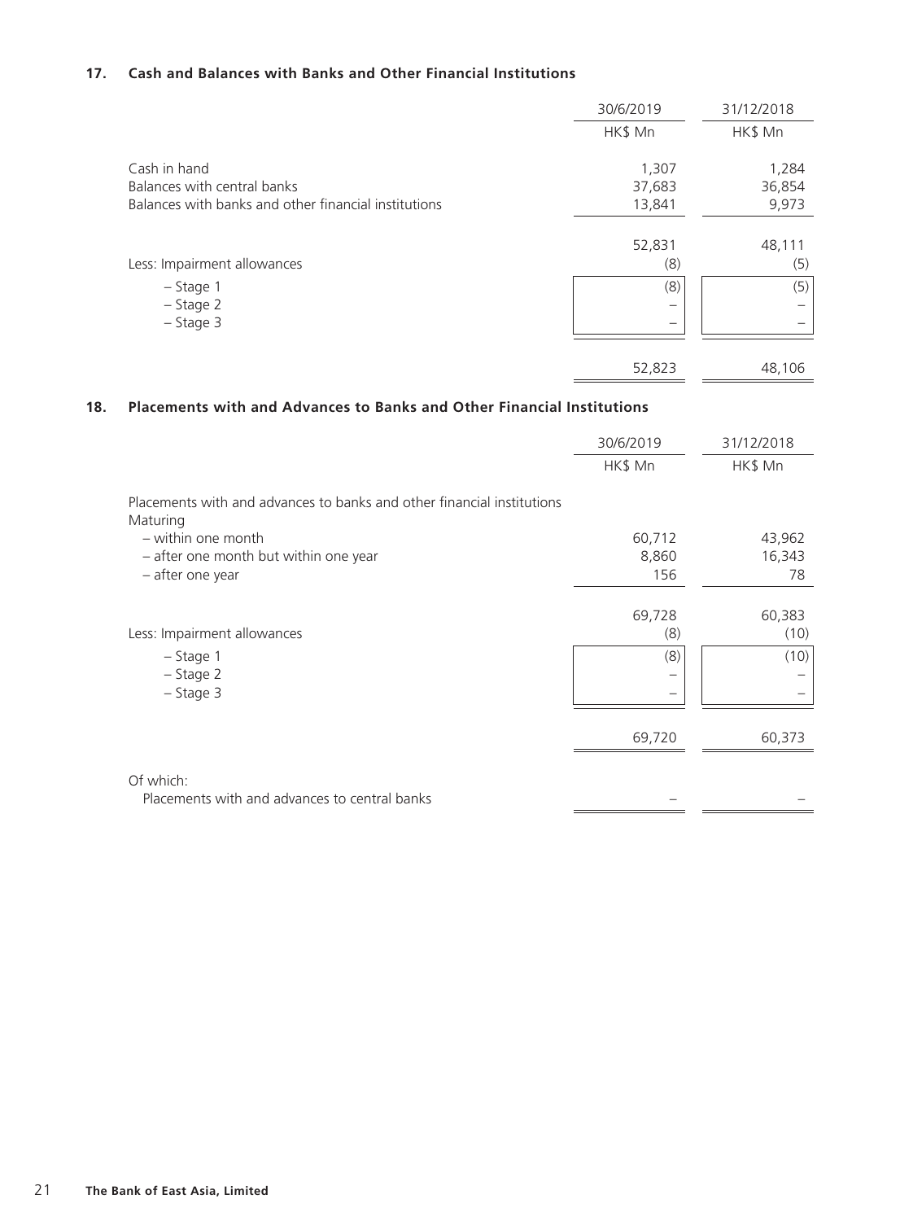## 17. Cash and Balances with Banks and Other Financial Institutions

| | 30/6/2019 | 31/12/2018 |
|---|---|---|
| | HK$ Mn | HK$ Mn |
| Cash in hand | 1,307 | 1,284 |
| Balances with central banks | 37,683 | 36,854 |
| Balances with banks and other financial institutions | 13,841 | 9,973 |
| | 52,831 | 48,111 |
| Less: Impairment allowances | (8) | (5) |
| – Stage 1 | (8) | (5) |
| – Stage 2 | – | – |
| – Stage 3 | – | – |
| | 52,823 | 48,106 |

## 18. Placements with and Advances to Banks and Other Financial Institutions

| | 30/6/2019 | 31/12/2018 |
|---|---|---|
| | HK$ Mn | HK$ Mn |
| Placements with and advances to banks and other financial institutions | | |
| Maturing | | |
| – within one month | 60,712 | 43,962 |
| – after one month but within one year | 8,860 | 16,343 |
| – after one year | 156 | 78 |
| | 69,728 | 60,383 |
| Less: Impairment allowances | (8) | (10) |
| – Stage 1 | (8) | (10) |
| – Stage 2 | – | – |
| – Stage 3 | – | – |
| | 69,720 | 60,373 |
| Of which: | | |
| Placements with and advances to central banks | – | – |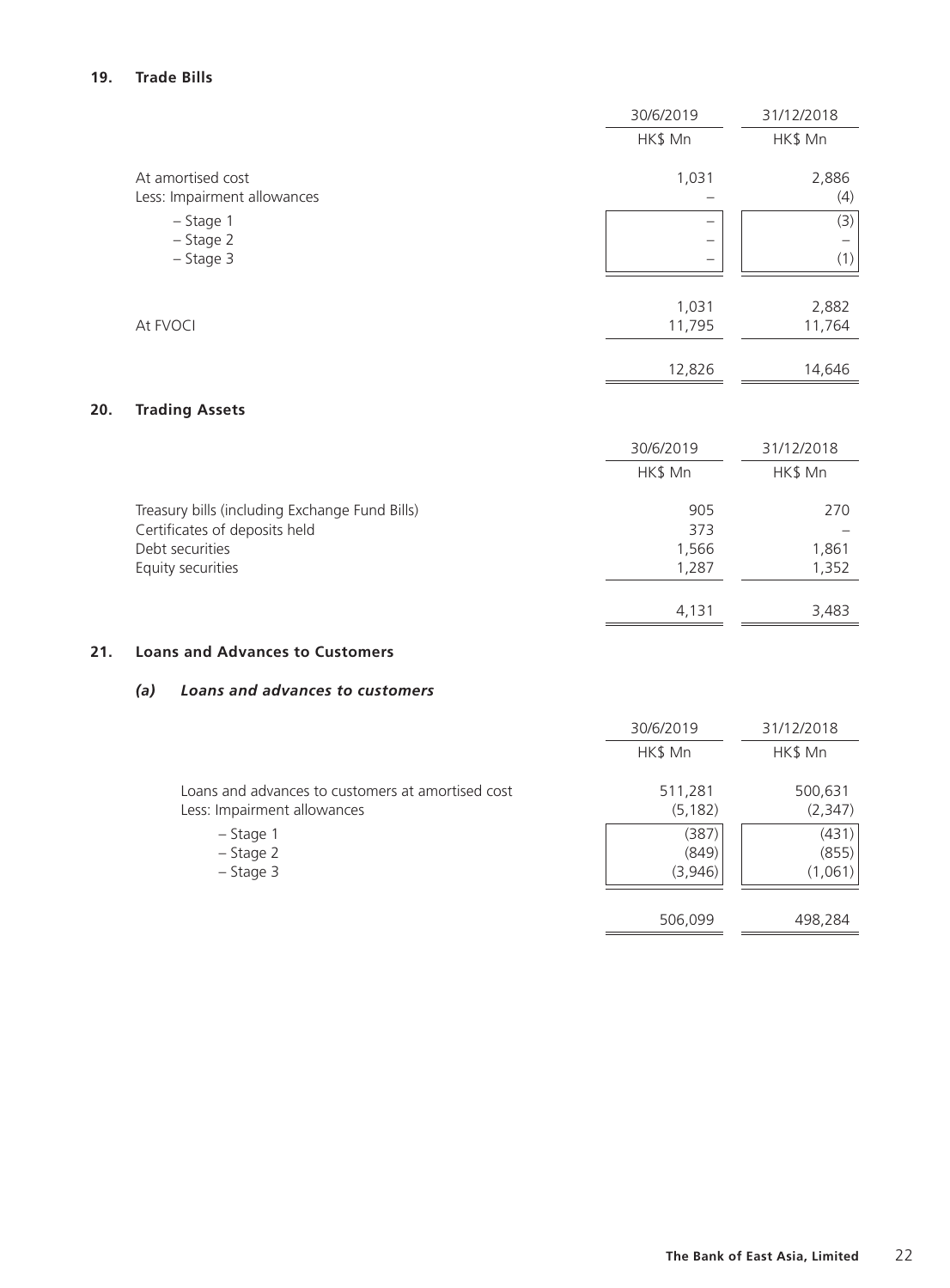## 19. Trade Bills

| | 30/6/2019 | 31/12/2018 |
|---|---|---|
| | HK$ Mn | HK$ Mn |
| At amortised cost | 1,031 | 2,886 |
| Less: Impairment allowances | – | (4) |
| – Stage 1 | – | (3) |
| – Stage 2 | – | – |
| – Stage 3 | – | (1) |
| | 1,031 | 2,882 |
| At FVOCI | 11,795 | 11,764 |
| | 12,826 | 14,646 |

## 20. Trading Assets

| | 30/6/2019 | 31/12/2018 |
|---|---|---|
| | HK$ Mn | HK$ Mn |
| Treasury bills (including Exchange Fund Bills) | 905 | 270 |
| Certificates of deposits held | 373 | – |
| Debt securities | 1,566 | 1,861 |
| Equity securities | 1,287 | 1,352 |
| | 4,131 | 3,483 |

## 21. Loans and Advances to Customers

### *(a) Loans and advances to customers*

| | 30/6/2019 | 31/12/2018 |
|---|---|---|
| | HK$ Mn | HK$ Mn |
| Loans and advances to customers at amortised cost | 511,281 | 500,631 |
| Less: Impairment allowances | (5,182) | (2,347) |
| – Stage 1 | (387) | (431) |
| – Stage 2 | (849) | (855) |
| – Stage 3 | (3,946) | (1,061) |
| | 506,099 | 498,284 |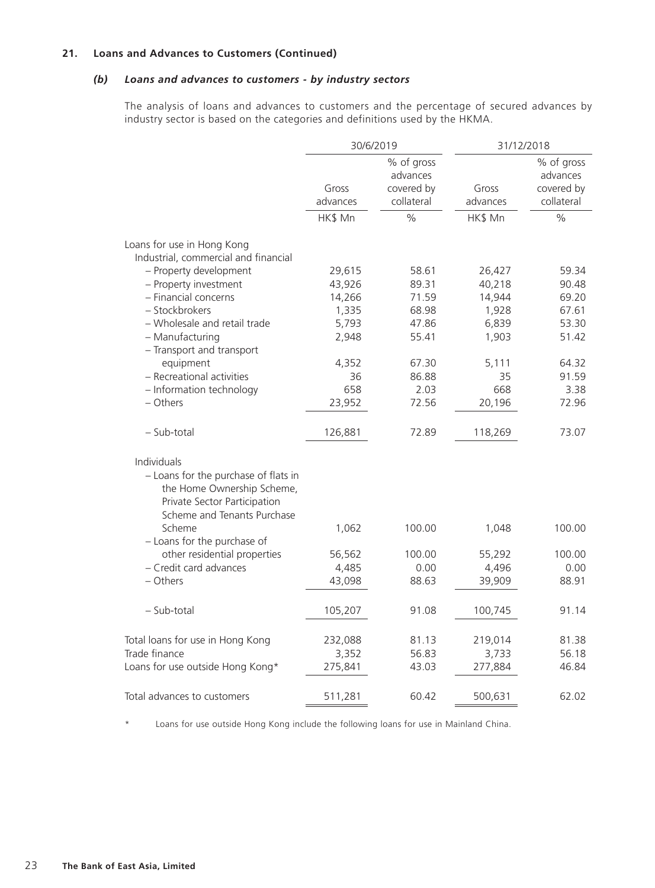## 21. Loans and Advances to Customers (Continued)

### *(b) Loans and advances to customers - by industry sectors*

The analysis of loans and advances to customers and the percentage of secured advances by industry sector is based on the categories and definitions used by the HKMA.

| | 30/6/2019 | | 31/12/2018 | |
|---|---|---|---|---|
| | Gross advances | % of gross advances covered by collateral | Gross advances | % of gross advances covered by collateral |
| | HK$ Mn | % | HK$ Mn | % |
| Loans for use in Hong Kong | | | | |
| Industrial, commercial and financial | | | | |
| – Property development | 29,615 | 58.61 | 26,427 | 59.34 |
| – Property investment | 43,926 | 89.31 | 40,218 | 90.48 |
| – Financial concerns | 14,266 | 71.59 | 14,944 | 69.20 |
| – Stockbrokers | 1,335 | 68.98 | 1,928 | 67.61 |
| – Wholesale and retail trade | 5,793 | 47.86 | 6,839 | 53.30 |
| – Manufacturing | 2,948 | 55.41 | 1,903 | 51.42 |
| – Transport and transport equipment | 4,352 | 67.30 | 5,111 | 64.32 |
| – Recreational activities | 36 | 86.88 | 35 | 91.59 |
| – Information technology | 658 | 2.03 | 668 | 3.38 |
| – Others | 23,952 | 72.56 | 20,196 | 72.96 |
| – Sub-total | 126,881 | 72.89 | 118,269 | 73.07 |
| Individuals | | | | |
| – Loans for the purchase of flats in the Home Ownership Scheme, Private Sector Participation Scheme and Tenants Purchase Scheme | 1,062 | 100.00 | 1,048 | 100.00 |
| – Loans for the purchase of other residential properties | 56,562 | 100.00 | 55,292 | 100.00 |
| – Credit card advances | 4,485 | 0.00 | 4,496 | 0.00 |
| – Others | 43,098 | 88.63 | 39,909 | 88.91 |
| – Sub-total | 105,207 | 91.08 | 100,745 | 91.14 |
| Total loans for use in Hong Kong | 232,088 | 81.13 | 219,014 | 81.38 |
| Trade finance | 3,352 | 56.83 | 3,733 | 56.18 |
| Loans for use outside Hong Kong* | 275,841 | 43.03 | 277,884 | 46.84 |
| Total advances to customers | 511,281 | 60.42 | 500,631 | 62.02 |

\* Loans for use outside Hong Kong include the following loans for use in Mainland China.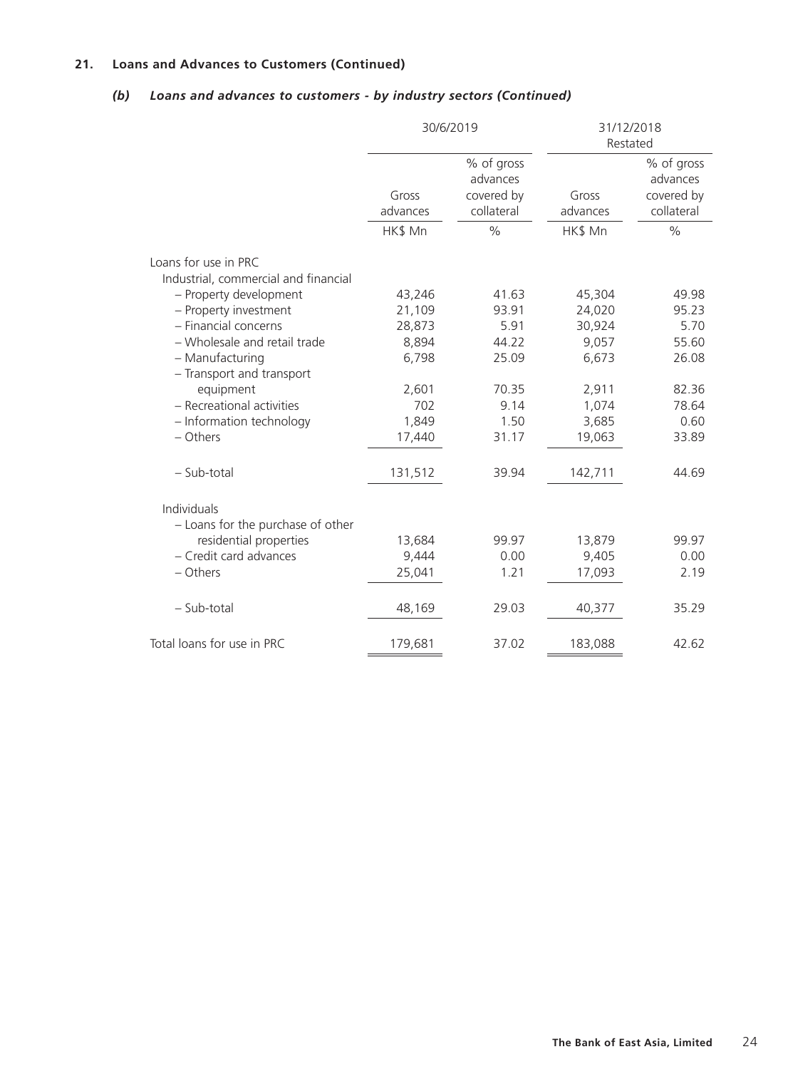## 21. Loans and Advances to Customers (Continued)

### *(b) Loans and advances to customers - by industry sectors (Continued)*

| | 30/6/2019 | | 31/12/2018 Restated | |
|---|---|---|---|---|
| | Gross advances | % of gross advances covered by collateral | Gross advances | % of gross advances covered by collateral |
| | HK$ Mn | % | HK$ Mn | % |
| Loans for use in PRC | | | | |
| Industrial, commercial and financial | | | | |
| – Property development | 43,246 | 41.63 | 45,304 | 49.98 |
| – Property investment | 21,109 | 93.91 | 24,020 | 95.23 |
| – Financial concerns | 28,873 | 5.91 | 30,924 | 5.70 |
| – Wholesale and retail trade | 8,894 | 44.22 | 9,057 | 55.60 |
| – Manufacturing | 6,798 | 25.09 | 6,673 | 26.08 |
| – Transport and transport equipment | 2,601 | 70.35 | 2,911 | 82.36 |
| – Recreational activities | 702 | 9.14 | 1,074 | 78.64 |
| – Information technology | 1,849 | 1.50 | 3,685 | 0.60 |
| – Others | 17,440 | 31.17 | 19,063 | 33.89 |
| – Sub-total | 131,512 | 39.94 | 142,711 | 44.69 |
| Individuals | | | | |
| – Loans for the purchase of other residential properties | 13,684 | 99.97 | 13,879 | 99.97 |
| – Credit card advances | 9,444 | 0.00 | 9,405 | 0.00 |
| – Others | 25,041 | 1.21 | 17,093 | 2.19 |
| – Sub-total | 48,169 | 29.03 | 40,377 | 35.29 |
| Total loans for use in PRC | 179,681 | 37.02 | 183,088 | 42.62 |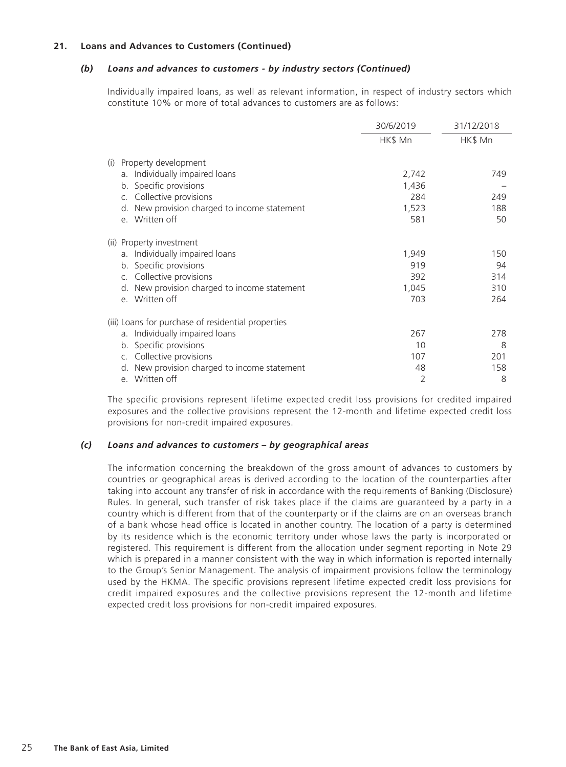## 21. Loans and Advances to Customers (Continued)

### *(b) Loans and advances to customers - by industry sectors (Continued)*

Individually impaired loans, as well as relevant information, in respect of industry sectors which constitute 10% or more of total advances to customers are as follows:

| | 30/6/2019 | 31/12/2018 |
|---|---|---|
| | HK$ Mn | HK$ Mn |
| (i) Property development | | |
| a. Individually impaired loans | 2,742 | 749 |
| b. Specific provisions | 1,436 | – |
| c. Collective provisions | 284 | 249 |
| d. New provision charged to income statement | 1,523 | 188 |
| e. Written off | 581 | 50 |
| (ii) Property investment | | |
| a. Individually impaired loans | 1,949 | 150 |
| b. Specific provisions | 919 | 94 |
| c. Collective provisions | 392 | 314 |
| d. New provision charged to income statement | 1,045 | 310 |
| e. Written off | 703 | 264 |
| (iii) Loans for purchase of residential properties | | |
| a. Individually impaired loans | 267 | 278 |
| b. Specific provisions | 10 | 8 |
| c. Collective provisions | 107 | 201 |
| d. New provision charged to income statement | 48 | 158 |
| e. Written off | 2 | 8 |

The specific provisions represent lifetime expected credit loss provisions for credited impaired exposures and the collective provisions represent the 12-month and lifetime expected credit loss provisions for non-credit impaired exposures.

### *(c) Loans and advances to customers – by geographical areas*

The information concerning the breakdown of the gross amount of advances to customers by countries or geographical areas is derived according to the location of the counterparties after taking into account any transfer of risk in accordance with the requirements of Banking (Disclosure) Rules. In general, such transfer of risk takes place if the claims are guaranteed by a party in a country which is different from that of the counterparty or if the claims are on an overseas branch of a bank whose head office is located in another country. The location of a party is determined by its residence which is the economic territory under whose laws the party is incorporated or registered. This requirement is different from the allocation under segment reporting in Note 29 which is prepared in a manner consistent with the way in which information is reported internally to the Group's Senior Management. The analysis of impairment provisions follow the terminology used by the HKMA. The specific provisions represent lifetime expected credit loss provisions for credit impaired exposures and the collective provisions represent the 12-month and lifetime expected credit loss provisions for non-credit impaired exposures.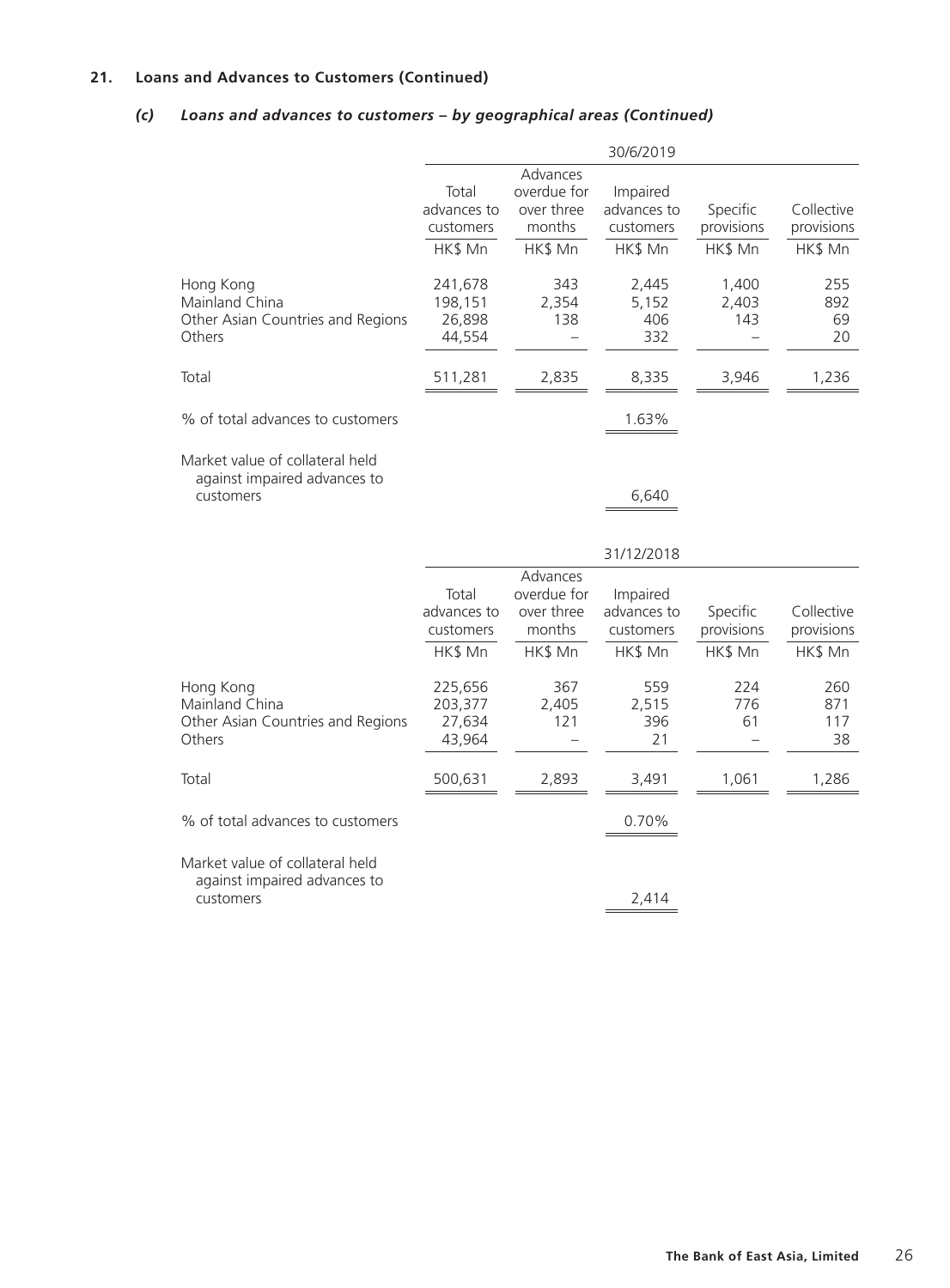## 21. Loans and Advances to Customers (Continued)

### *(c) Loans and advances to customers – by geographical areas (Continued)*

| | 30/6/2019 | | | | |
|---|---|---|---|---|---|
| | Total advances to customers | Advances overdue for over three months | Impaired advances to customers | Specific provisions | Collective provisions |
| | HK$ Mn | HK$ Mn | HK$ Mn | HK$ Mn | HK$ Mn |
| Hong Kong | 241,678 | 343 | 2,445 | 1,400 | 255 |
| Mainland China | 198,151 | 2,354 | 5,152 | 2,403 | 892 |
| Other Asian Countries and Regions | 26,898 | 138 | 406 | 143 | 69 |
| Others | 44,554 | – | 332 | – | 20 |
| Total | 511,281 | 2,835 | 8,335 | 3,946 | 1,236 |
| % of total advances to customers | | | 1.63% | | |
| Market value of collateral held against impaired advances to customers | | | 6,640 | | |

| | 31/12/2018 | | | | |
|---|---|---|---|---|---|
| | Total advances to customers | Advances overdue for over three months | Impaired advances to customers | Specific provisions | Collective provisions |
| | HK$ Mn | HK$ Mn | HK$ Mn | HK$ Mn | HK$ Mn |
| Hong Kong | 225,656 | 367 | 559 | 224 | 260 |
| Mainland China | 203,377 | 2,405 | 2,515 | 776 | 871 |
| Other Asian Countries and Regions | 27,634 | 121 | 396 | 61 | 117 |
| Others | 43,964 | – | 21 | – | 38 |
| Total | 500,631 | 2,893 | 3,491 | 1,061 | 1,286 |
| % of total advances to customers | | | 0.70% | | |
| Market value of collateral held against impaired advances to customers | | | 2,414 | | |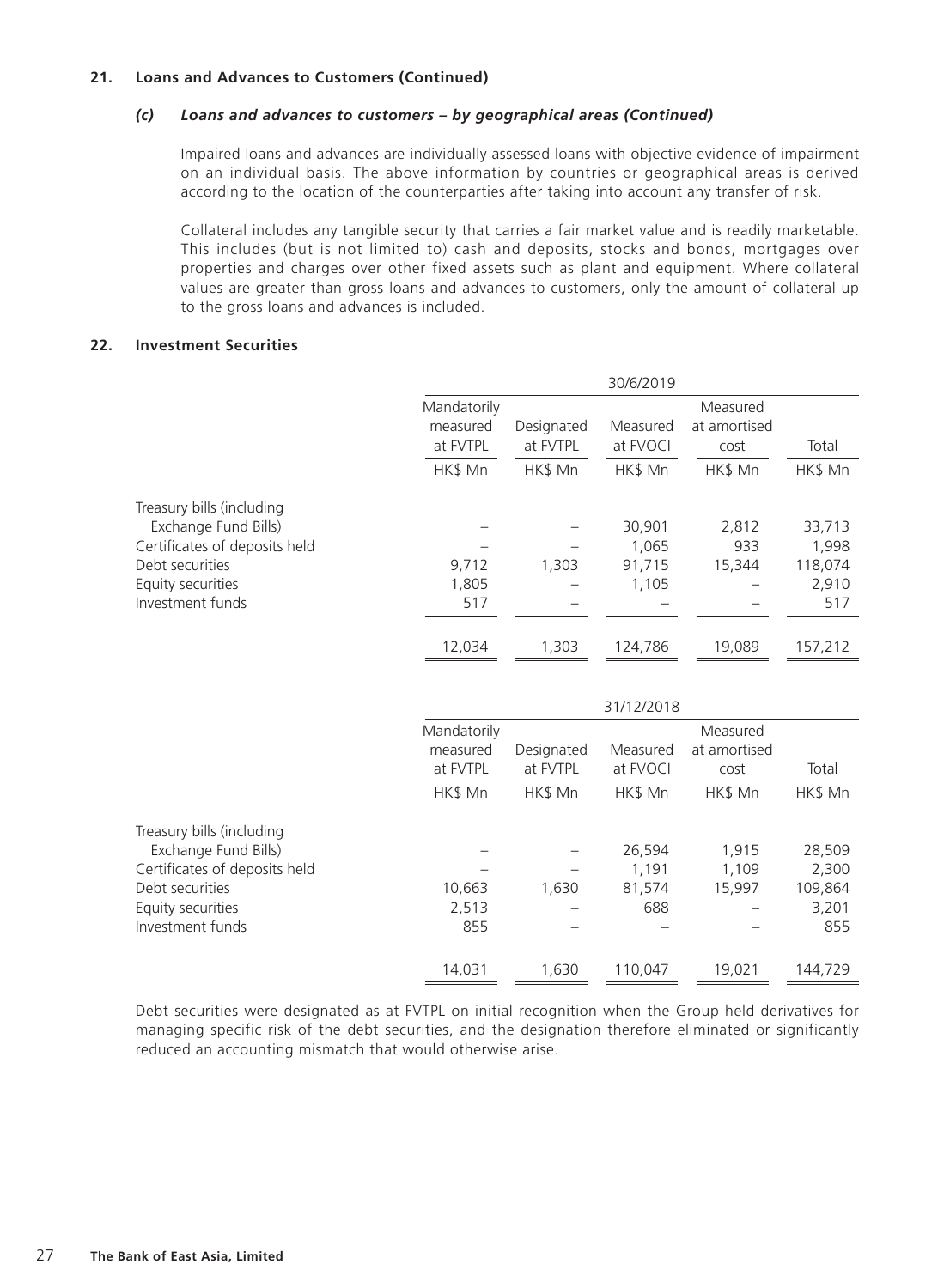## 21. Loans and Advances to Customers (Continued)

### *(c) Loans and advances to customers – by geographical areas (Continued)*

Impaired loans and advances are individually assessed loans with objective evidence of impairment on an individual basis. The above information by countries or geographical areas is derived according to the location of the counterparties after taking into account any transfer of risk.

Collateral includes any tangible security that carries a fair market value and is readily marketable. This includes (but is not limited to) cash and deposits, stocks and bonds, mortgages over properties and charges over other fixed assets such as plant and equipment. Where collateral values are greater than gross loans and advances to customers, only the amount of collateral up to the gross loans and advances is included.

## 22. Investment Securities

| | 30/6/2019 | | | | |
|---|---|---|---|---|---|
| | Mandatorily measured at FVTPL | Designated at FVTPL | Measured at FVOCI | Measured at amortised cost | Total |
| | HK$ Mn | HK$ Mn | HK$ Mn | HK$ Mn | HK$ Mn |
| Treasury bills (including Exchange Fund Bills) | – | – | 30,901 | 2,812 | 33,713 |
| Certificates of deposits held | – | – | 1,065 | 933 | 1,998 |
| Debt securities | 9,712 | 1,303 | 91,715 | 15,344 | 118,074 |
| Equity securities | 1,805 | – | 1,105 | – | 2,910 |
| Investment funds | 517 | – | – | – | 517 |
| | 12,034 | 1,303 | 124,786 | 19,089 | 157,212 |

| | 31/12/2018 | | | | |
|---|---|---|---|---|---|
| | Mandatorily measured at FVTPL | Designated at FVTPL | Measured at FVOCI | Measured at amortised cost | Total |
| | HK$ Mn | HK$ Mn | HK$ Mn | HK$ Mn | HK$ Mn |
| Treasury bills (including Exchange Fund Bills) | – | – | 26,594 | 1,915 | 28,509 |
| Certificates of deposits held | – | – | 1,191 | 1,109 | 2,300 |
| Debt securities | 10,663 | 1,630 | 81,574 | 15,997 | 109,864 |
| Equity securities | 2,513 | – | 688 | – | 3,201 |
| Investment funds | 855 | – | – | – | 855 |
| | 14,031 | 1,630 | 110,047 | 19,021 | 144,729 |

Debt securities were designated as at FVTPL on initial recognition when the Group held derivatives for managing specific risk of the debt securities, and the designation therefore eliminated or significantly reduced an accounting mismatch that would otherwise arise.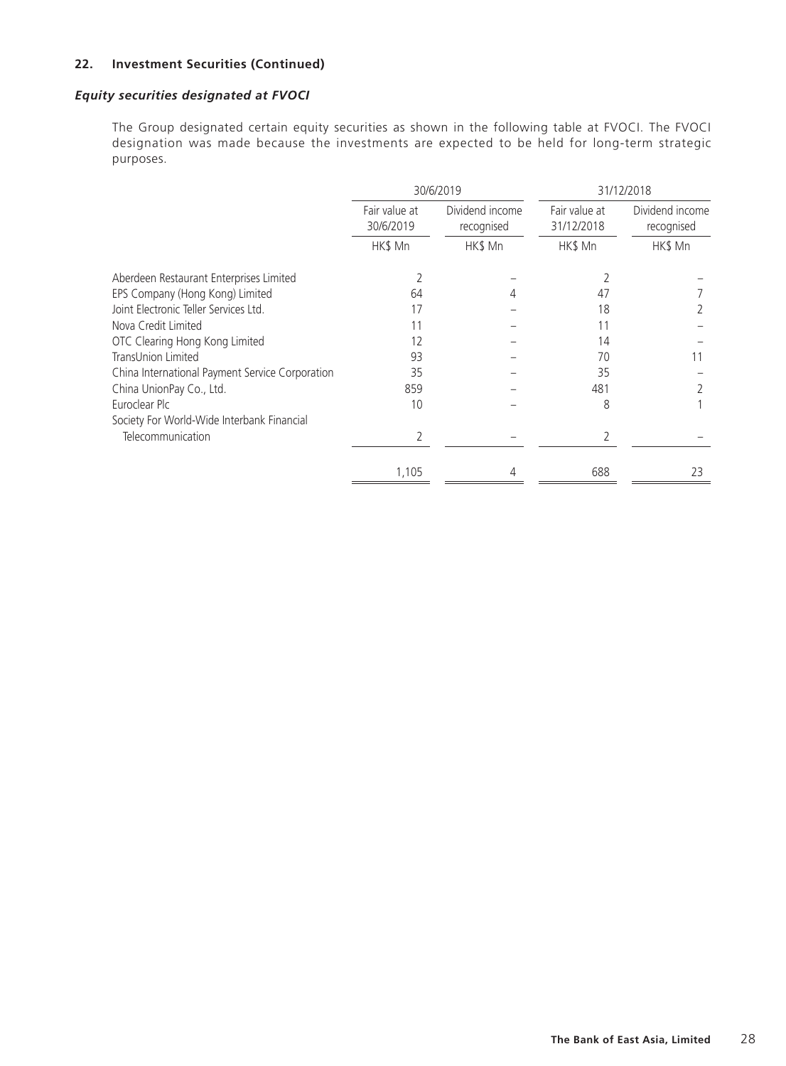**22. Investment Securities (Continued)**

***Equity securities designated at FVOCI***

The Group designated certain equity securities as shown in the following table at FVOCI. The FVOCI designation was made because the investments are expected to be held for long-term strategic purposes.

| | 30/6/2019 | | 31/12/2018 | |
|---|---|---|---|---|
| | Fair value at 30/6/2019 | Dividend income recognised | Fair value at 31/12/2018 | Dividend income recognised |
| | HK$ Mn | HK$ Mn | HK$ Mn | HK$ Mn |
| Aberdeen Restaurant Enterprises Limited | 2 | – | 2 | – |
| EPS Company (Hong Kong) Limited | 64 | 4 | 47 | 7 |
| Joint Electronic Teller Services Ltd. | 17 | – | 18 | 2 |
| Nova Credit Limited | 11 | – | 11 | – |
| OTC Clearing Hong Kong Limited | 12 | – | 14 | – |
| TransUnion Limited | 93 | – | 70 | 11 |
| China International Payment Service Corporation | 35 | – | 35 | – |
| China UnionPay Co., Ltd. | 859 | – | 481 | 2 |
| Euroclear Plc | 10 | – | 8 | 1 |
| Society For World-Wide Interbank Financial Telecommunication | 2 | – | 2 | – |
| | 1,105 | 4 | 688 | 23 |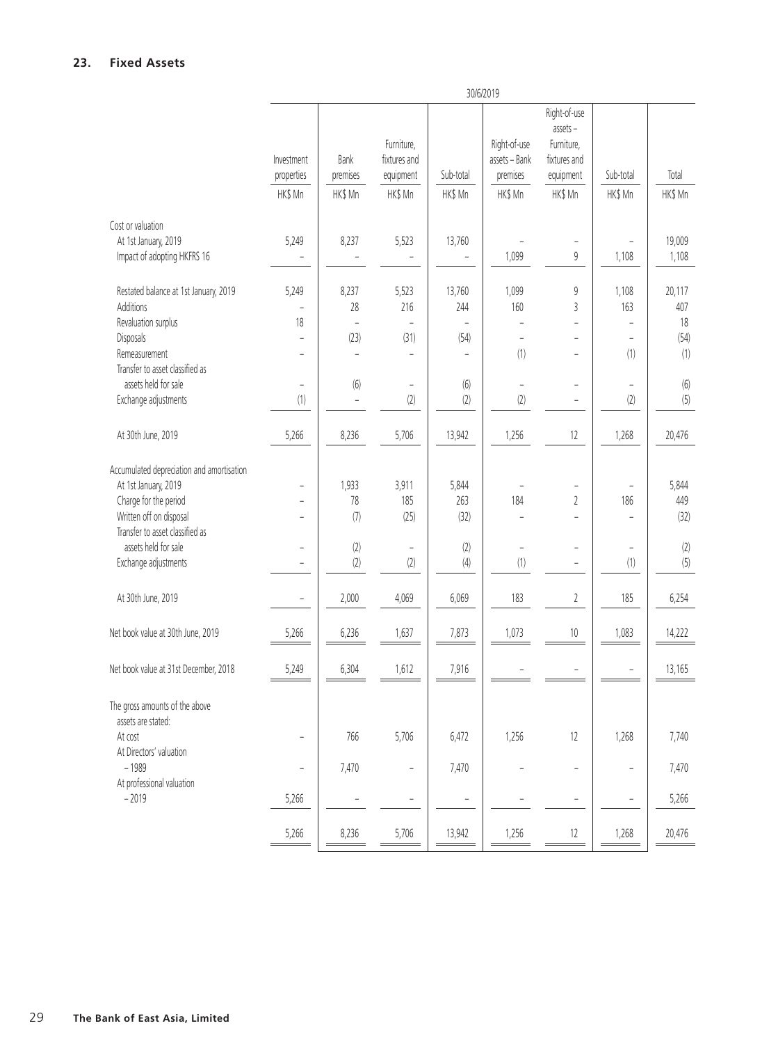## 23. Fixed Assets

| | 30/6/2019 | | | | | | | |
|---|---|---|---|---|---|---|---|---|
| | Investment properties | Bank premises | Furniture, fixtures and equipment | Sub-total | Right-of-use assets – Bank premises | Right-of-use assets – Furniture, fixtures and equipment | Sub-total | Total |
| | HK$ Mn | HK$ Mn | HK$ Mn | HK$ Mn | HK$ Mn | HK$ Mn | HK$ Mn | HK$ Mn |
| **Cost or valuation** | | | | | | | | |
| At 1st January, 2019 | 5,249 | 8,237 | 5,523 | 13,760 | – | – | – | 19,009 |
| Impact of adopting HKFRS 16 | – | – | – | – | 1,099 | 9 | 1,108 | 1,108 |
| Restated balance at 1st January, 2019 | 5,249 | 8,237 | 5,523 | 13,760 | 1,099 | 9 | 1,108 | 20,117 |
| Additions | – | 28 | 216 | 244 | 160 | 3 | 163 | 407 |
| Revaluation surplus | 18 | – | – | – | – | – | – | 18 |
| Disposals | – | (23) | (31) | (54) | – | – | – | (54) |
| Remeasurement | – | – | – | – | (1) | – | (1) | (1) |
| Transfer to asset classified as assets held for sale | – | (6) | – | (6) | – | – | – | (6) |
| Exchange adjustments | (1) | – | (2) | (2) | (2) | – | (2) | (5) |
| At 30th June, 2019 | 5,266 | 8,236 | 5,706 | 13,942 | 1,256 | 12 | 1,268 | 20,476 |
| **Accumulated depreciation and amortisation** | | | | | | | | |
| At 1st January, 2019 | – | 1,933 | 3,911 | 5,844 | – | – | – | 5,844 |
| Charge for the period | – | 78 | 185 | 263 | 184 | 2 | 186 | 449 |
| Written off on disposal | – | (7) | (25) | (32) | – | – | – | (32) |
| Transfer to asset classified as assets held for sale | – | (2) | – | (2) | – | – | – | (2) |
| Exchange adjustments | – | (2) | (2) | (4) | (1) | – | (1) | (5) |
| At 30th June, 2019 | – | 2,000 | 4,069 | 6,069 | 183 | 2 | 185 | 6,254 |
| Net book value at 30th June, 2019 | 5,266 | 6,236 | 1,637 | 7,873 | 1,073 | 10 | 1,083 | 14,222 |
| Net book value at 31st December, 2018 | 5,249 | 6,304 | 1,612 | 7,916 | – | – | – | 13,165 |
| The gross amounts of the above assets are stated: | | | | | | | | |
| At cost | – | 766 | 5,706 | 6,472 | 1,256 | 12 | 1,268 | 7,740 |
| At Directors' valuation – 1989 | – | 7,470 | – | 7,470 | – | – | – | 7,470 |
| At professional valuation – 2019 | 5,266 | – | – | – | – | – | – | 5,266 |
| | 5,266 | 8,236 | 5,706 | 13,942 | 1,256 | 12 | 1,268 | 20,476 |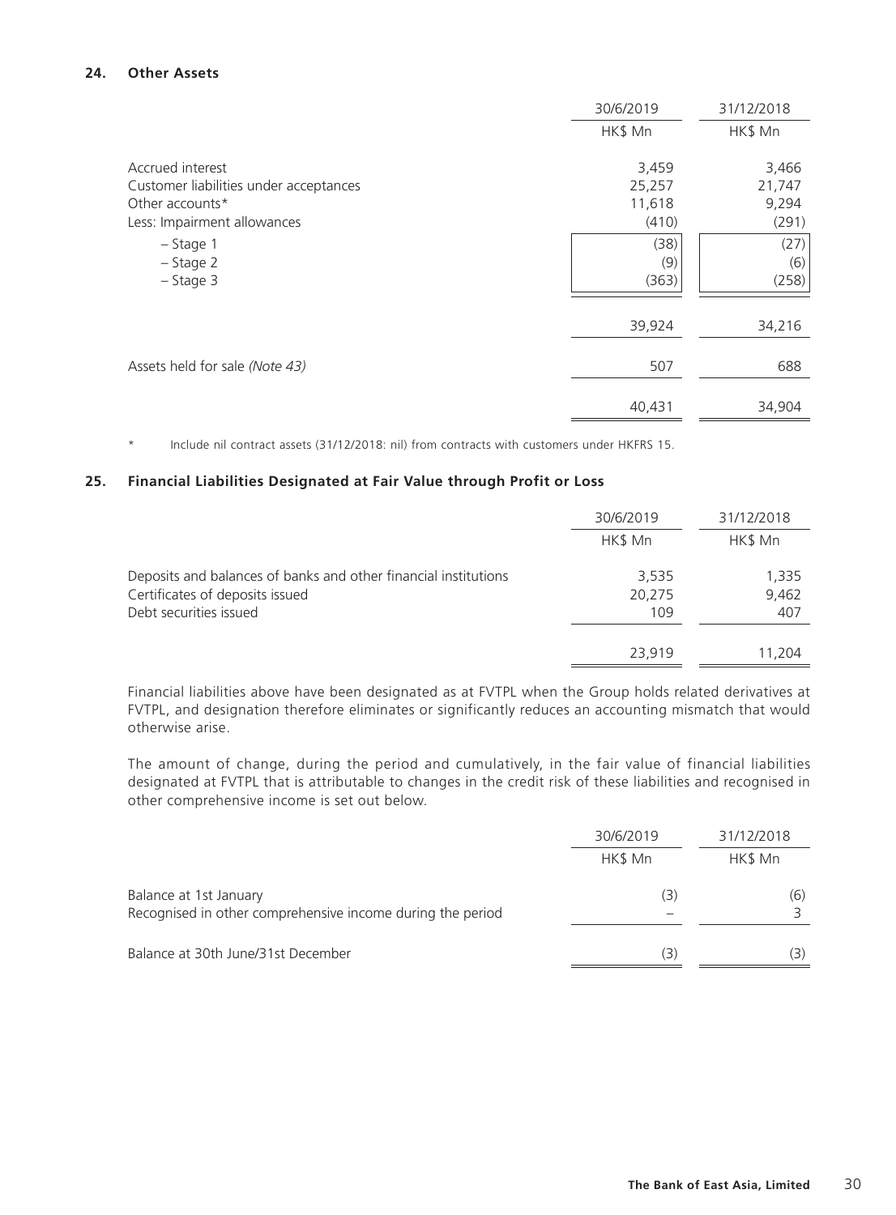## 24. Other Assets

| | 30/6/2019 | 31/12/2018 |
|---|---|---|
| | HK$ Mn | HK$ Mn |
| Accrued interest | 3,459 | 3,466 |
| Customer liabilities under acceptances | 25,257 | 21,747 |
| Other accounts* | 11,618 | 9,294 |
| Less: Impairment allowances | (410) | (291) |
| – Stage 1 | (38) | (27) |
| – Stage 2 | (9) | (6) |
| – Stage 3 | (363) | (258) |
| | 39,924 | 34,216 |
| Assets held for sale *(Note 43)* | 507 | 688 |
| | 40,431 | 34,904 |

\* Include nil contract assets (31/12/2018: nil) from contracts with customers under HKFRS 15.

## 25. Financial Liabilities Designated at Fair Value through Profit or Loss

| | 30/6/2019 | 31/12/2018 |
|---|---|---|
| | HK$ Mn | HK$ Mn |
| Deposits and balances of banks and other financial institutions | 3,535 | 1,335 |
| Certificates of deposits issued | 20,275 | 9,462 |
| Debt securities issued | 109 | 407 |
| | 23,919 | 11,204 |

Financial liabilities above have been designated as at FVTPL when the Group holds related derivatives at FVTPL, and designation therefore eliminates or significantly reduces an accounting mismatch that would otherwise arise.

The amount of change, during the period and cumulatively, in the fair value of financial liabilities designated at FVTPL that is attributable to changes in the credit risk of these liabilities and recognised in other comprehensive income is set out below.

| | 30/6/2019 | 31/12/2018 |
|---|---|---|
| | HK$ Mn | HK$ Mn |
| Balance at 1st January | (3) | (6) |
| Recognised in other comprehensive income during the period | – | 3 |
| Balance at 30th June/31st December | (3) | (3) |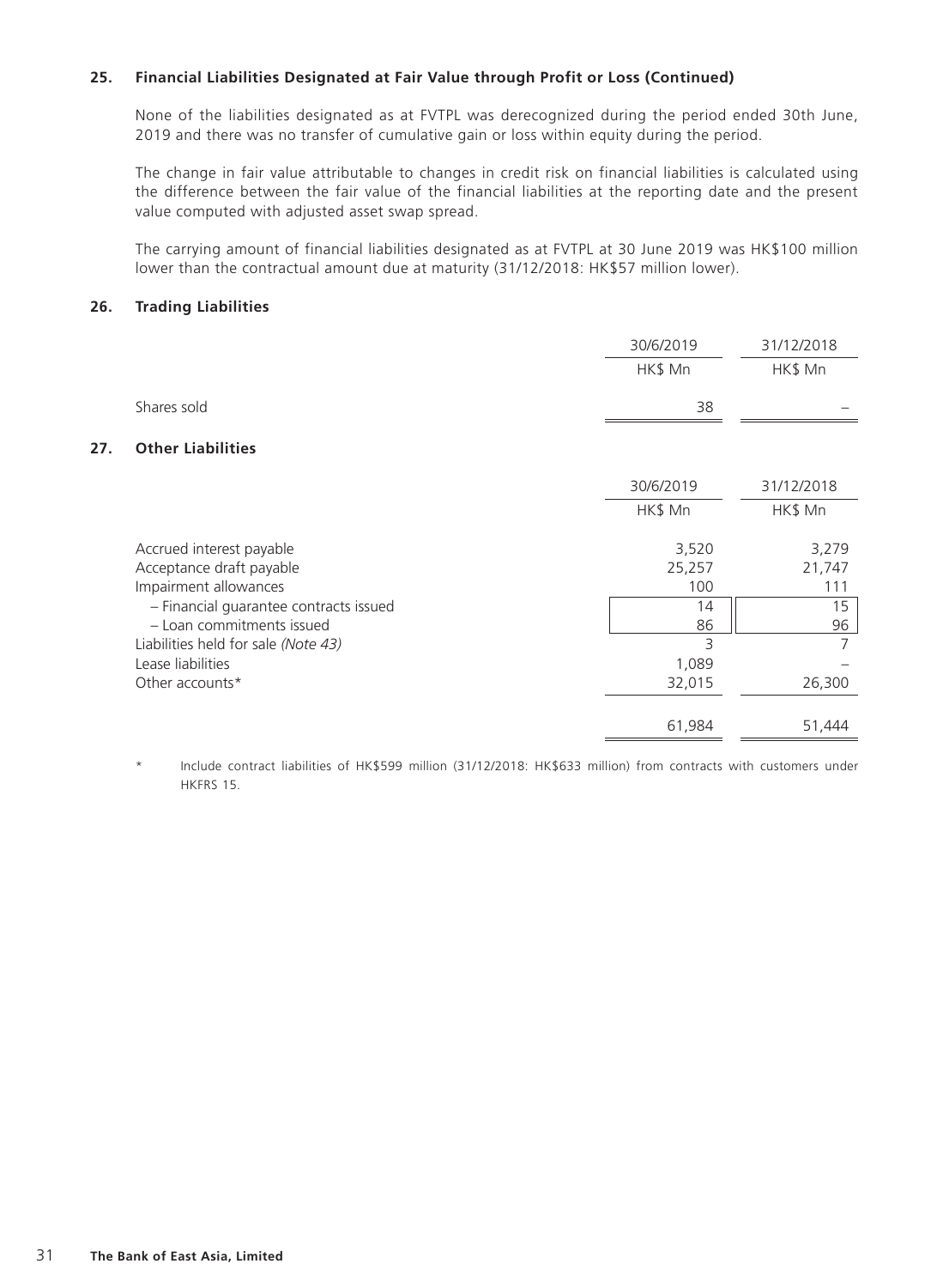### 25. Financial Liabilities Designated at Fair Value through Profit or Loss (Continued)

None of the liabilities designated as at FVTPL was derecognized during the period ended 30th June, 2019 and there was no transfer of cumulative gain or loss within equity during the period.

The change in fair value attributable to changes in credit risk on financial liabilities is calculated using the difference between the fair value of the financial liabilities at the reporting date and the present value computed with adjusted asset swap spread.

The carrying amount of financial liabilities designated as at FVTPL at 30 June 2019 was HK$100 million lower than the contractual amount due at maturity (31/12/2018: HK$57 million lower).

### 26. Trading Liabilities

| | 30/6/2019 | 31/12/2018 |
|---|---|---|
| | HK$ Mn | HK$ Mn |
| Shares sold | 38 | – |

### 27. Other Liabilities

| | 30/6/2019 | 31/12/2018 |
|---|---|---|
| | HK$ Mn | HK$ Mn |
| Accrued interest payable | 3,520 | 3,279 |
| Acceptance draft payable | 25,257 | 21,747 |
| Impairment allowances | 100 | 111 |
| – Financial guarantee contracts issued | 14 | 15 |
| – Loan commitments issued | 86 | 96 |
| Liabilities held for sale *(Note 43)* | 3 | 7 |
| Lease liabilities | 1,089 | – |
| Other accounts* | 32,015 | 26,300 |
| | 61,984 | 51,444 |

\* Include contract liabilities of HK$599 million (31/12/2018: HK$633 million) from contracts with customers under HKFRS 15.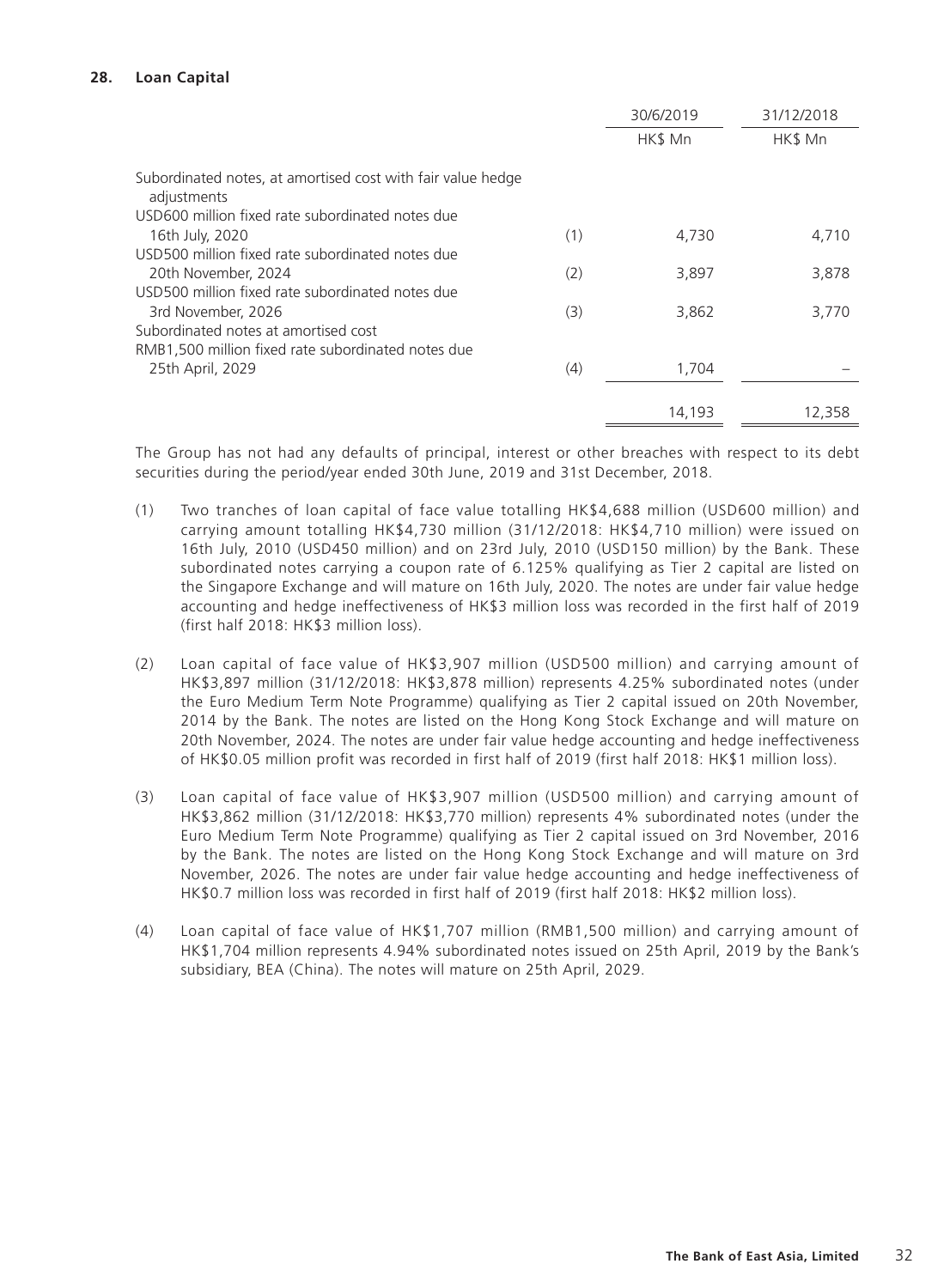## 28. Loan Capital

| | | 30/6/2019 | 31/12/2018 |
|---|---|---|---|
| | | HK$ Mn | HK$ Mn |
| Subordinated notes, at amortised cost with fair value hedge adjustments | | | |
| USD600 million fixed rate subordinated notes due 16th July, 2020 | (1) | 4,730 | 4,710 |
| USD500 million fixed rate subordinated notes due 20th November, 2024 | (2) | 3,897 | 3,878 |
| USD500 million fixed rate subordinated notes due 3rd November, 2026 | (3) | 3,862 | 3,770 |
| Subordinated notes at amortised cost | | | |
| RMB1,500 million fixed rate subordinated notes due 25th April, 2029 | (4) | 1,704 | – |
| | | 14,193 | 12,358 |

The Group has not had any defaults of principal, interest or other breaches with respect to its debt securities during the period/year ended 30th June, 2019 and 31st December, 2018.

(1) Two tranches of loan capital of face value totalling HK$4,688 million (USD600 million) and carrying amount totalling HK$4,730 million (31/12/2018: HK$4,710 million) were issued on 16th July, 2010 (USD450 million) and on 23rd July, 2010 (USD150 million) by the Bank. These subordinated notes carrying a coupon rate of 6.125% qualifying as Tier 2 capital are listed on the Singapore Exchange and will mature on 16th July, 2020. The notes are under fair value hedge accounting and hedge ineffectiveness of HK$3 million loss was recorded in the first half of 2019 (first half 2018: HK$3 million loss).

(2) Loan capital of face value of HK$3,907 million (USD500 million) and carrying amount of HK$3,897 million (31/12/2018: HK$3,878 million) represents 4.25% subordinated notes (under the Euro Medium Term Note Programme) qualifying as Tier 2 capital issued on 20th November, 2014 by the Bank. The notes are listed on the Hong Kong Stock Exchange and will mature on 20th November, 2024. The notes are under fair value hedge accounting and hedge ineffectiveness of HK$0.05 million profit was recorded in first half of 2019 (first half 2018: HK$1 million loss).

(3) Loan capital of face value of HK$3,907 million (USD500 million) and carrying amount of HK$3,862 million (31/12/2018: HK$3,770 million) represents 4% subordinated notes (under the Euro Medium Term Note Programme) qualifying as Tier 2 capital issued on 3rd November, 2016 by the Bank. The notes are listed on the Hong Kong Stock Exchange and will mature on 3rd November, 2026. The notes are under fair value hedge accounting and hedge ineffectiveness of HK$0.7 million loss was recorded in first half of 2019 (first half 2018: HK$2 million loss).

(4) Loan capital of face value of HK$1,707 million (RMB1,500 million) and carrying amount of HK$1,704 million represents 4.94% subordinated notes issued on 25th April, 2019 by the Bank's subsidiary, BEA (China). The notes will mature on 25th April, 2029.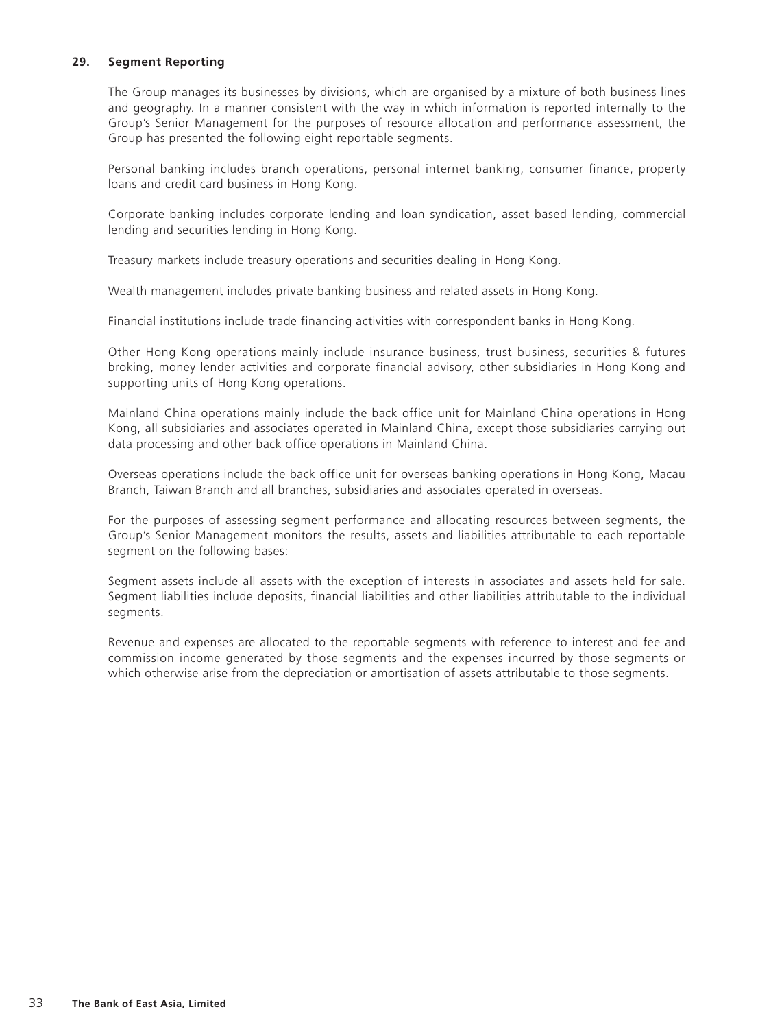## 29. Segment Reporting

The Group manages its businesses by divisions, which are organised by a mixture of both business lines and geography. In a manner consistent with the way in which information is reported internally to the Group's Senior Management for the purposes of resource allocation and performance assessment, the Group has presented the following eight reportable segments.

Personal banking includes branch operations, personal internet banking, consumer finance, property loans and credit card business in Hong Kong.

Corporate banking includes corporate lending and loan syndication, asset based lending, commercial lending and securities lending in Hong Kong.

Treasury markets include treasury operations and securities dealing in Hong Kong.

Wealth management includes private banking business and related assets in Hong Kong.

Financial institutions include trade financing activities with correspondent banks in Hong Kong.

Other Hong Kong operations mainly include insurance business, trust business, securities & futures broking, money lender activities and corporate financial advisory, other subsidiaries in Hong Kong and supporting units of Hong Kong operations.

Mainland China operations mainly include the back office unit for Mainland China operations in Hong Kong, all subsidiaries and associates operated in Mainland China, except those subsidiaries carrying out data processing and other back office operations in Mainland China.

Overseas operations include the back office unit for overseas banking operations in Hong Kong, Macau Branch, Taiwan Branch and all branches, subsidiaries and associates operated in overseas.

For the purposes of assessing segment performance and allocating resources between segments, the Group's Senior Management monitors the results, assets and liabilities attributable to each reportable segment on the following bases:

Segment assets include all assets with the exception of interests in associates and assets held for sale. Segment liabilities include deposits, financial liabilities and other liabilities attributable to the individual segments.

Revenue and expenses are allocated to the reportable segments with reference to interest and fee and commission income generated by those segments and the expenses incurred by those segments or which otherwise arise from the depreciation or amortisation of assets attributable to those segments.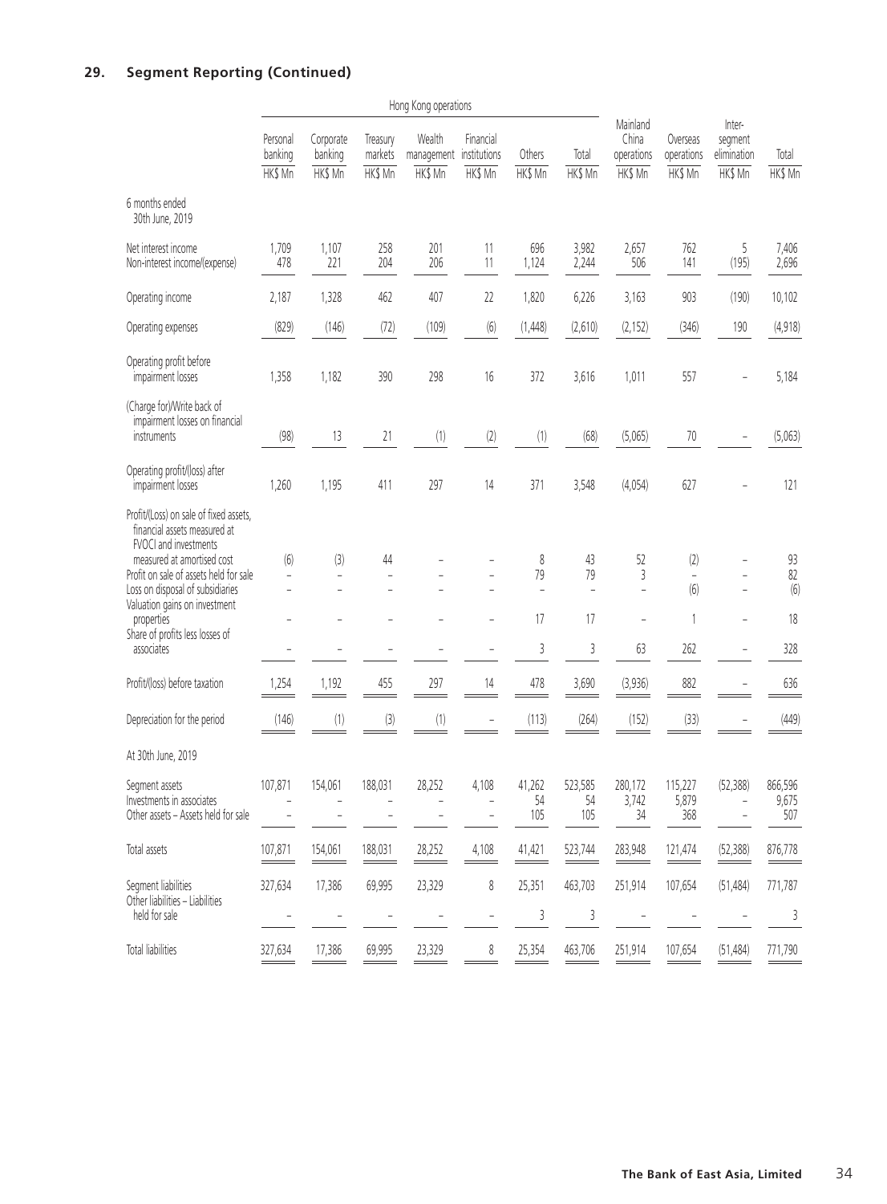## 29. Segment Reporting (Continued)

| | Hong Kong operations | | | | | | | | | | |
|---|---|---|---|---|---|---|---|---|---|---|---|
| | Personal banking | Corporate banking | Treasury markets | Wealth management | Financial institutions | Others | Total | Mainland China operations | Overseas operations | Inter-segment elimination | Total |
| | HK$ Mn | HK$ Mn | HK$ Mn | HK$ Mn | HK$ Mn | HK$ Mn | HK$ Mn | HK$ Mn | HK$ Mn | HK$ Mn | HK$ Mn |
| 6 months ended 30th June, 2019 | | | | | | | | | | | |
| Net interest income | 1,709 | 1,107 | 258 | 201 | 11 | 696 | 3,982 | 2,657 | 762 | 5 | 7,406 |
| Non-interest income/(expense) | 478 | 221 | 204 | 206 | 11 | 1,124 | 2,244 | 506 | 141 | (195) | 2,696 |
| Operating income | 2,187 | 1,328 | 462 | 407 | 22 | 1,820 | 6,226 | 3,163 | 903 | (190) | 10,102 |
| Operating expenses | (829) | (146) | (72) | (109) | (6) | (1,448) | (2,610) | (2,152) | (346) | 190 | (4,918) |
| Operating profit before impairment losses | 1,358 | 1,182 | 390 | 298 | 16 | 372 | 3,616 | 1,011 | 557 | – | 5,184 |
| (Charge for)/Write back of impairment losses on financial instruments | (98) | 13 | 21 | (1) | (2) | (1) | (68) | (5,065) | 70 | – | (5,063) |
| Operating profit/(loss) after impairment losses | 1,260 | 1,195 | 411 | 297 | 14 | 371 | 3,548 | (4,054) | 627 | – | 121 |
| Profit/(Loss) on sale of fixed assets, financial assets measured at FVOCI and investments measured at amortised cost | (6) | (3) | 44 | – | – | 8 | 43 | 52 | (2) | – | 93 |
| Profit on sale of assets held for sale | – | – | – | – | – | 79 | 79 | 3 | – | – | 82 |
| Loss on disposal of subsidiaries | – | – | – | – | – | – | – | – | (6) | – | (6) |
| Valuation gains on investment properties | – | – | – | – | – | 17 | 17 | – | 1 | – | 18 |
| Share of profits less losses of associates | – | – | – | – | – | 3 | 3 | 63 | 262 | – | 328 |
| Profit/(loss) before taxation | 1,254 | 1,192 | 455 | 297 | 14 | 478 | 3,690 | (3,936) | 882 | – | 636 |
| Depreciation for the period | (146) | (1) | (3) | (1) | – | (113) | (264) | (152) | (33) | – | (449) |
| At 30th June, 2019 | | | | | | | | | | | |
| Segment assets | 107,871 | 154,061 | 188,031 | 28,252 | 4,108 | 41,262 | 523,585 | 280,172 | 115,227 | (52,388) | 866,596 |
| Investments in associates | – | – | – | – | – | 54 | 54 | 3,742 | 5,879 | – | 9,675 |
| Other assets – Assets held for sale | – | – | – | – | – | 105 | 105 | 34 | 368 | – | 507 |
| Total assets | 107,871 | 154,061 | 188,031 | 28,252 | 4,108 | 41,421 | 523,744 | 283,948 | 121,474 | (52,388) | 876,778 |
| Segment liabilities | 327,634 | 17,386 | 69,995 | 23,329 | 8 | 25,351 | 463,703 | 251,914 | 107,654 | (51,484) | 771,787 |
| Other liabilities – Liabilities held for sale | – | – | – | – | – | 3 | 3 | – | – | – | 3 |
| Total liabilities | 327,634 | 17,386 | 69,995 | 23,329 | 8 | 25,354 | 463,706 | 251,914 | 107,654 | (51,484) | 771,790 |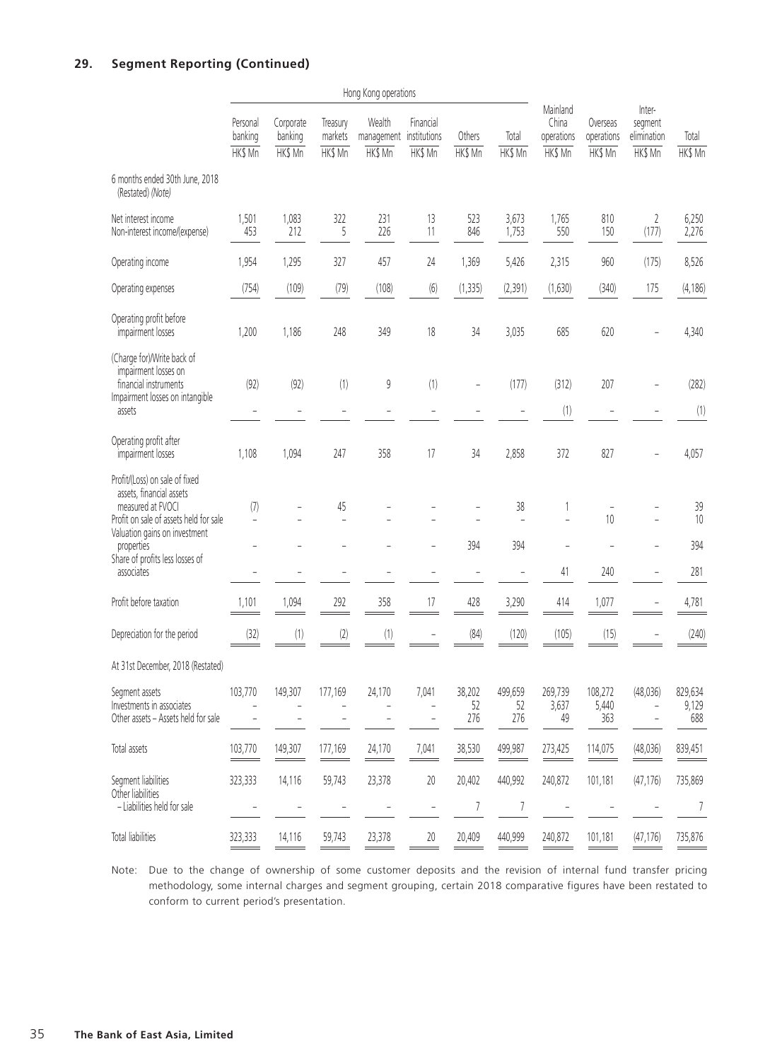## 29. Segment Reporting (Continued)

| | Hong Kong operations | | | | | | | | | | |
|---|---|---|---|---|---|---|---|---|---|---|---|
| | Personal banking | Corporate banking | Treasury markets | Wealth management | Financial institutions | Others | Total | Mainland China operations | Overseas operations | Inter-segment elimination | Total |
| | HK$ Mn | HK$ Mn | HK$ Mn | HK$ Mn | HK$ Mn | HK$ Mn | HK$ Mn | HK$ Mn | HK$ Mn | HK$ Mn | HK$ Mn |
| 6 months ended 30th June, 2018 (Restated) *(Note)* | | | | | | | | | | | |
| Net interest income | 1,501 | 1,083 | 322 | 231 | 13 | 523 | 3,673 | 1,765 | 810 | 2 | 6,250 |
| Non-interest income/(expense) | 453 | 212 | 5 | 226 | 11 | 846 | 1,753 | 550 | 150 | (177) | 2,276 |
| Operating income | 1,954 | 1,295 | 327 | 457 | 24 | 1,369 | 5,426 | 2,315 | 960 | (175) | 8,526 |
| Operating expenses | (754) | (109) | (79) | (108) | (6) | (1,335) | (2,391) | (1,630) | (340) | 175 | (4,186) |
| Operating profit before impairment losses | 1,200 | 1,186 | 248 | 349 | 18 | 34 | 3,035 | 685 | 620 | – | 4,340 |
| (Charge for)/Write back of impairment losses on financial instruments | (92) | (92) | (1) | 9 | (1) | – | (177) | (312) | 207 | – | (282) |
| Impairment losses on intangible assets | – | – | – | – | – | – | – | (1) | – | – | (1) |
| Operating profit after impairment losses | 1,108 | 1,094 | 247 | 358 | 17 | 34 | 2,858 | 372 | 827 | – | 4,057 |
| Profit/(Loss) on sale of fixed assets, financial assets measured at FVOCI | (7) | – | 45 | – | – | – | 38 | 1 | – | – | 39 |
| Profit on sale of assets held for sale | – | – | – | – | – | – | – | – | 10 | – | 10 |
| Valuation gains on investment properties | – | – | – | – | – | 394 | 394 | – | – | – | 394 |
| Share of profits less losses of associates | – | – | – | – | – | – | – | 41 | 240 | – | 281 |
| Profit before taxation | 1,101 | 1,094 | 292 | 358 | 17 | 428 | 3,290 | 414 | 1,077 | – | 4,781 |
| Depreciation for the period | (32) | (1) | (2) | (1) | – | (84) | (120) | (105) | (15) | – | (240) |
| At 31st December, 2018 (Restated) | | | | | | | | | | | |
| Segment assets | 103,770 | 149,307 | 177,169 | 24,170 | 7,041 | 38,202 | 499,659 | 269,739 | 108,272 | (48,036) | 829,634 |
| Investments in associates | – | – | – | – | – | 52 | 52 | 3,637 | 5,440 | – | 9,129 |
| Other assets – Assets held for sale | – | – | – | – | – | 276 | 276 | 49 | 363 | – | 688 |
| Total assets | 103,770 | 149,307 | 177,169 | 24,170 | 7,041 | 38,530 | 499,987 | 273,425 | 114,075 | (48,036) | 839,451 |
| Segment liabilities | 323,333 | 14,116 | 59,743 | 23,378 | 20 | 20,402 | 440,992 | 240,872 | 101,181 | (47,176) | 735,869 |
| Other liabilities – Liabilities held for sale | – | – | – | – | – | 7 | 7 | – | – | – | 7 |
| Total liabilities | 323,333 | 14,116 | 59,743 | 23,378 | 20 | 20,409 | 440,999 | 240,872 | 101,181 | (47,176) | 735,876 |

Note: Due to the change of ownership of some customer deposits and the revision of internal fund transfer pricing methodology, some internal charges and segment grouping, certain 2018 comparative figures have been restated to conform to current period's presentation.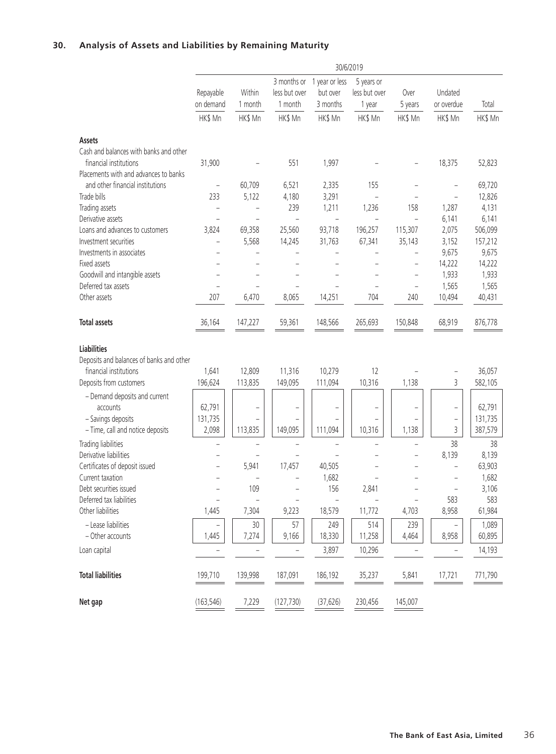## 30. Analysis of Assets and Liabilities by Remaining Maturity

| | 30/6/2019 | | | | | | | |
|---|---|---|---|---|---|---|---|---|
| | Repayable on demand | Within 1 month | 3 months or less but over 1 month | 1 year or less but over 3 months | 5 years or less but over 1 year | Over 5 years | Undated or overdue | Total |
| | HK$ Mn | HK$ Mn | HK$ Mn | HK$ Mn | HK$ Mn | HK$ Mn | HK$ Mn | HK$ Mn |
| **Assets** | | | | | | | | |
| Cash and balances with banks and other financial institutions | 31,900 | – | 551 | 1,997 | – | – | 18,375 | 52,823 |
| Placements with and advances to banks and other financial institutions | – | 60,709 | 6,521 | 2,335 | 155 | – | – | 69,720 |
| Trade bills | 233 | 5,122 | 4,180 | 3,291 | – | – | – | 12,826 |
| Trading assets | – | – | 239 | 1,211 | 1,236 | 158 | 1,287 | 4,131 |
| Derivative assets | – | – | – | – | – | – | 6,141 | 6,141 |
| Loans and advances to customers | 3,824 | 69,358 | 25,560 | 93,718 | 196,257 | 115,307 | 2,075 | 506,099 |
| Investment securities | – | 5,568 | 14,245 | 31,763 | 67,341 | 35,143 | 3,152 | 157,212 |
| Investments in associates | – | – | – | – | – | – | 9,675 | 9,675 |
| Fixed assets | – | – | – | – | – | – | 14,222 | 14,222 |
| Goodwill and intangible assets | – | – | – | – | – | – | 1,933 | 1,933 |
| Deferred tax assets | – | – | – | – | – | – | 1,565 | 1,565 |
| Other assets | 207 | 6,470 | 8,065 | 14,251 | 704 | 240 | 10,494 | 40,431 |
| **Total assets** | 36,164 | 147,227 | 59,361 | 148,566 | 265,693 | 150,848 | 68,919 | 876,778 |
| **Liabilities** | | | | | | | | |
| Deposits and balances of banks and other financial institutions | 1,641 | 12,809 | 11,316 | 10,279 | 12 | – | – | 36,057 |
| Deposits from customers | 196,624 | 113,835 | 149,095 | 111,094 | 10,316 | 1,138 | 3 | 582,105 |
| – Demand deposits and current accounts | 62,791 | – | – | – | – | – | – | 62,791 |
| – Savings deposits | 131,735 | – | – | – | – | – | – | 131,735 |
| – Time, call and notice deposits | 2,098 | 113,835 | 149,095 | 111,094 | 10,316 | 1,138 | 3 | 387,579 |
| Trading liabilities | – | – | – | – | – | – | 38 | 38 |
| Derivative liabilities | – | – | – | – | – | – | 8,139 | 8,139 |
| Certificates of deposit issued | – | 5,941 | 17,457 | 40,505 | – | – | – | 63,903 |
| Current taxation | – | – | – | 1,682 | – | – | – | 1,682 |
| Debt securities issued | – | 109 | – | 156 | 2,841 | – | – | 3,106 |
| Deferred tax liabilities | – | – | – | – | – | – | 583 | 583 |
| Other liabilities | 1,445 | 7,304 | 9,223 | 18,579 | 11,772 | 4,703 | 8,958 | 61,984 |
| – Lease liabilities | – | 30 | 57 | 249 | 514 | 239 | – | 1,089 |
| – Other accounts | 1,445 | 7,274 | 9,166 | 18,330 | 11,258 | 4,464 | 8,958 | 60,895 |
| Loan capital | – | – | – | 3,897 | 10,296 | – | – | 14,193 |
| **Total liabilities** | 199,710 | 139,998 | 187,091 | 186,192 | 35,237 | 5,841 | 17,721 | 771,790 |
| **Net gap** | (163,546) | 7,229 | (127,730) | (37,626) | 230,456 | 145,007 | | |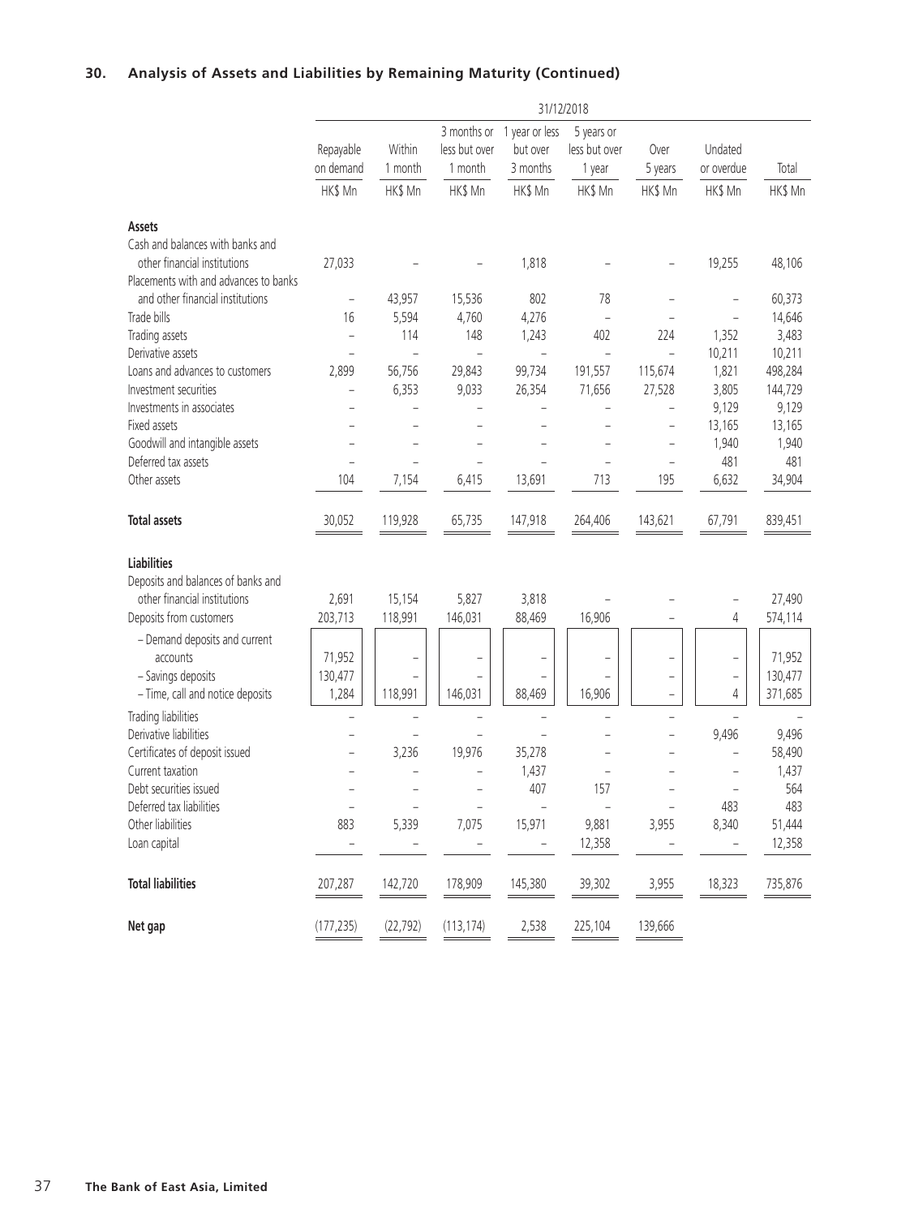## 30. Analysis of Assets and Liabilities by Remaining Maturity (Continued)

| | 31/12/2018 | | | | | | | |
|---|---|---|---|---|---|---|---|---|
| | Repayable on demand | Within 1 month | 3 months or less but over 1 month | 1 year or less but over 3 months | 5 years or less but over 1 year | Over 5 years | Undated or overdue | Total |
| | HK$ Mn | HK$ Mn | HK$ Mn | HK$ Mn | HK$ Mn | HK$ Mn | HK$ Mn | HK$ Mn |
| **Assets** | | | | | | | | |
| Cash and balances with banks and other financial institutions | 27,033 | – | – | 1,818 | – | – | 19,255 | 48,106 |
| Placements with and advances to banks and other financial institutions | – | 43,957 | 15,536 | 802 | 78 | – | – | 60,373 |
| Trade bills | 16 | 5,594 | 4,760 | 4,276 | – | – | – | 14,646 |
| Trading assets | – | 114 | 148 | 1,243 | 402 | 224 | 1,352 | 3,483 |
| Derivative assets | – | – | – | – | – | – | 10,211 | 10,211 |
| Loans and advances to customers | 2,899 | 56,756 | 29,843 | 99,734 | 191,557 | 115,674 | 1,821 | 498,284 |
| Investment securities | – | 6,353 | 9,033 | 26,354 | 71,656 | 27,528 | 3,805 | 144,729 |
| Investments in associates | – | – | – | – | – | – | 9,129 | 9,129 |
| Fixed assets | – | – | – | – | – | – | 13,165 | 13,165 |
| Goodwill and intangible assets | – | – | – | – | – | – | 1,940 | 1,940 |
| Deferred tax assets | – | – | – | – | – | – | 481 | 481 |
| Other assets | 104 | 7,154 | 6,415 | 13,691 | 713 | 195 | 6,632 | 34,904 |
| **Total assets** | 30,052 | 119,928 | 65,735 | 147,918 | 264,406 | 143,621 | 67,791 | 839,451 |
| **Liabilities** | | | | | | | | |
| Deposits and balances of banks and other financial institutions | 2,691 | 15,154 | 5,827 | 3,818 | – | – | – | 27,490 |
| Deposits from customers | 203,713 | 118,991 | 146,031 | 88,469 | 16,906 | – | 4 | 574,114 |
| – Demand deposits and current accounts | 71,952 | – | – | – | – | – | – | 71,952 |
| – Savings deposits | 130,477 | – | – | – | – | – | – | 130,477 |
| – Time, call and notice deposits | 1,284 | 118,991 | 146,031 | 88,469 | 16,906 | – | 4 | 371,685 |
| Trading liabilities | – | – | – | – | – | – | – | – |
| Derivative liabilities | – | – | – | – | – | – | 9,496 | 9,496 |
| Certificates of deposit issued | – | 3,236 | 19,976 | 35,278 | – | – | – | 58,490 |
| Current taxation | – | – | – | 1,437 | – | – | – | 1,437 |
| Debt securities issued | – | – | – | 407 | 157 | – | – | 564 |
| Deferred tax liabilities | – | – | – | – | – | – | 483 | 483 |
| Other liabilities | 883 | 5,339 | 7,075 | 15,971 | 9,881 | 3,955 | 8,340 | 51,444 |
| Loan capital | – | – | – | – | 12,358 | – | – | 12,358 |
| **Total liabilities** | 207,287 | 142,720 | 178,909 | 145,380 | 39,302 | 3,955 | 18,323 | 735,876 |
| **Net gap** | (177,235) | (22,792) | (113,174) | 2,538 | 225,104 | 139,666 | | |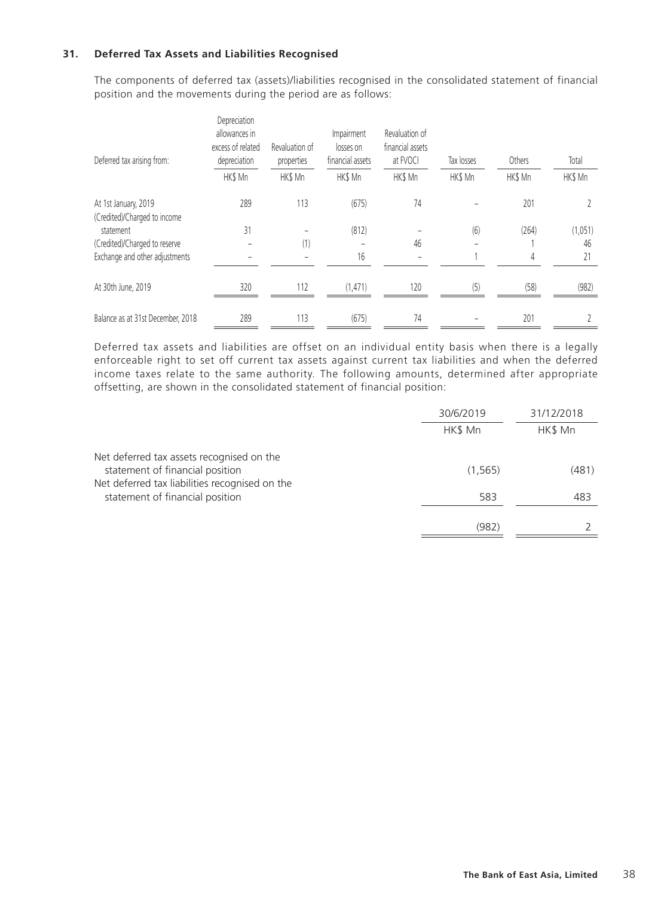### 31. Deferred Tax Assets and Liabilities Recognised

The components of deferred tax (assets)/liabilities recognised in the consolidated statement of financial position and the movements during the period are as follows:

| Deferred tax arising from: | Depreciation allowances in excess of related depreciation | Revaluation of properties | Impairment losses on financial assets | Revaluation of financial assets at FVOCI | Tax losses | Others | Total |
|---|---|---|---|---|---|---|---|
| | HK$ Mn | HK$ Mn | HK$ Mn | HK$ Mn | HK$ Mn | HK$ Mn | HK$ Mn |
| At 1st January, 2019 | 289 | 113 | (675) | 74 | – | 201 | 2 |
| (Credited)/Charged to income statement | 31 | – | (812) | – | (6) | (264) | (1,051) |
| (Credited)/Charged to reserve | – | (1) | – | 46 | – | 1 | 46 |
| Exchange and other adjustments | – | – | 16 | – | 1 | 4 | 21 |
| At 30th June, 2019 | 320 | 112 | (1,471) | 120 | (5) | (58) | (982) |
| Balance as at 31st December, 2018 | 289 | 113 | (675) | 74 | – | 201 | 2 |

Deferred tax assets and liabilities are offset on an individual entity basis when there is a legally enforceable right to set off current tax assets against current tax liabilities and when the deferred income taxes relate to the same authority. The following amounts, determined after appropriate offsetting, are shown in the consolidated statement of financial position:

| | 30/6/2019 | 31/12/2018 |
|---|---|---|
| | HK$ Mn | HK$ Mn |
| Net deferred tax assets recognised on the statement of financial position | (1,565) | (481) |
| Net deferred tax liabilities recognised on the statement of financial position | 583 | 483 |
| | (982) | 2 |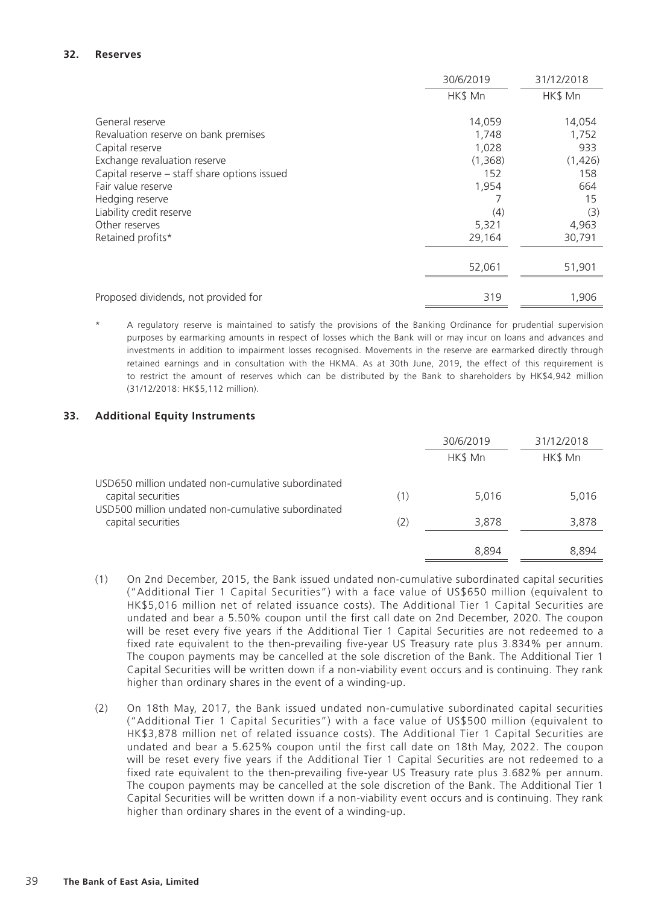## 32. Reserves

| | 30/6/2019 | 31/12/2018 |
|---|---|---|
| | HK$ Mn | HK$ Mn |
| General reserve | 14,059 | 14,054 |
| Revaluation reserve on bank premises | 1,748 | 1,752 |
| Capital reserve | 1,028 | 933 |
| Exchange revaluation reserve | (1,368) | (1,426) |
| Capital reserve – staff share options issued | 152 | 158 |
| Fair value reserve | 1,954 | 664 |
| Hedging reserve | 7 | 15 |
| Liability credit reserve | (4) | (3) |
| Other reserves | 5,321 | 4,963 |
| Retained profits* | 29,164 | 30,791 |
| | 52,061 | 51,901 |
| Proposed dividends, not provided for | 319 | 1,906 |

\* A regulatory reserve is maintained to satisfy the provisions of the Banking Ordinance for prudential supervision purposes by earmarking amounts in respect of losses which the Bank will or may incur on loans and advances and investments in addition to impairment losses recognised. Movements in the reserve are earmarked directly through retained earnings and in consultation with the HKMA. As at 30th June, 2019, the effect of this requirement is to restrict the amount of reserves which can be distributed by the Bank to shareholders by HK$4,942 million (31/12/2018: HK$5,112 million).

## 33. Additional Equity Instruments

| | | 30/6/2019 | 31/12/2018 |
|---|---|---|---|
| | | HK$ Mn | HK$ Mn |
| USD650 million undated non-cumulative subordinated capital securities | (1) | 5,016 | 5,016 |
| USD500 million undated non-cumulative subordinated capital securities | (2) | 3,878 | 3,878 |
| | | 8,894 | 8,894 |

(1) On 2nd December, 2015, the Bank issued undated non-cumulative subordinated capital securities ("Additional Tier 1 Capital Securities") with a face value of US$650 million (equivalent to HK$5,016 million net of related issuance costs). The Additional Tier 1 Capital Securities are undated and bear a 5.50% coupon until the first call date on 2nd December, 2020. The coupon will be reset every five years if the Additional Tier 1 Capital Securities are not redeemed to a fixed rate equivalent to the then-prevailing five-year US Treasury rate plus 3.834% per annum. The coupon payments may be cancelled at the sole discretion of the Bank. The Additional Tier 1 Capital Securities will be written down if a non-viability event occurs and is continuing. They rank higher than ordinary shares in the event of a winding-up.

(2) On 18th May, 2017, the Bank issued undated non-cumulative subordinated capital securities ("Additional Tier 1 Capital Securities") with a face value of US$500 million (equivalent to HK$3,878 million net of related issuance costs). The Additional Tier 1 Capital Securities are undated and bear a 5.625% coupon until the first call date on 18th May, 2022. The coupon will be reset every five years if the Additional Tier 1 Capital Securities are not redeemed to a fixed rate equivalent to the then-prevailing five-year US Treasury rate plus 3.682% per annum. The coupon payments may be cancelled at the sole discretion of the Bank. The Additional Tier 1 Capital Securities will be written down if a non-viability event occurs and is continuing. They rank higher than ordinary shares in the event of a winding-up.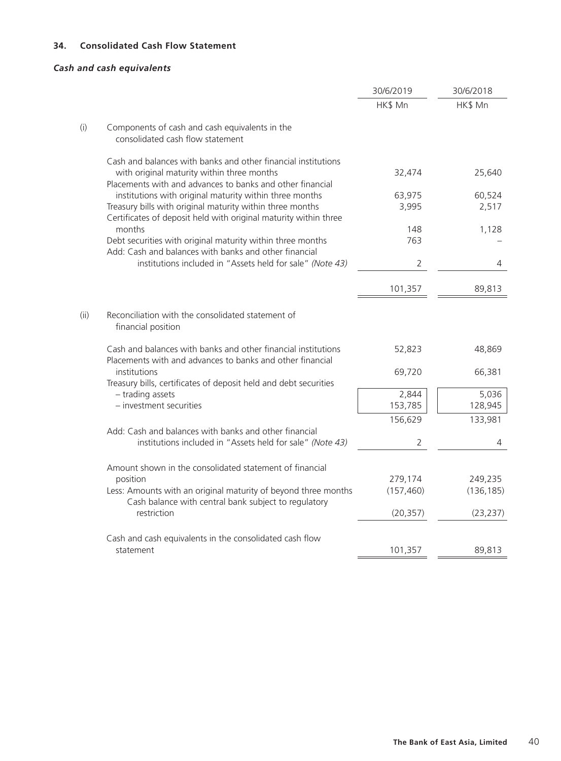**34. Consolidated Cash Flow Statement**

***Cash and cash equivalents***

| | | 30/6/2019 | 30/6/2018 |
|---|---|---|---|
| | | HK$ Mn | HK$ Mn |
| (i) | Components of cash and cash equivalents in the consolidated cash flow statement | | |
| | Cash and balances with banks and other financial institutions with original maturity within three months | 32,474 | 25,640 |
| | Placements with and advances to banks and other financial institutions with original maturity within three months | 63,975 | 60,524 |
| | Treasury bills with original maturity within three months | 3,995 | 2,517 |
| | Certificates of deposit held with original maturity within three months | 148 | 1,128 |
| | Debt securities with original maturity within three months | 763 | – |
| | Add: Cash and balances with banks and other financial institutions included in "Assets held for sale" *(Note 43)* | 2 | 4 |
| | | 101,357 | 89,813 |
| (ii) | Reconciliation with the consolidated statement of financial position | | |
| | Cash and balances with banks and other financial institutions | 52,823 | 48,869 |
| | Placements with and advances to banks and other financial institutions | 69,720 | 66,381 |
| | Treasury bills, certificates of deposit held and debt securities | | |
| | – trading assets | 2,844 | 5,036 |
| | – investment securities | 153,785 | 128,945 |
| | | 156,629 | 133,981 |
| | Add: Cash and balances with banks and other financial institutions included in "Assets held for sale" *(Note 43)* | 2 | 4 |
| | Amount shown in the consolidated statement of financial position | 279,174 | 249,235 |
| | Less: Amounts with an original maturity of beyond three months | (157,460) | (136,185) |
| | Cash balance with central bank subject to regulatory restriction | (20,357) | (23,237) |
| | Cash and cash equivalents in the consolidated cash flow statement | 101,357 | 89,813 |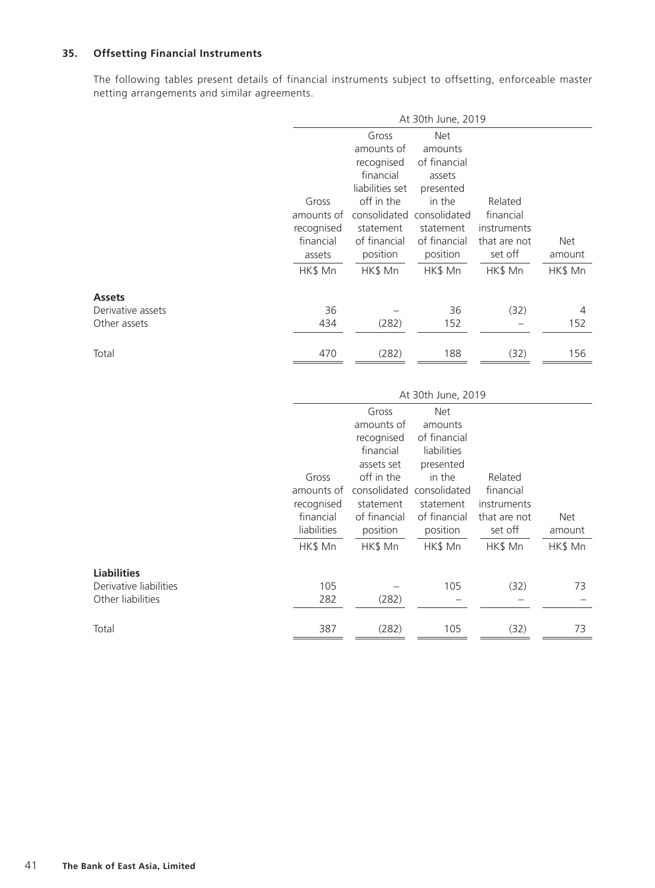## 35. Offsetting Financial Instruments

The following tables present details of financial instruments subject to offsetting, enforceable master netting arrangements and similar agreements.

| | At 30th June, 2019 | | | | |
|---|---|---|---|---|---|
| | Gross amounts of recognised financial assets | Gross amounts of recognised financial liabilities set off in the consolidated statement of financial position | Net amounts of financial assets presented in the consolidated statement of financial position | Related financial instruments that are not set off | Net amount |
| | HK$ Mn | HK$ Mn | HK$ Mn | HK$ Mn | HK$ Mn |
| **Assets** | | | | | |
| Derivative assets | 36 | – | 36 | (32) | 4 |
| Other assets | 434 | (282) | 152 | – | 152 |
| Total | 470 | (282) | 188 | (32) | 156 |

| | At 30th June, 2019 | | | | |
|---|---|---|---|---|---|
| | Gross amounts of recognised financial liabilities | Gross amounts of recognised financial assets set off in the consolidated statement of financial position | Net amounts of financial liabilities presented in the consolidated statement of financial position | Related financial instruments that are not set off | Net amount |
| | HK$ Mn | HK$ Mn | HK$ Mn | HK$ Mn | HK$ Mn |
| **Liabilities** | | | | | |
| Derivative liabilities | 105 | – | 105 | (32) | 73 |
| Other liabilities | 282 | (282) | – | – | – |
| Total | 387 | (282) | 105 | (32) | 73 |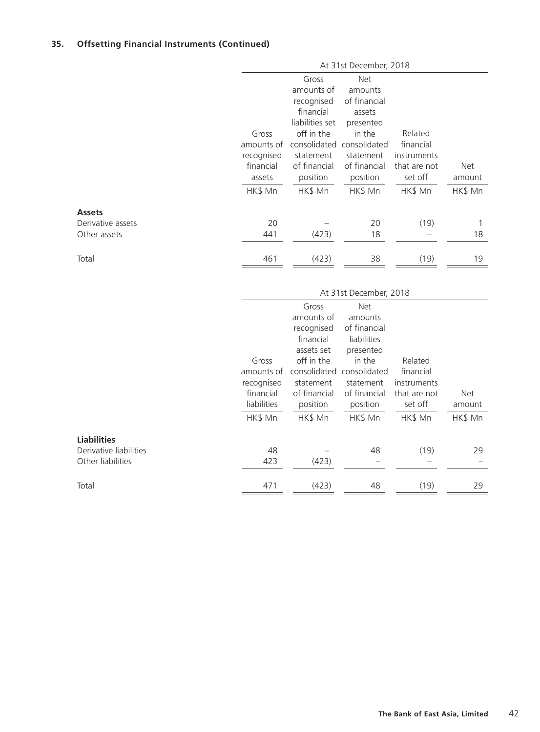## 35. Offsetting Financial Instruments (Continued)

| | At 31st December, 2018 | | | | |
|---|---|---|---|---|---|
| | Gross amounts of recognised financial assets | Gross amounts of recognised financial liabilities set off in the consolidated statement of financial position | Net amounts of financial assets presented in the consolidated statement of financial position | Related financial instruments that are not set off | Net amount |
| | HK$ Mn | HK$ Mn | HK$ Mn | HK$ Mn | HK$ Mn |
| **Assets** | | | | | |
| Derivative assets | 20 | – | 20 | (19) | 1 |
| Other assets | 441 | (423) | 18 | – | 18 |
| Total | 461 | (423) | 38 | (19) | 19 |

| | At 31st December, 2018 | | | | |
|---|---|---|---|---|---|
| | Gross amounts of recognised financial liabilities | Gross amounts of recognised financial assets set off in the consolidated statement of financial position | Net amounts of financial liabilities presented in the consolidated statement of financial position | Related financial instruments that are not set off | Net amount |
| | HK$ Mn | HK$ Mn | HK$ Mn | HK$ Mn | HK$ Mn |
| **Liabilities** | | | | | |
| Derivative liabilities | 48 | – | 48 | (19) | 29 |
| Other liabilities | 423 | (423) | – | – | – |
| Total | 471 | (423) | 48 | (19) | 29 |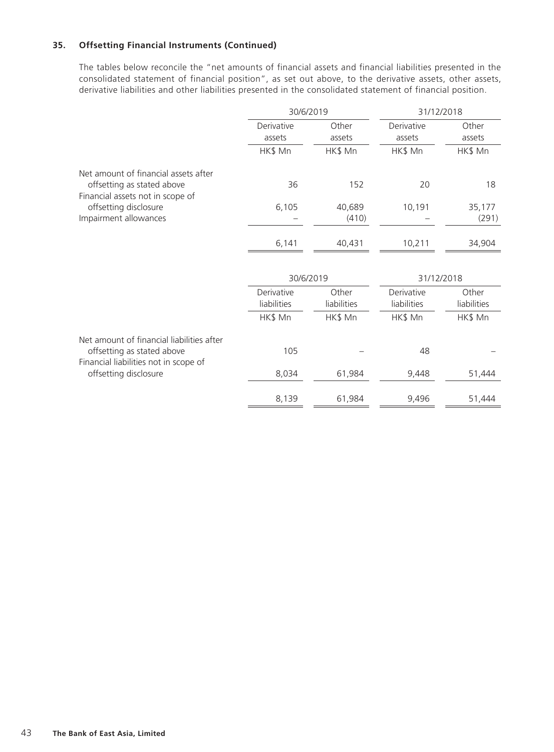## 35. Offsetting Financial Instruments (Continued)

The tables below reconcile the "net amounts of financial assets and financial liabilities presented in the consolidated statement of financial position", as set out above, to the derivative assets, other assets, derivative liabilities and other liabilities presented in the consolidated statement of financial position.

| | 30/6/2019 | | 31/12/2018 | |
|---|---|---|---|---|
| | Derivative assets | Other assets | Derivative assets | Other assets |
| | HK$ Mn | HK$ Mn | HK$ Mn | HK$ Mn |
| Net amount of financial assets after offsetting as stated above | 36 | 152 | 20 | 18 |
| Financial assets not in scope of offsetting disclosure | 6,105 | 40,689 | 10,191 | 35,177 |
| Impairment allowances | – | (410) | – | (291) |
| | 6,141 | 40,431 | 10,211 | 34,904 |

| | 30/6/2019 | | 31/12/2018 | |
|---|---|---|---|---|
| | Derivative liabilities | Other liabilities | Derivative liabilities | Other liabilities |
| | HK$ Mn | HK$ Mn | HK$ Mn | HK$ Mn |
| Net amount of financial liabilities after offsetting as stated above | 105 | – | 48 | – |
| Financial liabilities not in scope of offsetting disclosure | 8,034 | 61,984 | 9,448 | 51,444 |
| | 8,139 | 61,984 | 9,496 | 51,444 |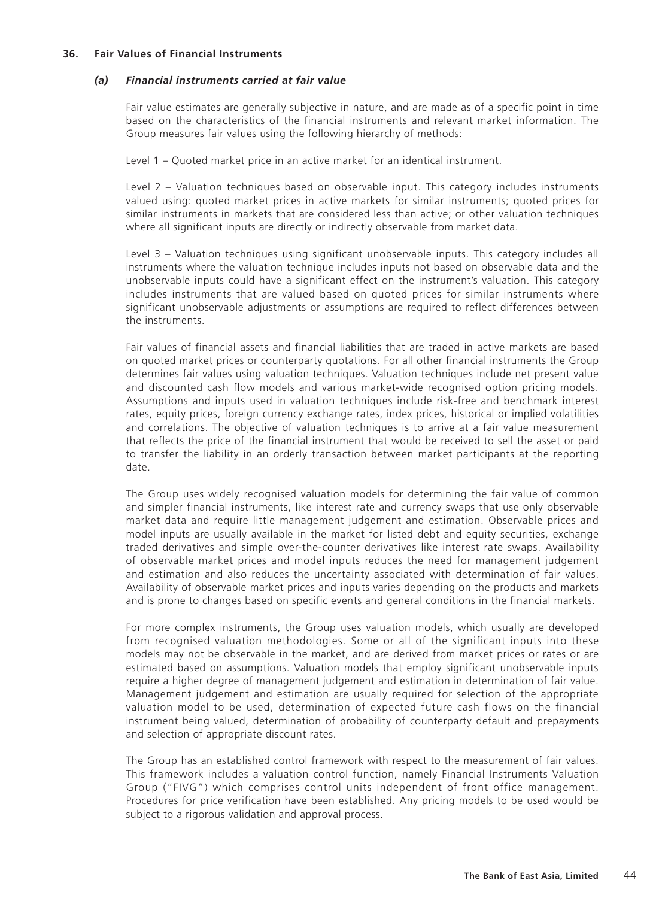## 36. Fair Values of Financial Instruments

### *(a) Financial instruments carried at fair value*

Fair value estimates are generally subjective in nature, and are made as of a specific point in time based on the characteristics of the financial instruments and relevant market information. The Group measures fair values using the following hierarchy of methods:

Level 1 – Quoted market price in an active market for an identical instrument.

Level 2 – Valuation techniques based on observable input. This category includes instruments valued using: quoted market prices in active markets for similar instruments; quoted prices for similar instruments in markets that are considered less than active; or other valuation techniques where all significant inputs are directly or indirectly observable from market data.

Level 3 – Valuation techniques using significant unobservable inputs. This category includes all instruments where the valuation technique includes inputs not based on observable data and the unobservable inputs could have a significant effect on the instrument's valuation. This category includes instruments that are valued based on quoted prices for similar instruments where significant unobservable adjustments or assumptions are required to reflect differences between the instruments.

Fair values of financial assets and financial liabilities that are traded in active markets are based on quoted market prices or counterparty quotations. For all other financial instruments the Group determines fair values using valuation techniques. Valuation techniques include net present value and discounted cash flow models and various market-wide recognised option pricing models. Assumptions and inputs used in valuation techniques include risk-free and benchmark interest rates, equity prices, foreign currency exchange rates, index prices, historical or implied volatilities and correlations. The objective of valuation techniques is to arrive at a fair value measurement that reflects the price of the financial instrument that would be received to sell the asset or paid to transfer the liability in an orderly transaction between market participants at the reporting date.

The Group uses widely recognised valuation models for determining the fair value of common and simpler financial instruments, like interest rate and currency swaps that use only observable market data and require little management judgement and estimation. Observable prices and model inputs are usually available in the market for listed debt and equity securities, exchange traded derivatives and simple over-the-counter derivatives like interest rate swaps. Availability of observable market prices and model inputs reduces the need for management judgement and estimation and also reduces the uncertainty associated with determination of fair values. Availability of observable market prices and inputs varies depending on the products and markets and is prone to changes based on specific events and general conditions in the financial markets.

For more complex instruments, the Group uses valuation models, which usually are developed from recognised valuation methodologies. Some or all of the significant inputs into these models may not be observable in the market, and are derived from market prices or rates or are estimated based on assumptions. Valuation models that employ significant unobservable inputs require a higher degree of management judgement and estimation in determination of fair value. Management judgement and estimation are usually required for selection of the appropriate valuation model to be used, determination of expected future cash flows on the financial instrument being valued, determination of probability of counterparty default and prepayments and selection of appropriate discount rates.

The Group has an established control framework with respect to the measurement of fair values. This framework includes a valuation control function, namely Financial Instruments Valuation Group ("FIVG") which comprises control units independent of front office management. Procedures for price verification have been established. Any pricing models to be used would be subject to a rigorous validation and approval process.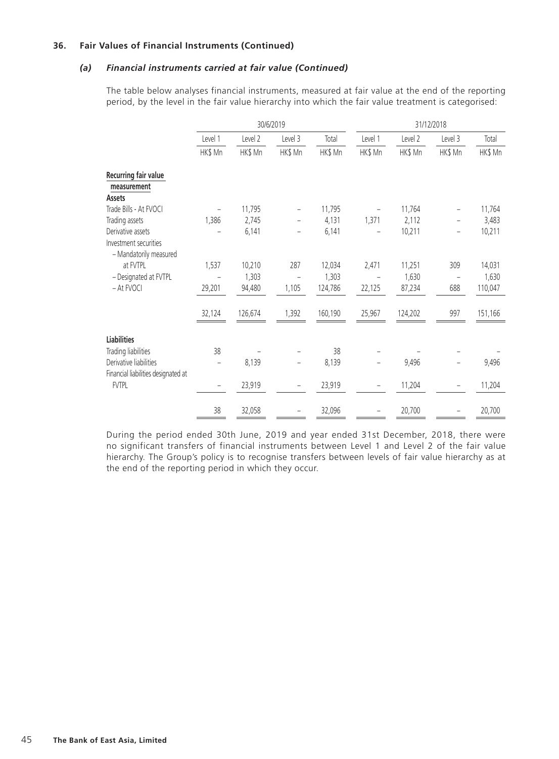## 36. Fair Values of Financial Instruments (Continued)

### *(a) Financial instruments carried at fair value (Continued)*

The table below analyses financial instruments, measured at fair value at the end of the reporting period, by the level in the fair value hierarchy into which the fair value treatment is categorised:

| | 30/6/2019 | | | | 31/12/2018 | | | |
|---|---|---|---|---|---|---|---|---|
| | Level 1 | Level 2 | Level 3 | Total | Level 1 | Level 2 | Level 3 | Total |
| | HK$ Mn | HK$ Mn | HK$ Mn | HK$ Mn | HK$ Mn | HK$ Mn | HK$ Mn | HK$ Mn |
| **Recurring fair value measurement** | | | | | | | | |
| **Assets** | | | | | | | | |
| Trade Bills - At FVOCI | – | 11,795 | – | 11,795 | – | 11,764 | – | 11,764 |
| Trading assets | 1,386 | 2,745 | – | 4,131 | 1,371 | 2,112 | – | 3,483 |
| Derivative assets | – | 6,141 | – | 6,141 | – | 10,211 | – | 10,211 |
| Investment securities | | | | | | | | |
| – Mandatorily measured at FVTPL | 1,537 | 10,210 | 287 | 12,034 | 2,471 | 11,251 | 309 | 14,031 |
| – Designated at FVTPL | – | 1,303 | – | 1,303 | – | 1,630 | – | 1,630 |
| – At FVOCI | 29,201 | 94,480 | 1,105 | 124,786 | 22,125 | 87,234 | 688 | 110,047 |
| | 32,124 | 126,674 | 1,392 | 160,190 | 25,967 | 124,202 | 997 | 151,166 |
| **Liabilities** | | | | | | | | |
| Trading liabilities | 38 | – | – | 38 | – | – | – | – |
| Derivative liabilities | – | 8,139 | – | 8,139 | – | 9,496 | – | 9,496 |
| Financial liabilities designated at FVTPL | – | 23,919 | – | 23,919 | – | 11,204 | – | 11,204 |
| | 38 | 32,058 | – | 32,096 | – | 20,700 | – | 20,700 |

During the period ended 30th June, 2019 and year ended 31st December, 2018, there were no significant transfers of financial instruments between Level 1 and Level 2 of the fair value hierarchy. The Group's policy is to recognise transfers between levels of fair value hierarchy as at the end of the reporting period in which they occur.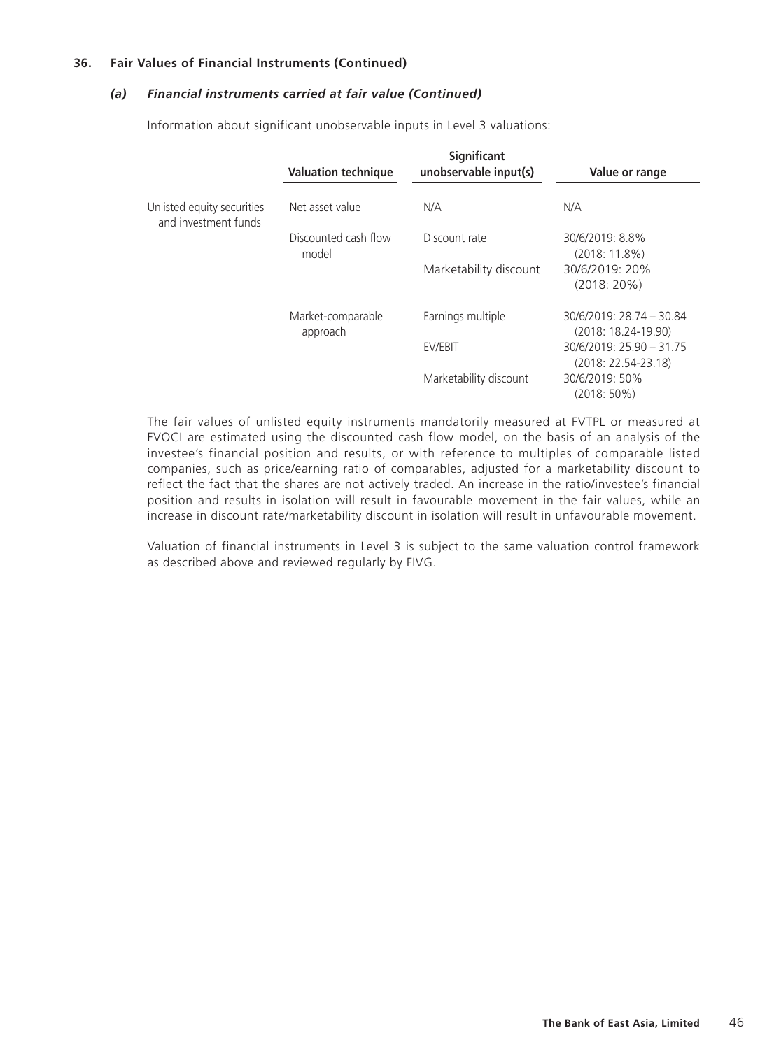### 36. Fair Values of Financial Instruments (Continued)

#### *(a) Financial instruments carried at fair value (Continued)*

Information about significant unobservable inputs in Level 3 valuations:

| | Valuation technique | Significant unobservable input(s) | Value or range |
|---|---|---|---|
| Unlisted equity securities and investment funds | Net asset value | N/A | N/A |
| | Discounted cash flow model | Discount rate | 30/6/2019: 8.8% (2018: 11.8%) |
| | | Marketability discount | 30/6/2019: 20% (2018: 20%) |
| | Market-comparable approach | Earnings multiple | 30/6/2019: 28.74 – 30.84 (2018: 18.24-19.90) |
| | | EV/EBIT | 30/6/2019: 25.90 – 31.75 (2018: 22.54-23.18) |
| | | Marketability discount | 30/6/2019: 50% (2018: 50%) |

The fair values of unlisted equity instruments mandatorily measured at FVTPL or measured at FVOCI are estimated using the discounted cash flow model, on the basis of an analysis of the investee's financial position and results, or with reference to multiples of comparable listed companies, such as price/earning ratio of comparables, adjusted for a marketability discount to reflect the fact that the shares are not actively traded. An increase in the ratio/investee's financial position and results in isolation will result in favourable movement in the fair values, while an increase in discount rate/marketability discount in isolation will result in unfavourable movement.

Valuation of financial instruments in Level 3 is subject to the same valuation control framework as described above and reviewed regularly by FIVG.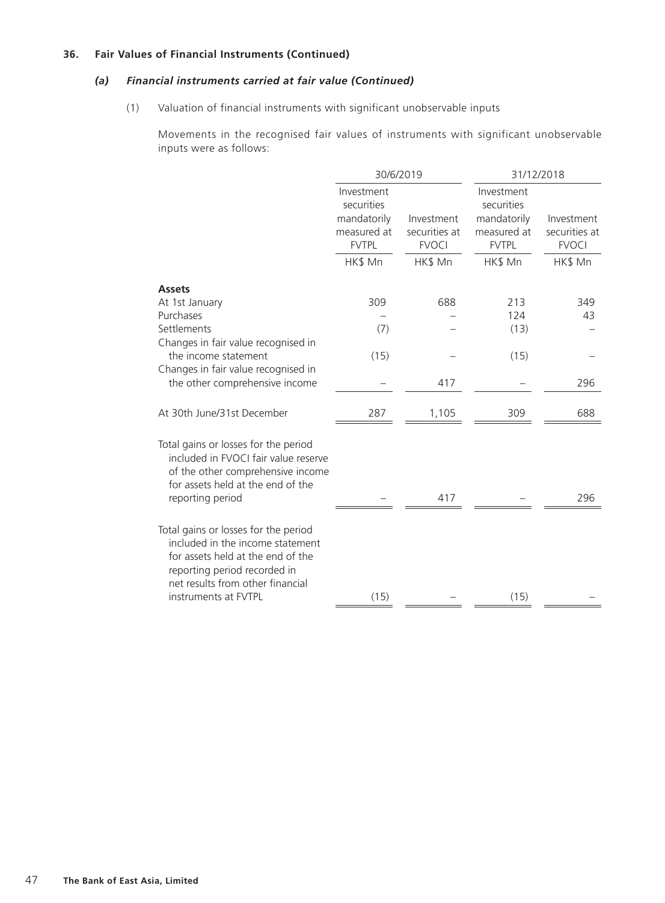## 36. Fair Values of Financial Instruments (Continued)

### *(a) Financial instruments carried at fair value (Continued)*

(1) Valuation of financial instruments with significant unobservable inputs

Movements in the recognised fair values of instruments with significant unobservable inputs were as follows:

| | 30/6/2019 | | 31/12/2018 | |
|---|---|---|---|---|
| | Investment securities mandatorily measured at FVTPL | Investment securities at FVOCI | Investment securities mandatorily measured at FVTPL | Investment securities at FVOCI |
| | HK$ Mn | HK$ Mn | HK$ Mn | HK$ Mn |
| **Assets** | | | | |
| At 1st January | 309 | 688 | 213 | 349 |
| Purchases | – | – | 124 | 43 |
| Settlements | (7) | – | (13) | – |
| Changes in fair value recognised in the income statement | (15) | – | (15) | – |
| Changes in fair value recognised in the other comprehensive income | – | 417 | – | 296 |
| At 30th June/31st December | 287 | 1,105 | 309 | 688 |
| Total gains or losses for the period included in FVOCI fair value reserve of the other comprehensive income for assets held at the end of the reporting period | – | 417 | – | 296 |
| Total gains or losses for the period included in the income statement for assets held at the end of the reporting period recorded in net results from other financial instruments at FVTPL | (15) | – | (15) | – |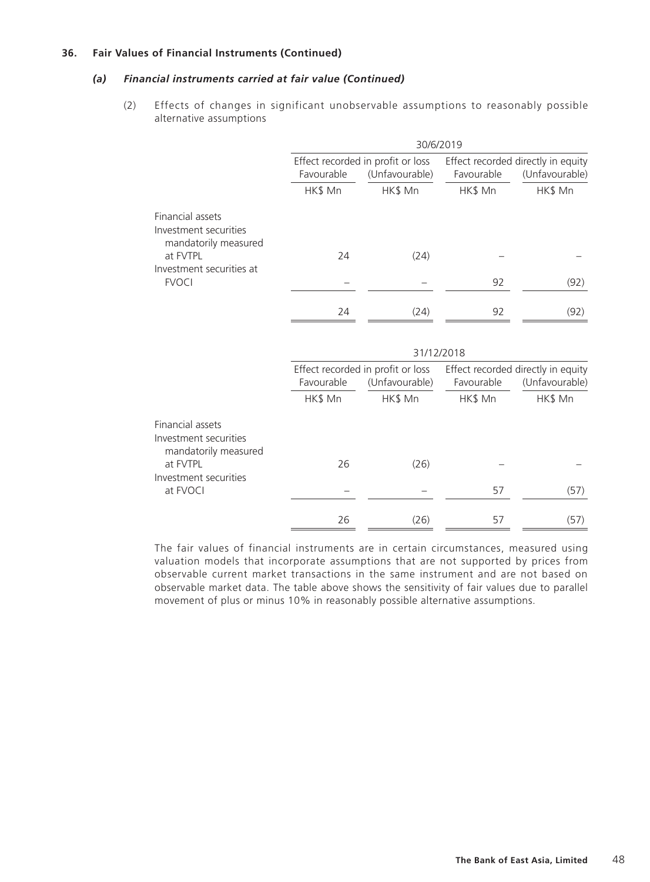## 36. Fair Values of Financial Instruments (Continued)

### *(a) Financial instruments carried at fair value (Continued)*

(2) Effects of changes in significant unobservable assumptions to reasonably possible alternative assumptions

| | 30/6/2019 | | | |
|---|---|---|---|---|
| | Effect recorded in profit or loss | | Effect recorded directly in equity | |
| | Favourable | (Unfavourable) | Favourable | (Unfavourable) |
| | HK$ Mn | HK$ Mn | HK$ Mn | HK$ Mn |
| Financial assets | | | | |
| Investment securities mandatorily measured at FVTPL | 24 | (24) | – | – |
| Investment securities at FVOCI | – | – | 92 | (92) |
| | 24 | (24) | 92 | (92) |

| | 31/12/2018 | | | |
|---|---|---|---|---|
| | Effect recorded in profit or loss | | Effect recorded directly in equity | |
| | Favourable | (Unfavourable) | Favourable | (Unfavourable) |
| | HK$ Mn | HK$ Mn | HK$ Mn | HK$ Mn |
| Financial assets | | | | |
| Investment securities mandatorily measured at FVTPL | 26 | (26) | – | – |
| Investment securities at FVOCI | – | – | 57 | (57) |
| | 26 | (26) | 57 | (57) |

The fair values of financial instruments are in certain circumstances, measured using valuation models that incorporate assumptions that are not supported by prices from observable current market transactions in the same instrument and are not based on observable market data. The table above shows the sensitivity of fair values due to parallel movement of plus or minus 10% in reasonably possible alternative assumptions.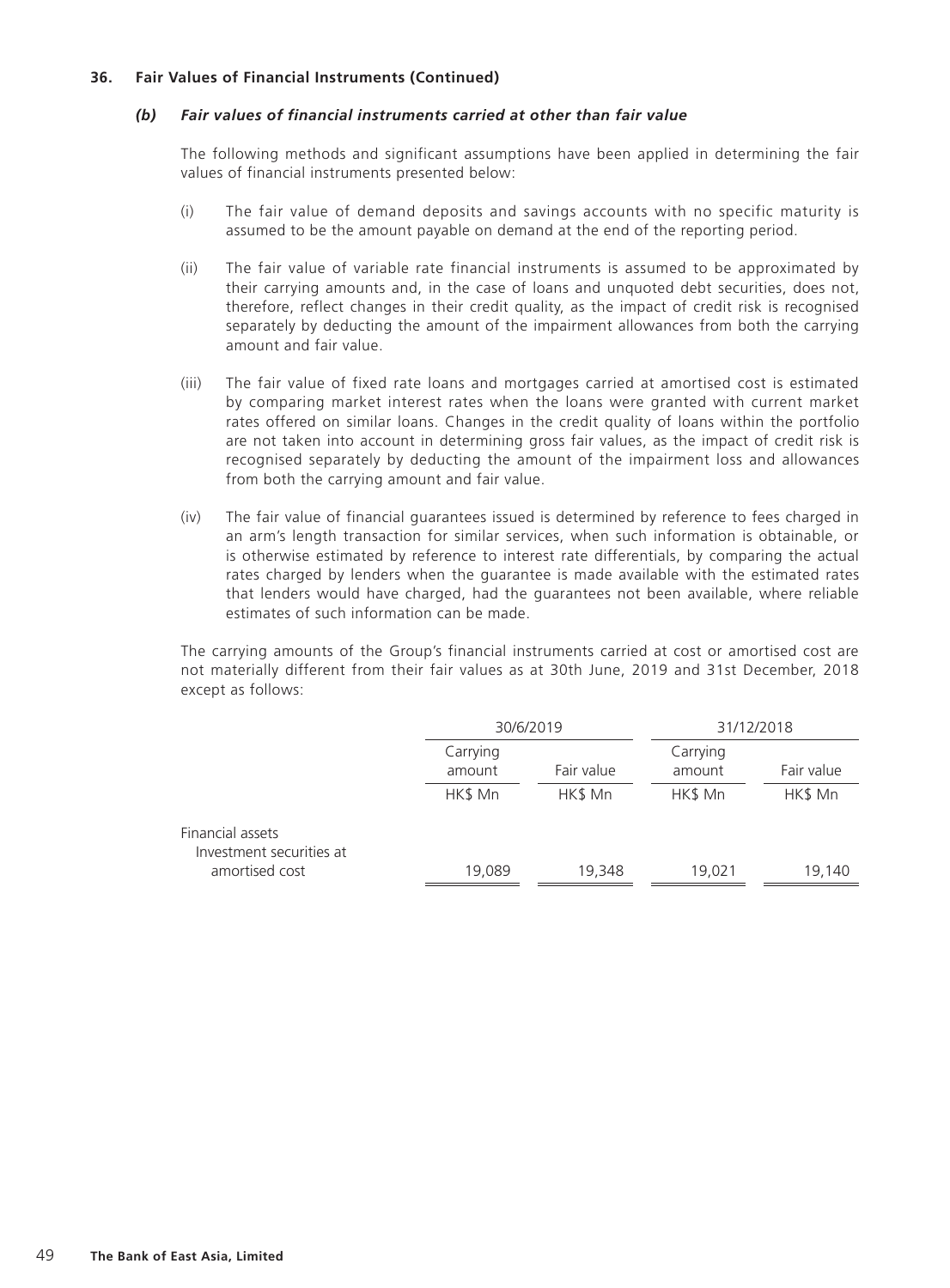### 36. Fair Values of Financial Instruments (Continued)

#### *(b) Fair values of financial instruments carried at other than fair value*

The following methods and significant assumptions have been applied in determining the fair values of financial instruments presented below:

(i) The fair value of demand deposits and savings accounts with no specific maturity is assumed to be the amount payable on demand at the end of the reporting period.

(ii) The fair value of variable rate financial instruments is assumed to be approximated by their carrying amounts and, in the case of loans and unquoted debt securities, does not, therefore, reflect changes in their credit quality, as the impact of credit risk is recognised separately by deducting the amount of the impairment allowances from both the carrying amount and fair value.

(iii) The fair value of fixed rate loans and mortgages carried at amortised cost is estimated by comparing market interest rates when the loans were granted with current market rates offered on similar loans. Changes in the credit quality of loans within the portfolio are not taken into account in determining gross fair values, as the impact of credit risk is recognised separately by deducting the amount of the impairment loss and allowances from both the carrying amount and fair value.

(iv) The fair value of financial guarantees issued is determined by reference to fees charged in an arm's length transaction for similar services, when such information is obtainable, or is otherwise estimated by reference to interest rate differentials, by comparing the actual rates charged by lenders when the guarantee is made available with the estimated rates that lenders would have charged, had the guarantees not been available, where reliable estimates of such information can be made.

The carrying amounts of the Group's financial instruments carried at cost or amortised cost are not materially different from their fair values as at 30th June, 2019 and 31st December, 2018 except as follows:

| | 30/6/2019 | | 31/12/2018 | |
|---|---|---|---|---|
| | Carrying amount | Fair value | Carrying amount | Fair value |
| | HK$ Mn | HK$ Mn | HK$ Mn | HK$ Mn |
| Financial assets | | | | |
| Investment securities at amortised cost | 19,089 | 19,348 | 19,021 | 19,140 |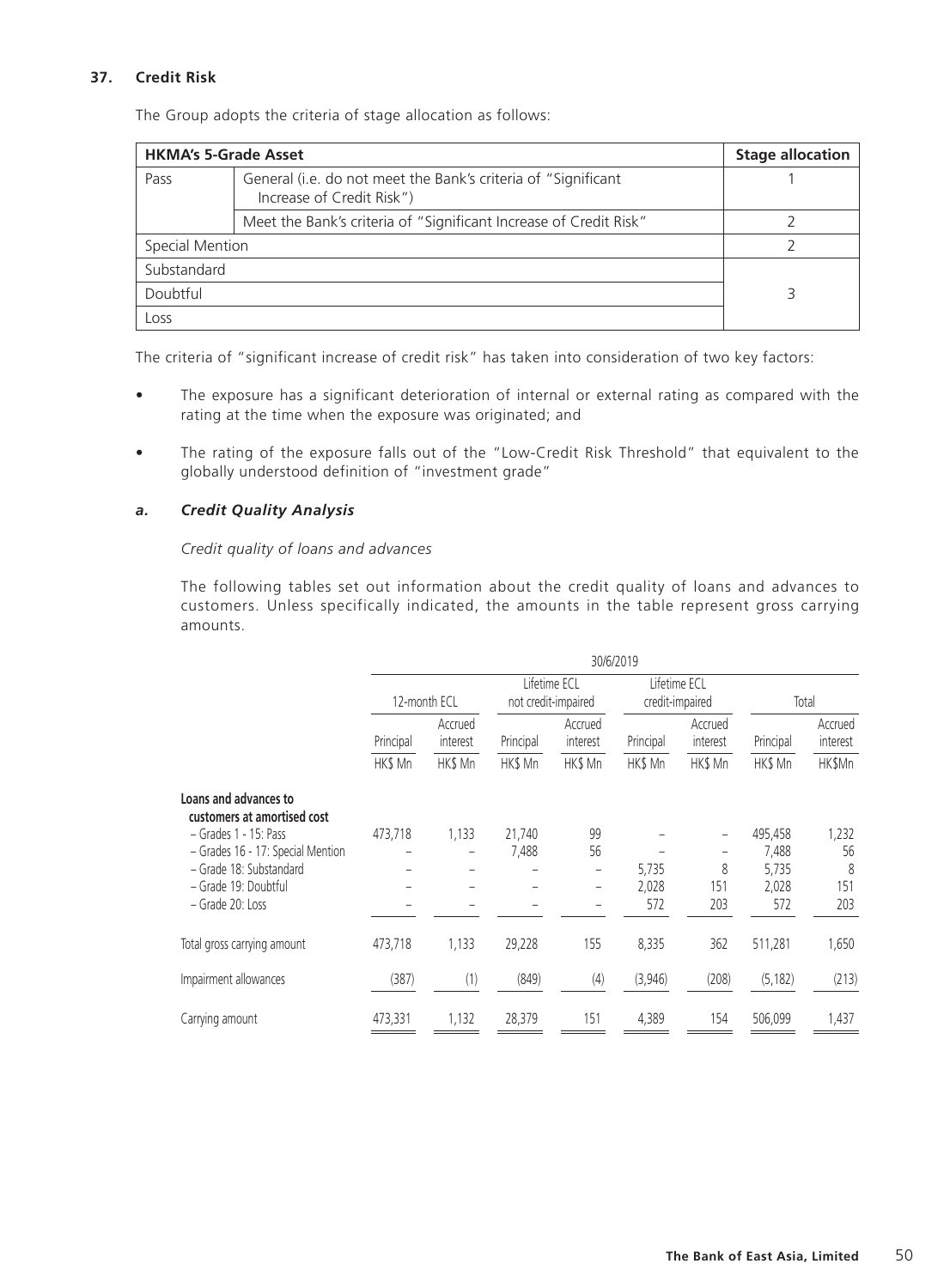## 37. Credit Risk

The Group adopts the criteria of stage allocation as follows:

| HKMA's 5-Grade Asset | | Stage allocation |
|---|---|---|
| Pass | General (i.e. do not meet the Bank's criteria of "Significant Increase of Credit Risk") | 1 |
| | Meet the Bank's criteria of "Significant Increase of Credit Risk" | 2 |
| Special Mention | | 2 |
| Substandard | | 3 |
| Doubtful | | 3 |
| Loss | | 3 |

The criteria of "significant increase of credit risk" has taken into consideration of two key factors:

- The exposure has a significant deterioration of internal or external rating as compared with the rating at the time when the exposure was originated; and
- The rating of the exposure falls out of the "Low-Credit Risk Threshold" that equivalent to the globally understood definition of "investment grade"

### a. *Credit Quality Analysis*

*Credit quality of loans and advances*

The following tables set out information about the credit quality of loans and advances to customers. Unless specifically indicated, the amounts in the table represent gross carrying amounts.

| | 30/6/2019 | | | | | | | |
|---|---|---|---|---|---|---|---|---|
| | 12-month ECL | | Lifetime ECL not credit-impaired | | Lifetime ECL credit-impaired | | Total | |
| | Principal | Accrued interest | Principal | Accrued interest | Principal | Accrued interest | Principal | Accrued interest |
| | HK$ Mn | HK$ Mn | HK$ Mn | HK$ Mn | HK$ Mn | HK$ Mn | HK$ Mn | HK$Mn |
| **Loans and advances to customers at amortised cost** | | | | | | | | |
| – Grades 1 - 15: Pass | 473,718 | 1,133 | 21,740 | 99 | – | – | 495,458 | 1,232 |
| – Grades 16 - 17: Special Mention | – | – | 7,488 | 56 | – | – | 7,488 | 56 |
| – Grade 18: Substandard | – | – | – | – | 5,735 | 8 | 5,735 | 8 |
| – Grade 19: Doubtful | – | – | – | – | 2,028 | 151 | 2,028 | 151 |
| – Grade 20: Loss | – | – | – | – | 572 | 203 | 572 | 203 |
| Total gross carrying amount | 473,718 | 1,133 | 29,228 | 155 | 8,335 | 362 | 511,281 | 1,650 |
| Impairment allowances | (387) | (1) | (849) | (4) | (3,946) | (208) | (5,182) | (213) |
| Carrying amount | 473,331 | 1,132 | 28,379 | 151 | 4,389 | 154 | 506,099 | 1,437 |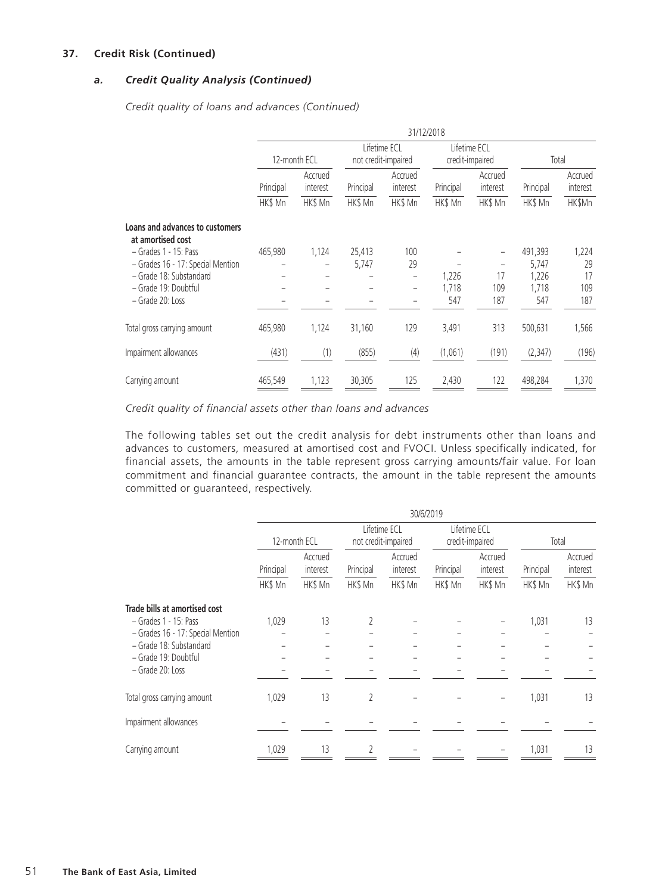## 37. Credit Risk (Continued)

### *a. Credit Quality Analysis (Continued)*

*Credit quality of loans and advances (Continued)*

| | 31/12/2018 | | | | | | | |
|---|---|---|---|---|---|---|---|---|
| | 12-month ECL | | Lifetime ECL not credit-impaired | | Lifetime ECL credit-impaired | | Total | |
| | Principal | Accrued interest | Principal | Accrued interest | Principal | Accrued interest | Principal | Accrued interest |
| | HK$ Mn | HK$ Mn | HK$ Mn | HK$ Mn | HK$ Mn | HK$ Mn | HK$ Mn | HK$Mn |
| **Loans and advances to customers at amortised cost** | | | | | | | | |
| – Grades 1 - 15: Pass | 465,980 | 1,124 | 25,413 | 100 | – | – | 491,393 | 1,224 |
| – Grades 16 - 17: Special Mention | – | – | 5,747 | 29 | – | – | 5,747 | 29 |
| – Grade 18: Substandard | – | – | – | – | 1,226 | 17 | 1,226 | 17 |
| – Grade 19: Doubtful | – | – | – | – | 1,718 | 109 | 1,718 | 109 |
| – Grade 20: Loss | – | – | – | – | 547 | 187 | 547 | 187 |
| Total gross carrying amount | 465,980 | 1,124 | 31,160 | 129 | 3,491 | 313 | 500,631 | 1,566 |
| Impairment allowances | (431) | (1) | (855) | (4) | (1,061) | (191) | (2,347) | (196) |
| Carrying amount | 465,549 | 1,123 | 30,305 | 125 | 2,430 | 122 | 498,284 | 1,370 |

*Credit quality of financial assets other than loans and advances*

The following tables set out the credit analysis for debt instruments other than loans and advances to customers, measured at amortised cost and FVOCI. Unless specifically indicated, for financial assets, the amounts in the table represent gross carrying amounts/fair value. For loan commitment and financial guarantee contracts, the amount in the table represent the amounts committed or guaranteed, respectively.

| | 30/6/2019 | | | | | | | |
|---|---|---|---|---|---|---|---|---|
| | 12-month ECL | | Lifetime ECL not credit-impaired | | Lifetime ECL credit-impaired | | Total | |
| | Principal | Accrued interest | Principal | Accrued interest | Principal | Accrued interest | Principal | Accrued interest |
| | HK$ Mn | HK$ Mn | HK$ Mn | HK$ Mn | HK$ Mn | HK$ Mn | HK$ Mn | HK$ Mn |
| **Trade bills at amortised cost** | | | | | | | | |
| – Grades 1 - 15: Pass | 1,029 | 13 | 2 | – | – | – | 1,031 | 13 |
| – Grades 16 - 17: Special Mention | – | – | – | – | – | – | – | – |
| – Grade 18: Substandard | – | – | – | – | – | – | – | – |
| – Grade 19: Doubtful | – | – | – | – | – | – | – | – |
| – Grade 20: Loss | – | – | – | – | – | – | – | – |
| Total gross carrying amount | 1,029 | 13 | 2 | – | – | – | 1,031 | 13 |
| Impairment allowances | – | – | – | – | – | – | – | – |
| Carrying amount | 1,029 | 13 | 2 | – | – | – | 1,031 | 13 |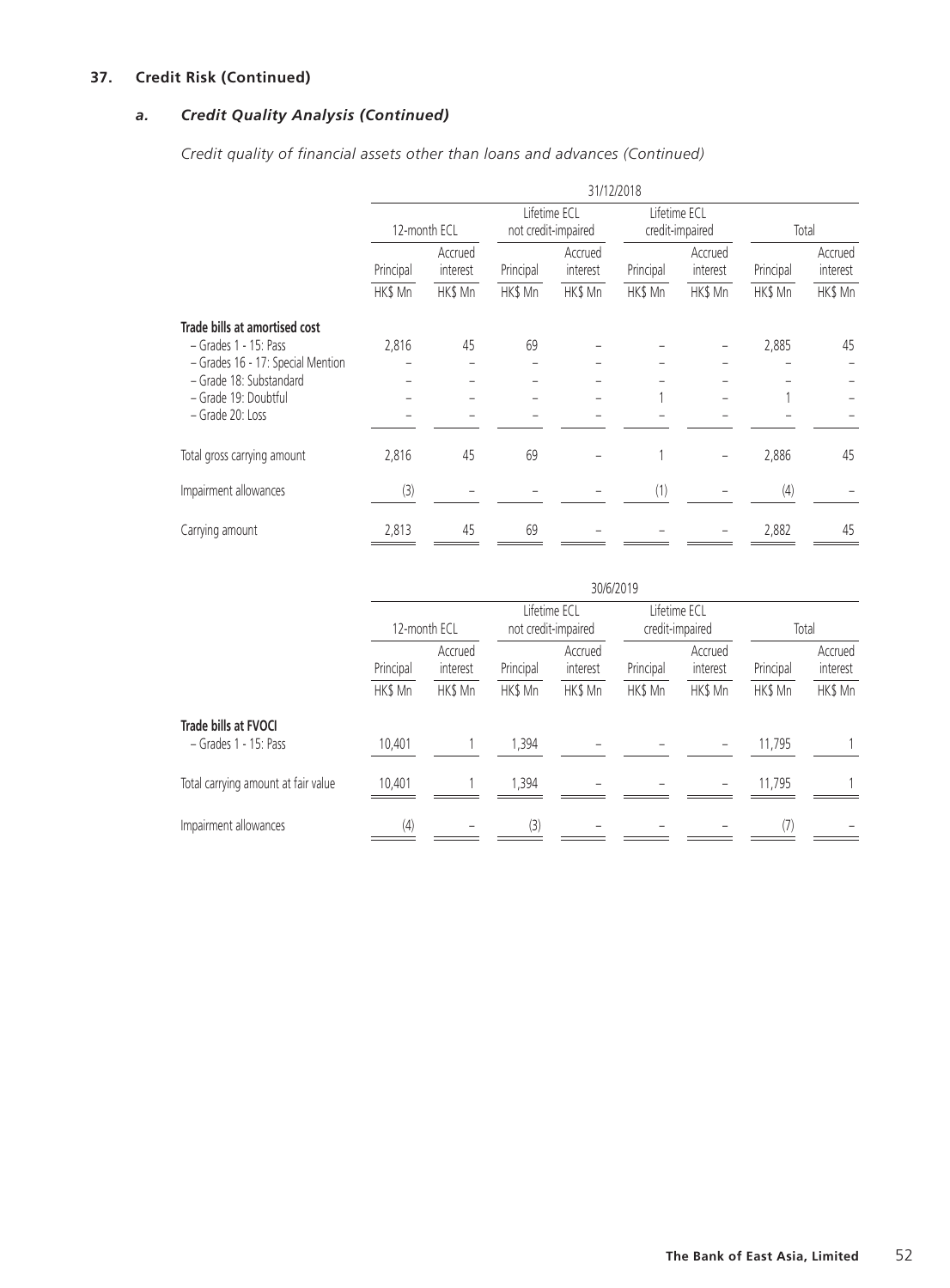## 37. Credit Risk (Continued)

### *a. Credit Quality Analysis (Continued)*

*Credit quality of financial assets other than loans and advances (Continued)*

| | 31/12/2018 | | | | | | | |
|---|---|---|---|---|---|---|---|---|
| | 12-month ECL | | Lifetime ECL not credit-impaired | | Lifetime ECL credit-impaired | | Total | |
| | Principal | Accrued interest | Principal | Accrued interest | Principal | Accrued interest | Principal | Accrued interest |
| | HK$ Mn | HK$ Mn | HK$ Mn | HK$ Mn | HK$ Mn | HK$ Mn | HK$ Mn | HK$ Mn |
| **Trade bills at amortised cost** | | | | | | | | |
| – Grades 1 - 15: Pass | 2,816 | 45 | 69 | – | – | – | 2,885 | 45 |
| – Grades 16 - 17: Special Mention | – | – | – | – | – | – | – | – |
| – Grade 18: Substandard | – | – | – | – | – | – | – | – |
| – Grade 19: Doubtful | – | – | – | – | 1 | – | 1 | – |
| – Grade 20: Loss | – | – | – | – | – | – | – | – |
| Total gross carrying amount | 2,816 | 45 | 69 | – | 1 | – | 2,886 | 45 |
| Impairment allowances | (3) | – | – | – | (1) | – | (4) | – |
| Carrying amount | 2,813 | 45 | 69 | – | – | – | 2,882 | 45 |

| | 30/6/2019 | | | | | | | |
|---|---|---|---|---|---|---|---|---|
| | 12-month ECL | | Lifetime ECL not credit-impaired | | Lifetime ECL credit-impaired | | Total | |
| | Principal | Accrued interest | Principal | Accrued interest | Principal | Accrued interest | Principal | Accrued interest |
| | HK$ Mn | HK$ Mn | HK$ Mn | HK$ Mn | HK$ Mn | HK$ Mn | HK$ Mn | HK$ Mn |
| **Trade bills at FVOCI** | | | | | | | | |
| – Grades 1 - 15: Pass | 10,401 | 1 | 1,394 | – | – | – | 11,795 | 1 |
| Total carrying amount at fair value | 10,401 | 1 | 1,394 | – | – | – | 11,795 | 1 |
| Impairment allowances | (4) | – | (3) | – | – | – | (7) | – |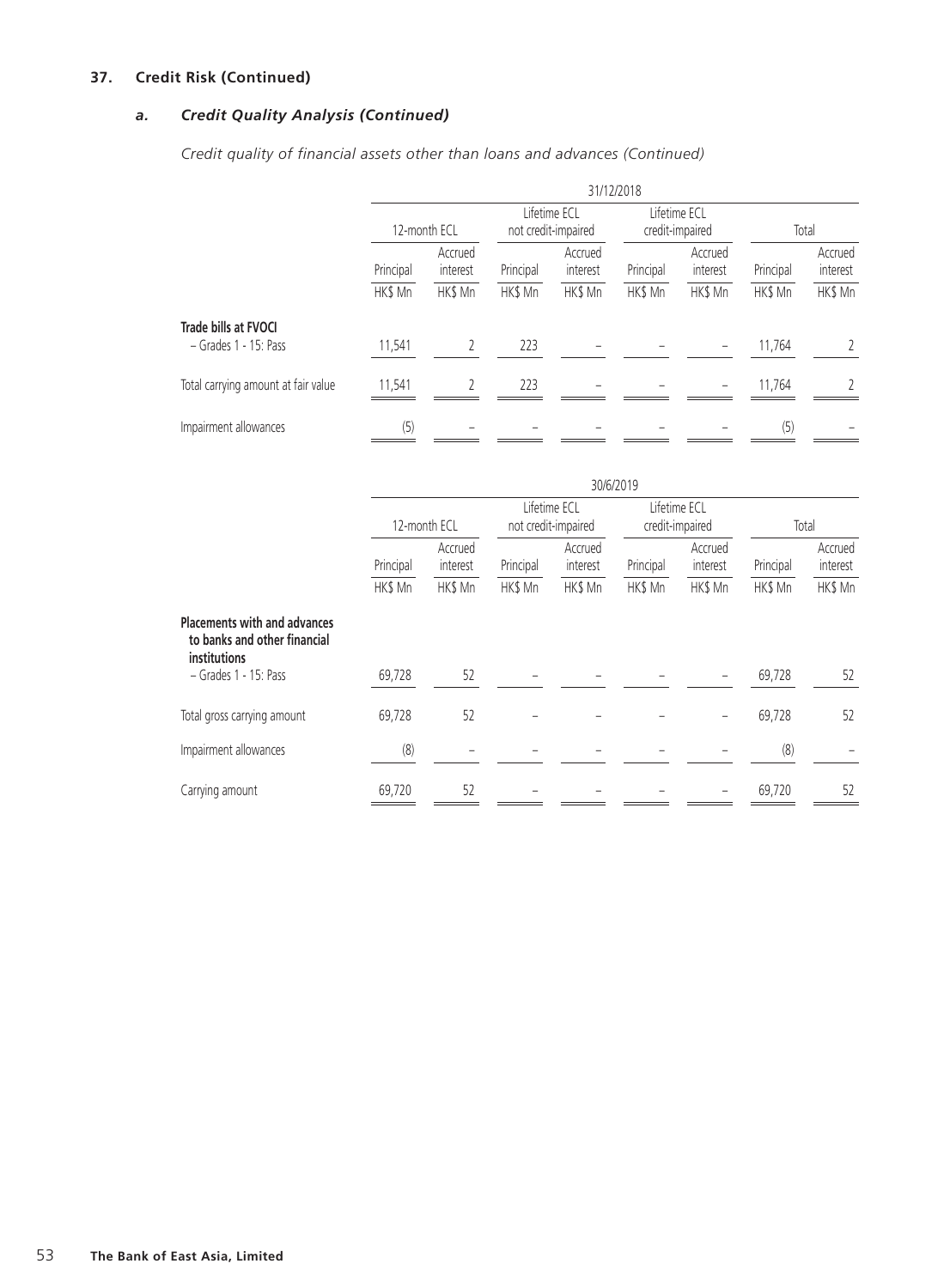## 37. Credit Risk (Continued)

### *a. Credit Quality Analysis (Continued)*

*Credit quality of financial assets other than loans and advances (Continued)*

| | 31/12/2018 | | | | | | | |
|---|---|---|---|---|---|---|---|---|
| | 12-month ECL | | Lifetime ECL not credit-impaired | | Lifetime ECL credit-impaired | | Total | |
| | Principal | Accrued interest | Principal | Accrued interest | Principal | Accrued interest | Principal | Accrued interest |
| | HK$ Mn | HK$ Mn | HK$ Mn | HK$ Mn | HK$ Mn | HK$ Mn | HK$ Mn | HK$ Mn |
| **Trade bills at FVOCI** | | | | | | | | |
| – Grades 1 - 15: Pass | 11,541 | 2 | 223 | – | – | – | 11,764 | 2 |
| Total carrying amount at fair value | 11,541 | 2 | 223 | – | – | – | 11,764 | 2 |
| Impairment allowances | (5) | – | – | – | – | – | (5) | – |

| | 30/6/2019 | | | | | | | |
|---|---|---|---|---|---|---|---|---|
| | 12-month ECL | | Lifetime ECL not credit-impaired | | Lifetime ECL credit-impaired | | Total | |
| | Principal | Accrued interest | Principal | Accrued interest | Principal | Accrued interest | Principal | Accrued interest |
| | HK$ Mn | HK$ Mn | HK$ Mn | HK$ Mn | HK$ Mn | HK$ Mn | HK$ Mn | HK$ Mn |
| **Placements with and advances to banks and other financial institutions** | | | | | | | | |
| – Grades 1 - 15: Pass | 69,728 | 52 | – | – | – | – | 69,728 | 52 |
| Total gross carrying amount | 69,728 | 52 | – | – | – | – | 69,728 | 52 |
| Impairment allowances | (8) | – | – | – | – | – | (8) | – |
| Carrying amount | 69,720 | 52 | – | – | – | – | 69,720 | 52 |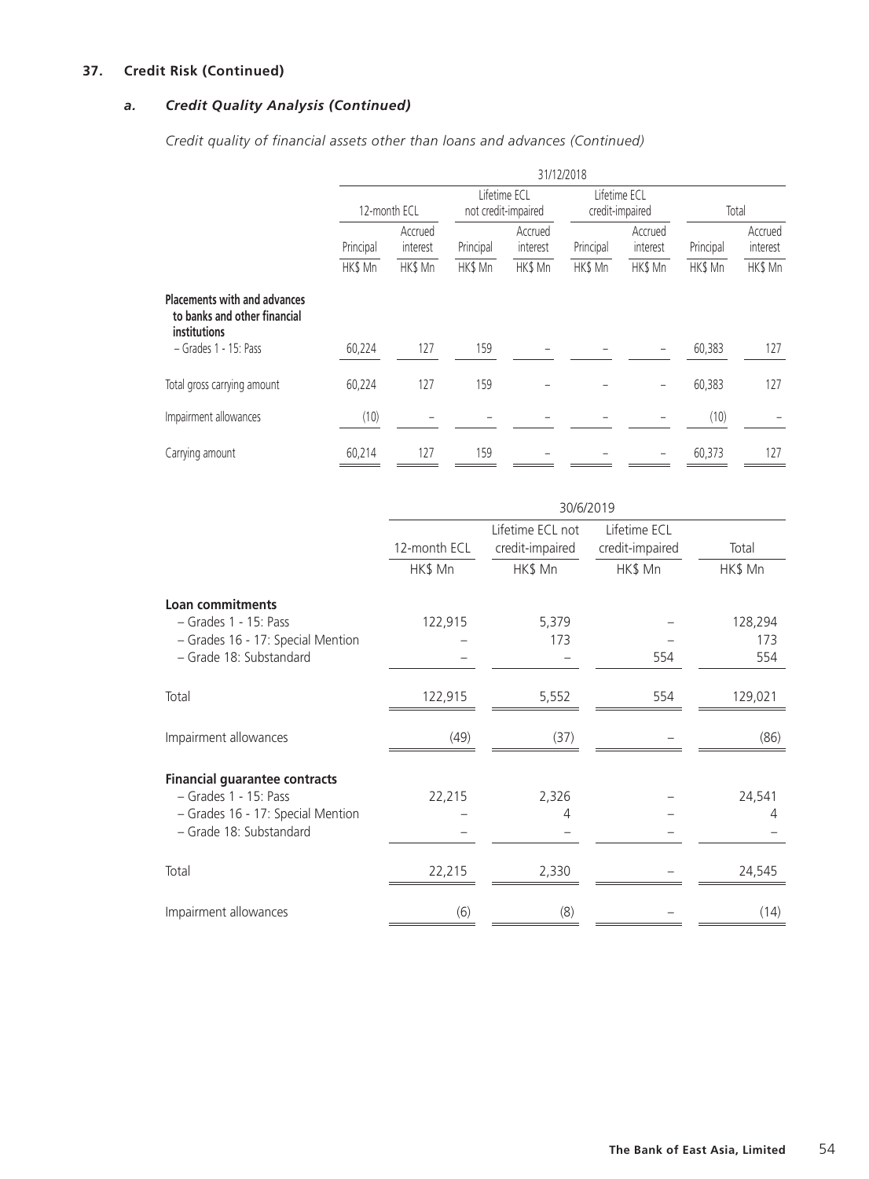### 37. Credit Risk (Continued)

#### *a. Credit Quality Analysis (Continued)*

*Credit quality of financial assets other than loans and advances (Continued)*

| | 31/12/2018 | | | | | | | |
|---|---|---|---|---|---|---|---|---|
| | 12-month ECL | | Lifetime ECL not credit-impaired | | Lifetime ECL credit-impaired | | Total | |
| | Principal | Accrued interest | Principal | Accrued interest | Principal | Accrued interest | Principal | Accrued interest |
| | HK$ Mn | HK$ Mn | HK$ Mn | HK$ Mn | HK$ Mn | HK$ Mn | HK$ Mn | HK$ Mn |
| **Placements with and advances to banks and other financial institutions** | | | | | | | | |
| – Grades 1 - 15: Pass | 60,224 | 127 | 159 | – | – | – | 60,383 | 127 |
| Total gross carrying amount | 60,224 | 127 | 159 | – | – | – | 60,383 | 127 |
| Impairment allowances | (10) | – | – | – | – | – | (10) | – |
| Carrying amount | 60,214 | 127 | 159 | – | – | – | 60,373 | 127 |

| | 30/6/2019 | | | |
|---|---|---|---|---|
| | 12-month ECL | Lifetime ECL not credit-impaired | Lifetime ECL credit-impaired | Total |
| | HK$ Mn | HK$ Mn | HK$ Mn | HK$ Mn |
| **Loan commitments** | | | | |
| – Grades 1 - 15: Pass | 122,915 | 5,379 | – | 128,294 |
| – Grades 16 - 17: Special Mention | – | 173 | – | 173 |
| – Grade 18: Substandard | – | – | 554 | 554 |
| Total | 122,915 | 5,552 | 554 | 129,021 |
| Impairment allowances | (49) | (37) | – | (86) |
| **Financial guarantee contracts** | | | | |
| – Grades 1 - 15: Pass | 22,215 | 2,326 | – | 24,541 |
| – Grades 16 - 17: Special Mention | – | 4 | – | 4 |
| – Grade 18: Substandard | – | – | – | – |
| Total | 22,215 | 2,330 | – | 24,545 |
| Impairment allowances | (6) | (8) | – | (14) |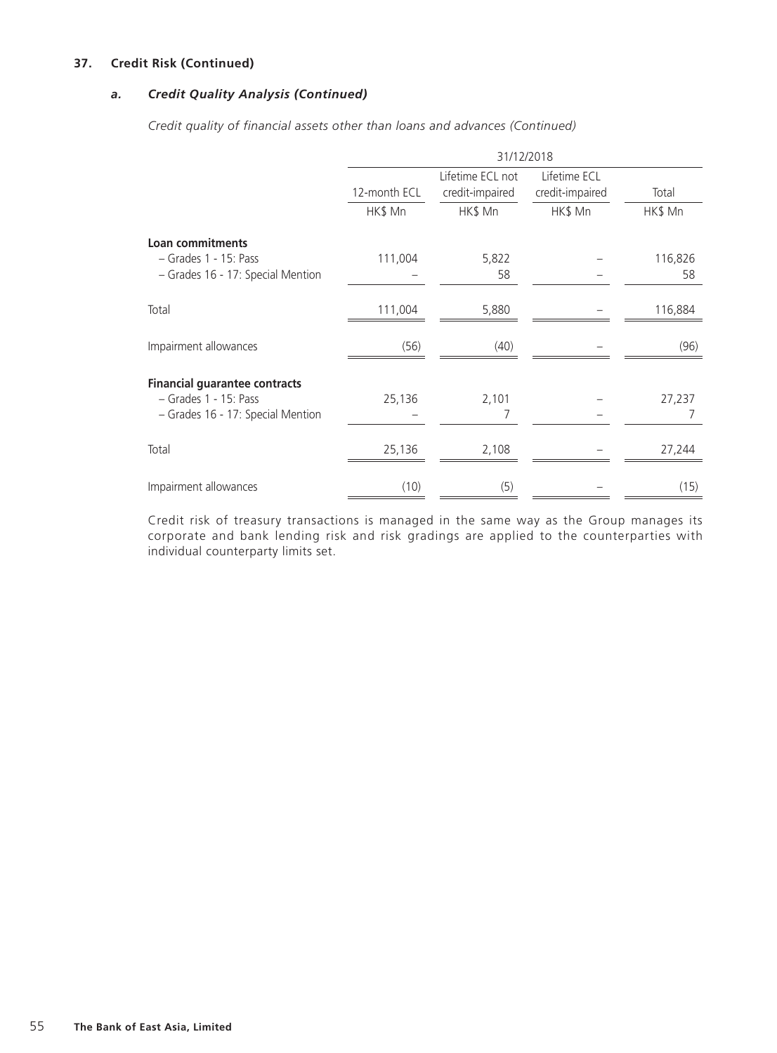## 37. Credit Risk (Continued)

### a. *Credit Quality Analysis (Continued)*

*Credit quality of financial assets other than loans and advances (Continued)*

| | 31/12/2018 | | | |
|---|---|---|---|---|
| | 12-month ECL | Lifetime ECL not credit-impaired | Lifetime ECL credit-impaired | Total |
| | HK$ Mn | HK$ Mn | HK$ Mn | HK$ Mn |
| **Loan commitments** | | | | |
| – Grades 1 - 15: Pass | 111,004 | 5,822 | – | 116,826 |
| – Grades 16 - 17: Special Mention | – | 58 | – | 58 |
| Total | 111,004 | 5,880 | – | 116,884 |
| Impairment allowances | (56) | (40) | – | (96) |
| **Financial guarantee contracts** | | | | |
| – Grades 1 - 15: Pass | 25,136 | 2,101 | – | 27,237 |
| – Grades 16 - 17: Special Mention | – | 7 | – | 7 |
| Total | 25,136 | 2,108 | – | 27,244 |
| Impairment allowances | (10) | (5) | – | (15) |

Credit risk of treasury transactions is managed in the same way as the Group manages its corporate and bank lending risk and risk gradings are applied to the counterparties with individual counterparty limits set.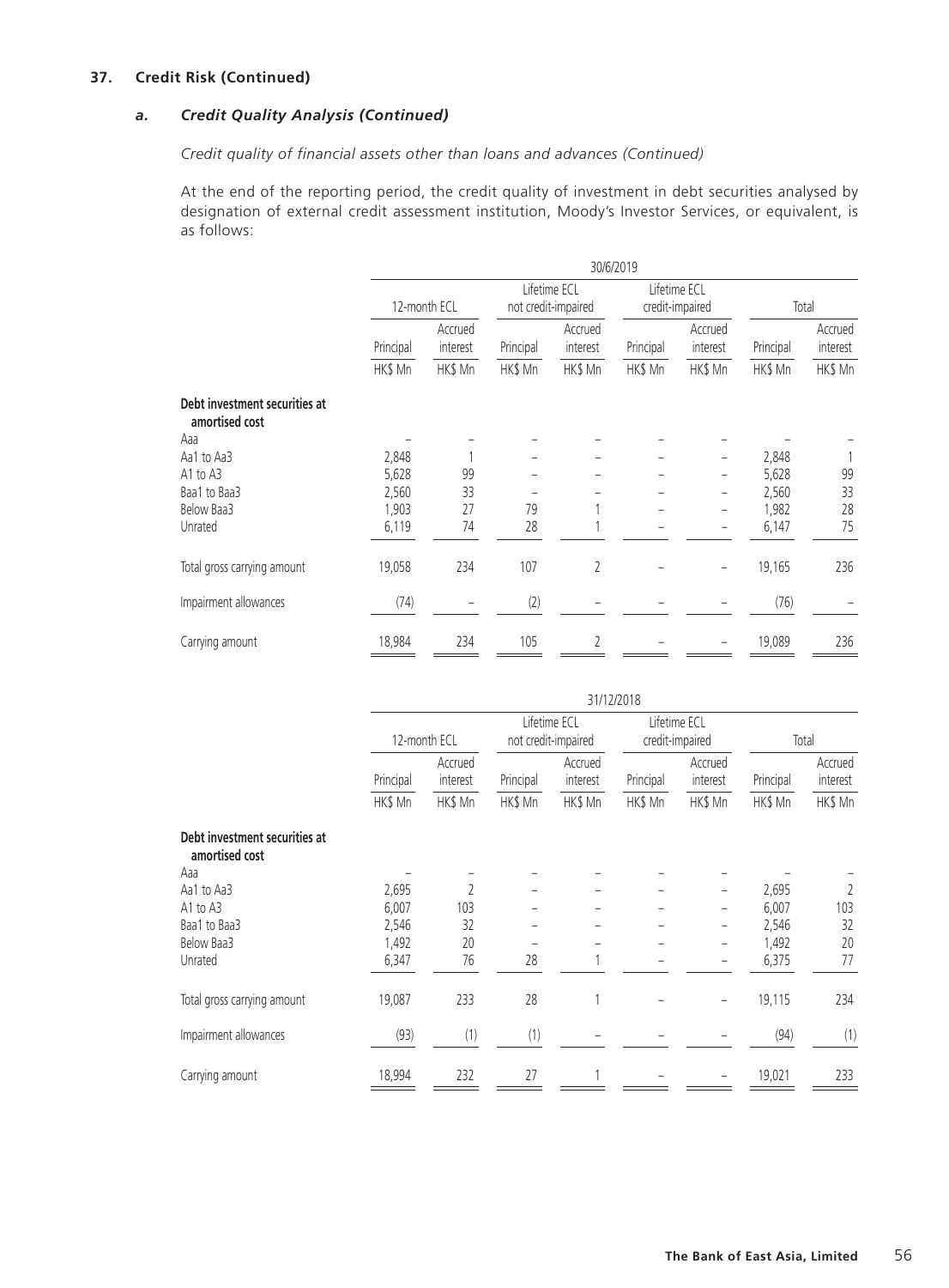## 37. Credit Risk (Continued)

### *a. Credit Quality Analysis (Continued)*

*Credit quality of financial assets other than loans and advances (Continued)*

At the end of the reporting period, the credit quality of investment in debt securities analysed by designation of external credit assessment institution, Moody's Investor Services, or equivalent, is as follows:

| | 30/6/2019 | | | | | | | |
|---|---|---|---|---|---|---|---|---|
| | 12-month ECL | | Lifetime ECL not credit-impaired | | Lifetime ECL credit-impaired | | Total | |
| | Principal | Accrued interest | Principal | Accrued interest | Principal | Accrued interest | Principal | Accrued interest |
| | HK$ Mn | HK$ Mn | HK$ Mn | HK$ Mn | HK$ Mn | HK$ Mn | HK$ Mn | HK$ Mn |
| **Debt investment securities at amortised cost** | | | | | | | | |
| Aaa | – | – | – | – | – | – | – | – |
| Aa1 to Aa3 | 2,848 | 1 | – | – | – | – | 2,848 | 1 |
| A1 to A3 | 5,628 | 99 | – | – | – | – | 5,628 | 99 |
| Baa1 to Baa3 | 2,560 | 33 | – | – | – | – | 2,560 | 33 |
| Below Baa3 | 1,903 | 27 | 79 | 1 | – | – | 1,982 | 28 |
| Unrated | 6,119 | 74 | 28 | 1 | – | – | 6,147 | 75 |
| Total gross carrying amount | 19,058 | 234 | 107 | 2 | – | – | 19,165 | 236 |
| Impairment allowances | (74) | – | (2) | – | – | – | (76) | – |
| Carrying amount | 18,984 | 234 | 105 | 2 | – | – | 19,089 | 236 |

| | 31/12/2018 | | | | | | | |
|---|---|---|---|---|---|---|---|---|
| | 12-month ECL | | Lifetime ECL not credit-impaired | | Lifetime ECL credit-impaired | | Total | |
| | Principal | Accrued interest | Principal | Accrued interest | Principal | Accrued interest | Principal | Accrued interest |
| | HK$ Mn | HK$ Mn | HK$ Mn | HK$ Mn | HK$ Mn | HK$ Mn | HK$ Mn | HK$ Mn |
| **Debt investment securities at amortised cost** | | | | | | | | |
| Aaa | – | – | – | – | – | – | – | – |
| Aa1 to Aa3 | 2,695 | 2 | – | – | – | – | 2,695 | 2 |
| A1 to A3 | 6,007 | 103 | – | – | – | – | 6,007 | 103 |
| Baa1 to Baa3 | 2,546 | 32 | – | – | – | – | 2,546 | 32 |
| Below Baa3 | 1,492 | 20 | – | – | – | – | 1,492 | 20 |
| Unrated | 6,347 | 76 | 28 | 1 | – | – | 6,375 | 77 |
| Total gross carrying amount | 19,087 | 233 | 28 | 1 | – | – | 19,115 | 234 |
| Impairment allowances | (93) | (1) | (1) | – | – | – | (94) | (1) |
| Carrying amount | 18,994 | 232 | 27 | 1 | – | – | 19,021 | 233 |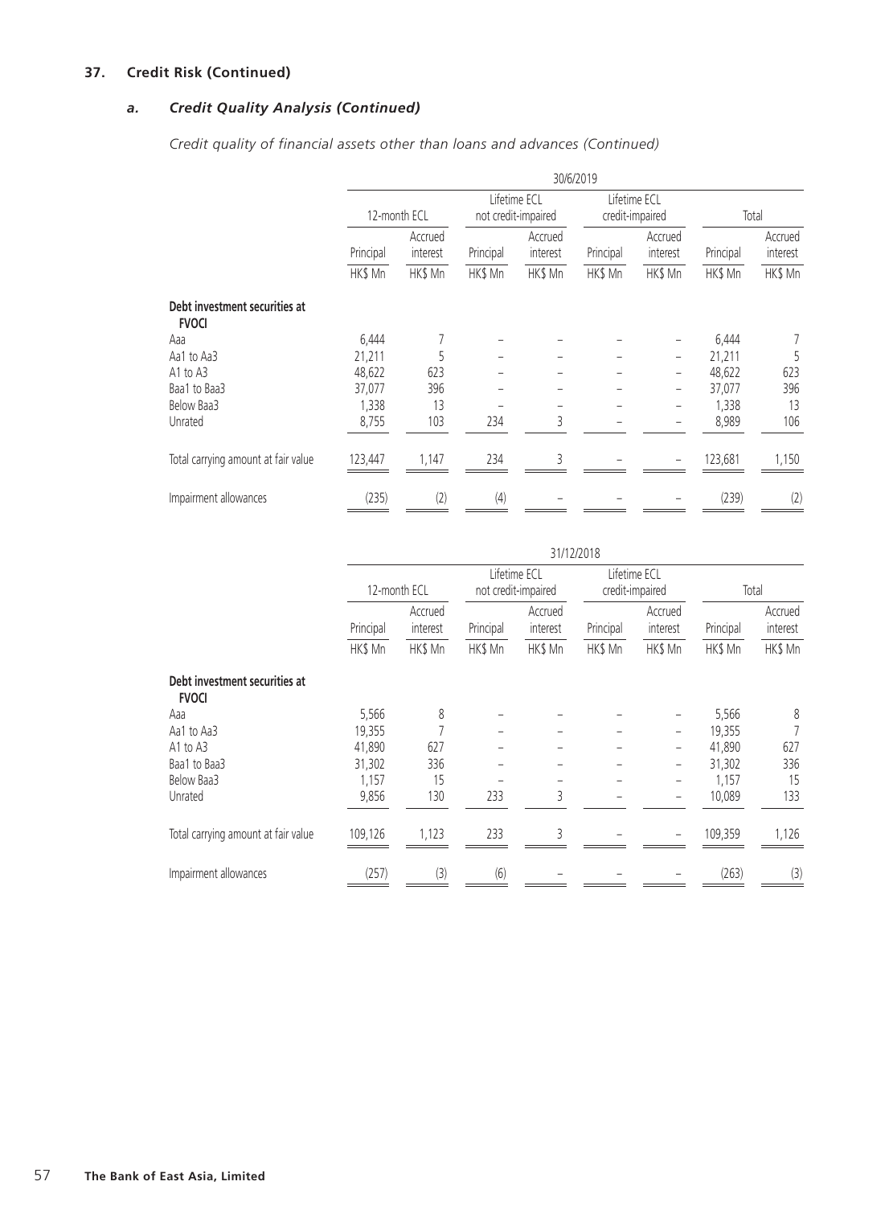## 37. Credit Risk (Continued)

### a. *Credit Quality Analysis (Continued)*

*Credit quality of financial assets other than loans and advances (Continued)*

| | 30/6/2019 | | | | | | | |
|---|---|---|---|---|---|---|---|---|
| | 12-month ECL | | Lifetime ECL not credit-impaired | | Lifetime ECL credit-impaired | | Total | |
| | Principal | Accrued interest | Principal | Accrued interest | Principal | Accrued interest | Principal | Accrued interest |
| | HK$ Mn | HK$ Mn | HK$ Mn | HK$ Mn | HK$ Mn | HK$ Mn | HK$ Mn | HK$ Mn |
| **Debt investment securities at FVOCI** | | | | | | | | |
| Aaa | 6,444 | 7 | – | – | – | – | 6,444 | 7 |
| Aa1 to Aa3 | 21,211 | 5 | – | – | – | – | 21,211 | 5 |
| A1 to A3 | 48,622 | 623 | – | – | – | – | 48,622 | 623 |
| Baa1 to Baa3 | 37,077 | 396 | – | – | – | – | 37,077 | 396 |
| Below Baa3 | 1,338 | 13 | – | – | – | – | 1,338 | 13 |
| Unrated | 8,755 | 103 | 234 | 3 | – | – | 8,989 | 106 |
| Total carrying amount at fair value | 123,447 | 1,147 | 234 | 3 | – | – | 123,681 | 1,150 |
| Impairment allowances | (235) | (2) | (4) | – | – | – | (239) | (2) |

| | 31/12/2018 | | | | | | | |
|---|---|---|---|---|---|---|---|---|
| | 12-month ECL | | Lifetime ECL not credit-impaired | | Lifetime ECL credit-impaired | | Total | |
| | Principal | Accrued interest | Principal | Accrued interest | Principal | Accrued interest | Principal | Accrued interest |
| | HK$ Mn | HK$ Mn | HK$ Mn | HK$ Mn | HK$ Mn | HK$ Mn | HK$ Mn | HK$ Mn |
| **Debt investment securities at FVOCI** | | | | | | | | |
| Aaa | 5,566 | 8 | – | – | – | – | 5,566 | 8 |
| Aa1 to Aa3 | 19,355 | 7 | – | – | – | – | 19,355 | 7 |
| A1 to A3 | 41,890 | 627 | – | – | – | – | 41,890 | 627 |
| Baa1 to Baa3 | 31,302 | 336 | – | – | – | – | 31,302 | 336 |
| Below Baa3 | 1,157 | 15 | – | – | – | – | 1,157 | 15 |
| Unrated | 9,856 | 130 | 233 | 3 | – | – | 10,089 | 133 |
| Total carrying amount at fair value | 109,126 | 1,123 | 233 | 3 | – | – | 109,359 | 1,126 |
| Impairment allowances | (257) | (3) | (6) | – | – | – | (263) | (3) |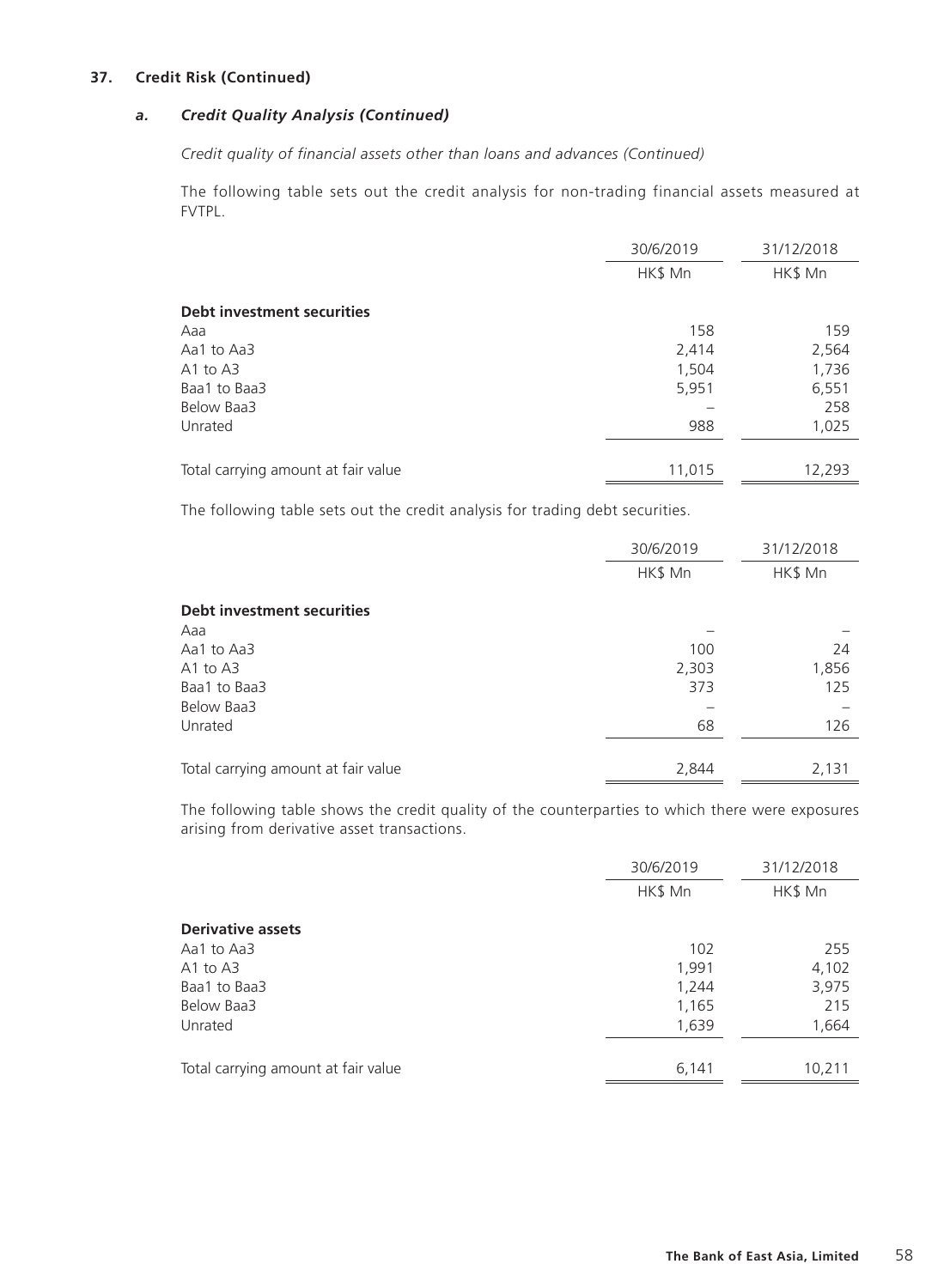## 37. Credit Risk (Continued)

### *a. Credit Quality Analysis (Continued)*

*Credit quality of financial assets other than loans and advances (Continued)*

The following table sets out the credit analysis for non-trading financial assets measured at FVTPL.

| | 30/6/2019 | 31/12/2018 |
|---|---|---|
| | HK$ Mn | HK$ Mn |
| **Debt investment securities** | | |
| Aaa | 158 | 159 |
| Aa1 to Aa3 | 2,414 | 2,564 |
| A1 to A3 | 1,504 | 1,736 |
| Baa1 to Baa3 | 5,951 | 6,551 |
| Below Baa3 | – | 258 |
| Unrated | 988 | 1,025 |
| Total carrying amount at fair value | 11,015 | 12,293 |

The following table sets out the credit analysis for trading debt securities.

| | 30/6/2019 | 31/12/2018 |
|---|---|---|
| | HK$ Mn | HK$ Mn |
| **Debt investment securities** | | |
| Aaa | – | – |
| Aa1 to Aa3 | 100 | 24 |
| A1 to A3 | 2,303 | 1,856 |
| Baa1 to Baa3 | 373 | 125 |
| Below Baa3 | – | – |
| Unrated | 68 | 126 |
| Total carrying amount at fair value | 2,844 | 2,131 |

The following table shows the credit quality of the counterparties to which there were exposures arising from derivative asset transactions.

| | 30/6/2019 | 31/12/2018 |
|---|---|---|
| | HK$ Mn | HK$ Mn |
| **Derivative assets** | | |
| Aa1 to Aa3 | 102 | 255 |
| A1 to A3 | 1,991 | 4,102 |
| Baa1 to Baa3 | 1,244 | 3,975 |
| Below Baa3 | 1,165 | 215 |
| Unrated | 1,639 | 1,664 |
| Total carrying amount at fair value | 6,141 | 10,211 |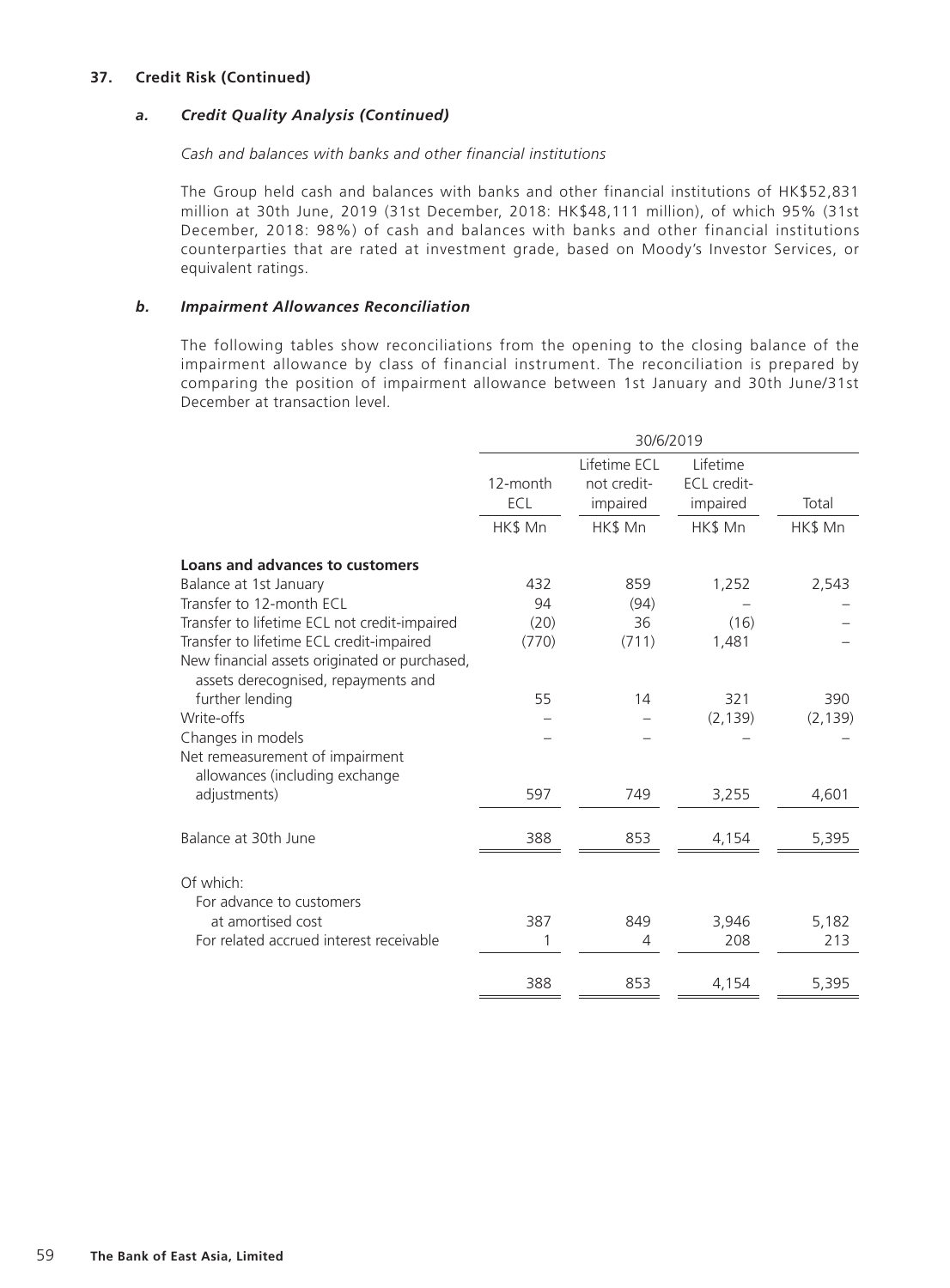### 37. Credit Risk (Continued)

#### *a. Credit Quality Analysis (Continued)*

*Cash and balances with banks and other financial institutions*

The Group held cash and balances with banks and other financial institutions of HK$52,831 million at 30th June, 2019 (31st December, 2018: HK$48,111 million), of which 95% (31st December, 2018: 98%) of cash and balances with banks and other financial institutions counterparties that are rated at investment grade, based on Moody's Investor Services, or equivalent ratings.

#### *b. Impairment Allowances Reconciliation*

The following tables show reconciliations from the opening to the closing balance of the impairment allowance by class of financial instrument. The reconciliation is prepared by comparing the position of impairment allowance between 1st January and 30th June/31st December at transaction level.

| | 30/6/2019 | | | |
|---|---|---|---|---|
| | 12-month ECL | Lifetime ECL not credit-impaired | Lifetime ECL credit-impaired | Total |
| | HK$ Mn | HK$ Mn | HK$ Mn | HK$ Mn |
| **Loans and advances to customers** | | | | |
| Balance at 1st January | 432 | 859 | 1,252 | 2,543 |
| Transfer to 12-month ECL | 94 | (94) | – | – |
| Transfer to lifetime ECL not credit-impaired | (20) | 36 | (16) | – |
| Transfer to lifetime ECL credit-impaired | (770) | (711) | 1,481 | – |
| New financial assets originated or purchased, assets derecognised, repayments and further lending | 55 | 14 | 321 | 390 |
| Write-offs | – | – | (2,139) | (2,139) |
| Changes in models | – | – | – | – |
| Net remeasurement of impairment allowances (including exchange adjustments) | 597 | 749 | 3,255 | 4,601 |
| Balance at 30th June | 388 | 853 | 4,154 | 5,395 |
| Of which: | | | | |
| For advance to customers at amortised cost | 387 | 849 | 3,946 | 5,182 |
| For related accrued interest receivable | 1 | 4 | 208 | 213 |
| | 388 | 853 | 4,154 | 5,395 |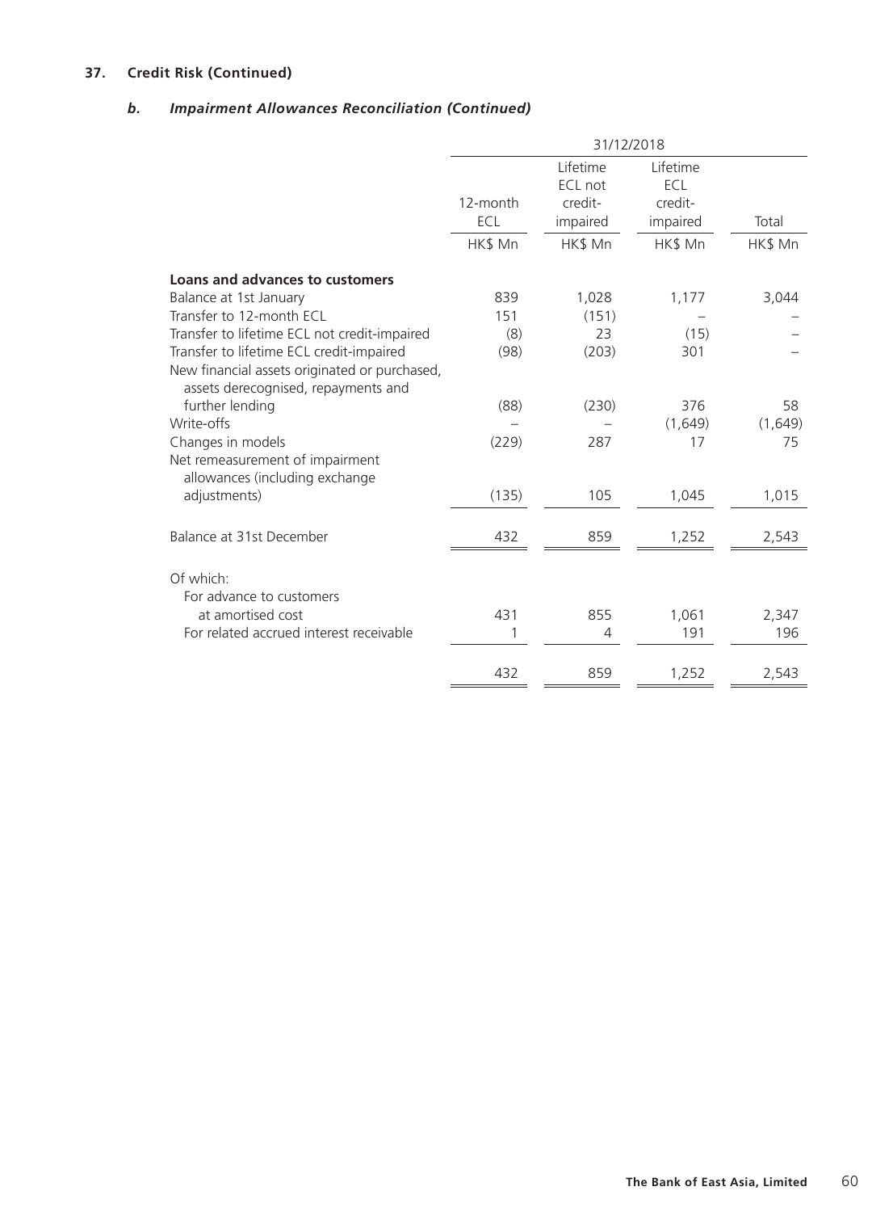### 37. Credit Risk (Continued)

#### *b. Impairment Allowances Reconciliation (Continued)*

| | 31/12/2018 | | | |
|---|---|---|---|---|
| | 12-month ECL | Lifetime ECL not credit-impaired | Lifetime ECL credit-impaired | Total |
| | HK$ Mn | HK$ Mn | HK$ Mn | HK$ Mn |
| **Loans and advances to customers** | | | | |
| Balance at 1st January | 839 | 1,028 | 1,177 | 3,044 |
| Transfer to 12-month ECL | 151 | (151) | – | – |
| Transfer to lifetime ECL not credit-impaired | (8) | 23 | (15) | – |
| Transfer to lifetime ECL credit-impaired | (98) | (203) | 301 | – |
| New financial assets originated or purchased, assets derecognised, repayments and further lending | (88) | (230) | 376 | 58 |
| Write-offs | – | – | (1,649) | (1,649) |
| Changes in models | (229) | 287 | 17 | 75 |
| Net remeasurement of impairment allowances (including exchange adjustments) | (135) | 105 | 1,045 | 1,015 |
| Balance at 31st December | 432 | 859 | 1,252 | 2,543 |
| Of which: | | | | |
| For advance to customers at amortised cost | 431 | 855 | 1,061 | 2,347 |
| For related accrued interest receivable | 1 | 4 | 191 | 196 |
| | 432 | 859 | 1,252 | 2,543 |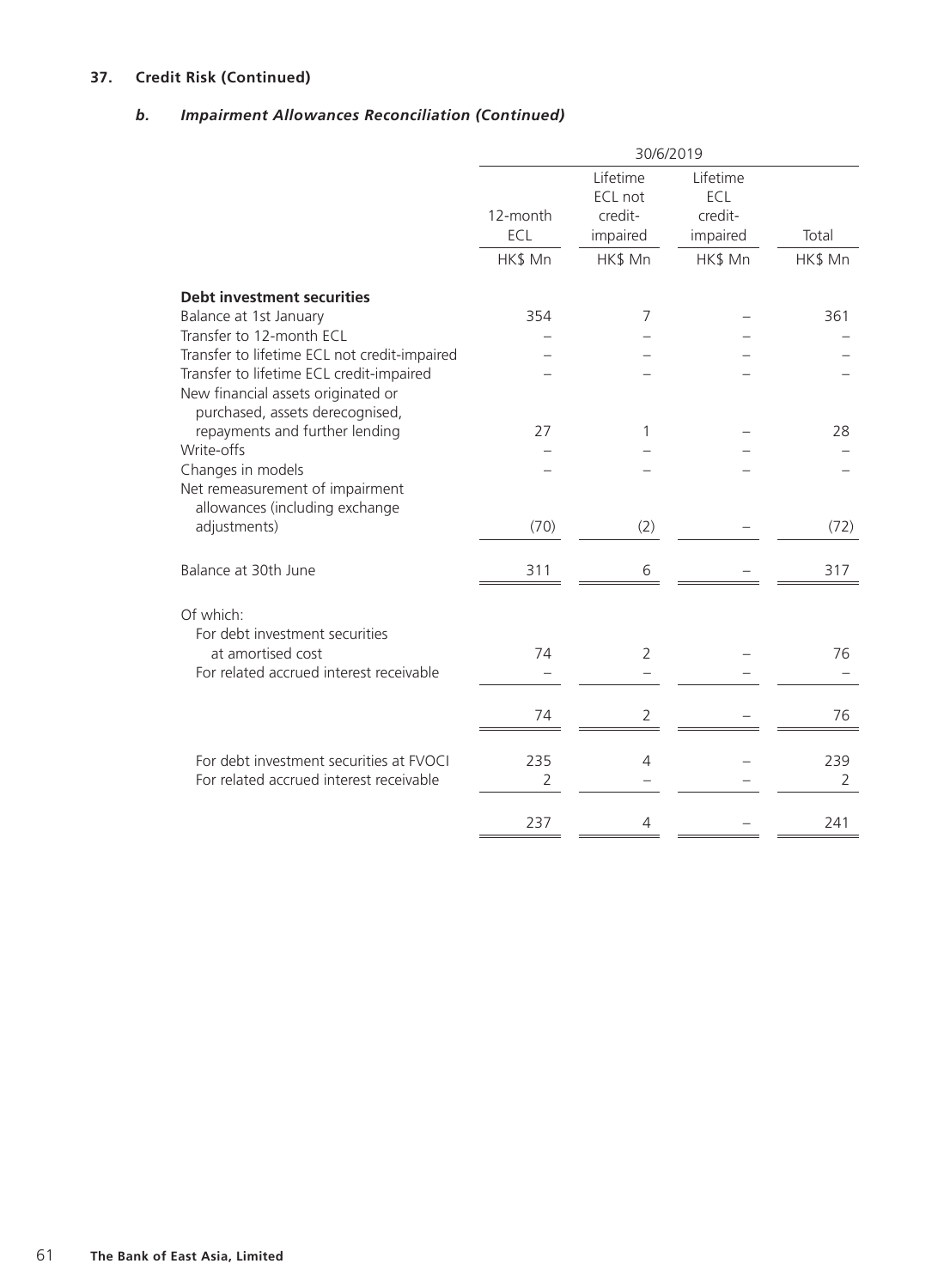## 37. Credit Risk (Continued)

### *b. Impairment Allowances Reconciliation (Continued)*

| | 30/6/2019 | | | |
|---|---|---|---|---|
| | 12-month ECL | Lifetime ECL not credit-impaired | Lifetime ECL credit-impaired | Total |
| | HK$ Mn | HK$ Mn | HK$ Mn | HK$ Mn |
| **Debt investment securities** | | | | |
| Balance at 1st January | 354 | 7 | – | 361 |
| Transfer to 12-month ECL | – | – | – | – |
| Transfer to lifetime ECL not credit-impaired | – | – | – | – |
| Transfer to lifetime ECL credit-impaired | – | – | – | – |
| New financial assets originated or purchased, assets derecognised, repayments and further lending | 27 | 1 | – | 28 |
| Write-offs | – | – | – | – |
| Changes in models | – | – | – | – |
| Net remeasurement of impairment allowances (including exchange adjustments) | (70) | (2) | – | (72) |
| Balance at 30th June | 311 | 6 | – | 317 |
| Of which: | | | | |
| For debt investment securities at amortised cost | 74 | 2 | – | 76 |
| For related accrued interest receivable | – | – | – | – |
| | 74 | 2 | – | 76 |
| For debt investment securities at FVOCI | 235 | 4 | – | 239 |
| For related accrued interest receivable | 2 | – | – | 2 |
| | 237 | 4 | – | 241 |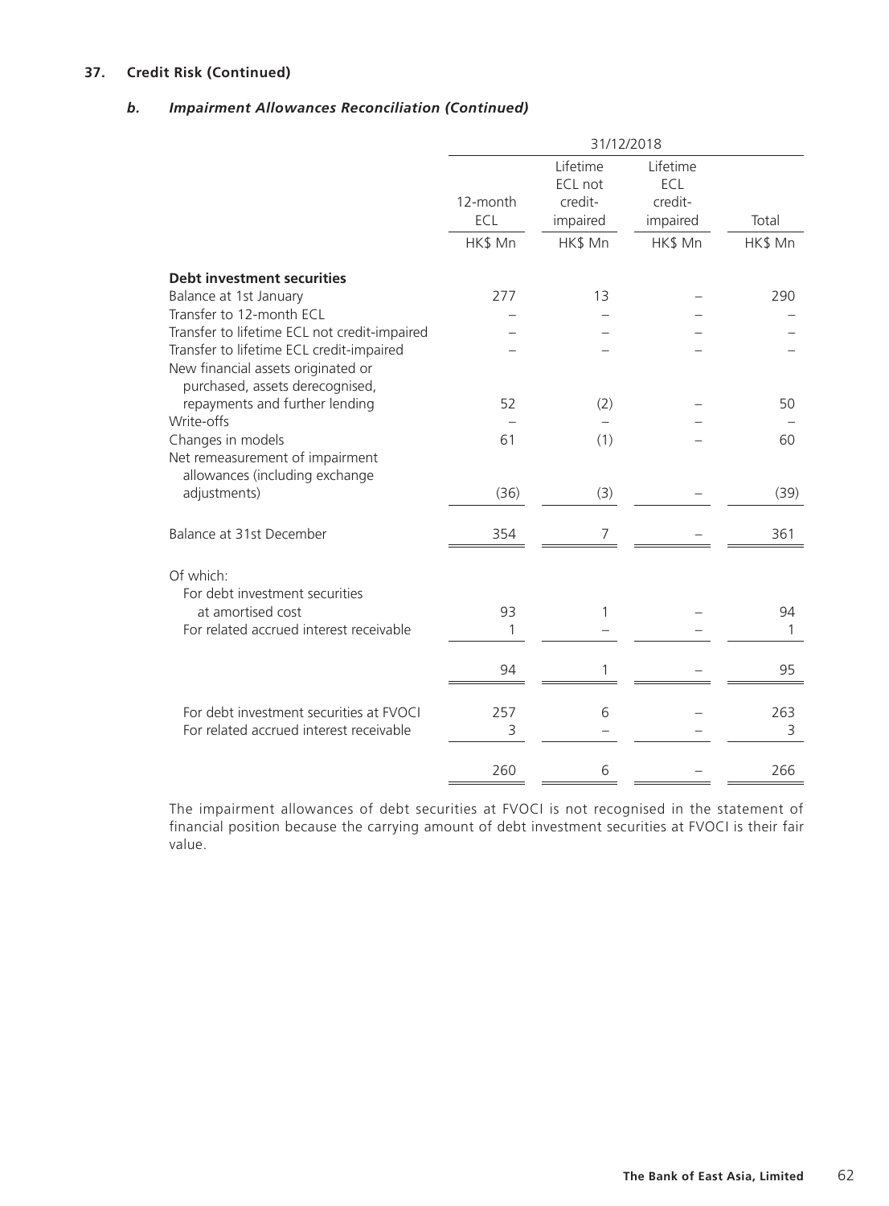### 37. Credit Risk (Continued)

#### *b. Impairment Allowances Reconciliation (Continued)*

| | 31/12/2018 | | | |
|---|---|---|---|---|
| | 12-month ECL | Lifetime ECL not credit-impaired | Lifetime ECL credit-impaired | Total |
| | HK$ Mn | HK$ Mn | HK$ Mn | HK$ Mn |
| **Debt investment securities** | | | | |
| Balance at 1st January | 277 | 13 | – | 290 |
| Transfer to 12-month ECL | – | – | – | – |
| Transfer to lifetime ECL not credit-impaired | – | – | – | – |
| Transfer to lifetime ECL credit-impaired | – | – | – | – |
| New financial assets originated or purchased, assets derecognised, repayments and further lending | 52 | (2) | – | 50 |
| Write-offs | – | – | – | – |
| Changes in models | 61 | (1) | – | 60 |
| Net remeasurement of impairment allowances (including exchange adjustments) | (36) | (3) | – | (39) |
| Balance at 31st December | 354 | 7 | – | 361 |
| Of which: | | | | |
| For debt investment securities at amortised cost | 93 | 1 | – | 94 |
| For related accrued interest receivable | 1 | – | – | 1 |
| | 94 | 1 | – | 95 |
| For debt investment securities at FVOCI | 257 | 6 | – | 263 |
| For related accrued interest receivable | 3 | – | – | 3 |
| | 260 | 6 | – | 266 |

The impairment allowances of debt securities at FVOCI is not recognised in the statement of financial position because the carrying amount of debt investment securities at FVOCI is their fair value.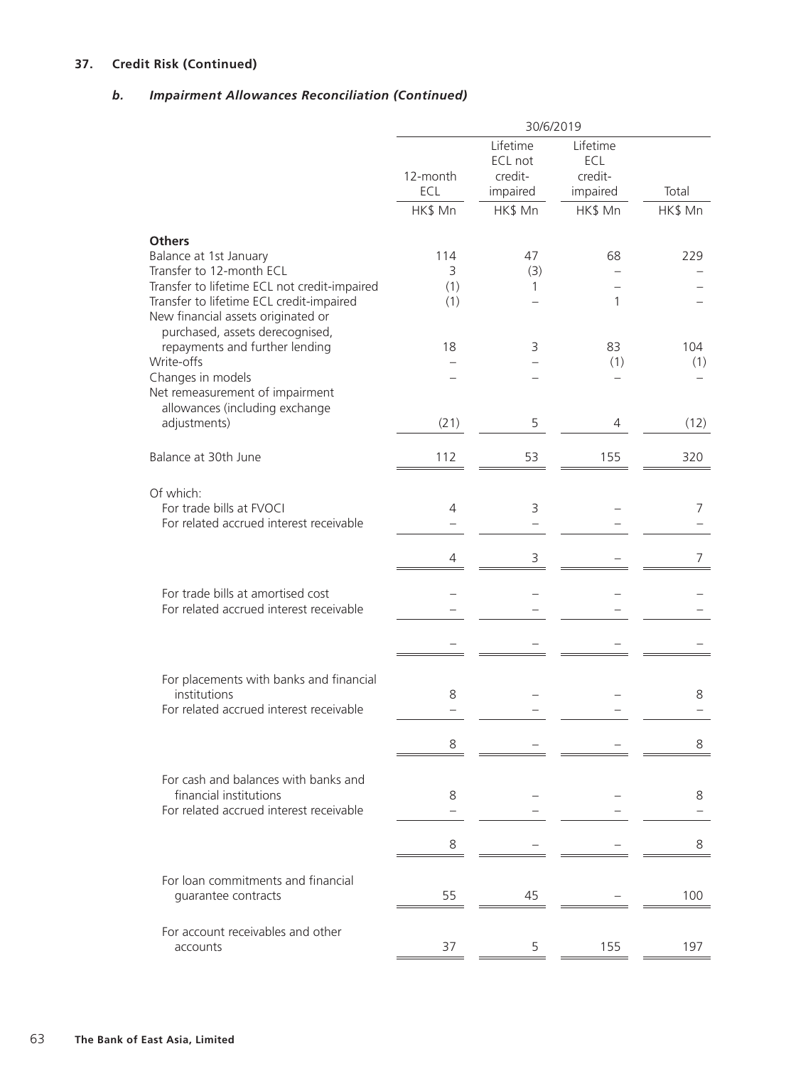## 37. Credit Risk (Continued)

### *b. Impairment Allowances Reconciliation (Continued)*

| | 30/6/2019 | | | |
|---|---|---|---|---|
| | 12-month ECL | Lifetime ECL not credit-impaired | Lifetime ECL credit-impaired | Total |
| | HK$ Mn | HK$ Mn | HK$ Mn | HK$ Mn |
| **Others** | | | | |
| Balance at 1st January | 114 | 47 | 68 | 229 |
| Transfer to 12-month ECL | 3 | (3) | – | – |
| Transfer to lifetime ECL not credit-impaired | (1) | 1 | – | – |
| Transfer to lifetime ECL credit-impaired | (1) | – | 1 | – |
| New financial assets originated or purchased, assets derecognised, repayments and further lending | 18 | 3 | 83 | 104 |
| Write-offs | – | – | (1) | (1) |
| Changes in models | – | – | – | – |
| Net remeasurement of impairment allowances (including exchange adjustments) | (21) | 5 | 4 | (12) |
| Balance at 30th June | 112 | 53 | 155 | 320 |
| Of which: | | | | |
| For trade bills at FVOCI | 4 | 3 | – | 7 |
| For related accrued interest receivable | – | – | – | – |
| | 4 | 3 | – | 7 |
| For trade bills at amortised cost | – | – | – | – |
| For related accrued interest receivable | – | – | – | – |
| | – | – | – | – |
| For placements with banks and financial institutions | 8 | – | – | 8 |
| For related accrued interest receivable | – | – | – | – |
| | 8 | – | – | 8 |
| For cash and balances with banks and financial institutions | 8 | – | – | 8 |
| For related accrued interest receivable | – | – | – | – |
| | 8 | – | – | 8 |
| For loan commitments and financial guarantee contracts | 55 | 45 | – | 100 |
| For account receivables and other accounts | 37 | 5 | 155 | 197 |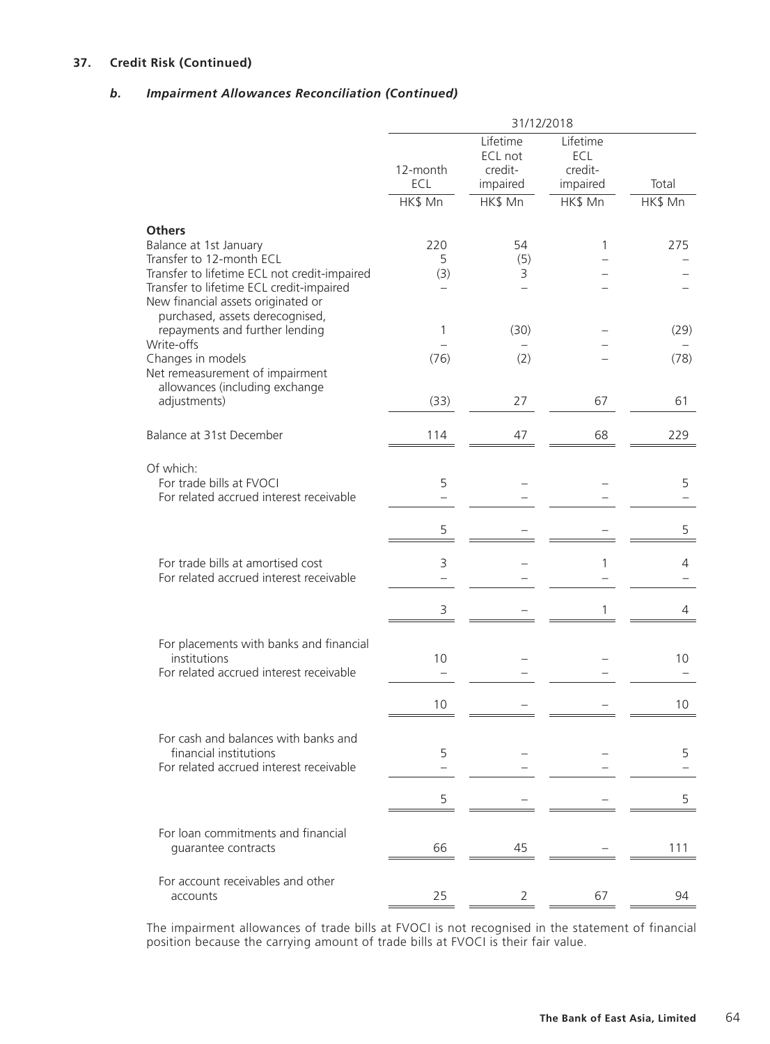## 37. Credit Risk (Continued)

### *b. Impairment Allowances Reconciliation (Continued)*

| | 31/12/2018 | | | |
|---|---|---|---|---|
| | 12-month ECL | Lifetime ECL not credit-impaired | Lifetime ECL credit-impaired | Total |
| | HK$ Mn | HK$ Mn | HK$ Mn | HK$ Mn |
| **Others** | | | | |
| Balance at 1st January | 220 | 54 | 1 | 275 |
| Transfer to 12-month ECL | 5 | (5) | – | – |
| Transfer to lifetime ECL not credit-impaired | (3) | 3 | – | – |
| Transfer to lifetime ECL credit-impaired | – | – | – | – |
| New financial assets originated or purchased, assets derecognised, repayments and further lending | 1 | (30) | – | (29) |
| Write-offs | – | – | – | – |
| Changes in models | (76) | (2) | – | (78) |
| Net remeasurement of impairment allowances (including exchange adjustments) | (33) | 27 | 67 | 61 |
| Balance at 31st December | 114 | 47 | 68 | 229 |
| Of which: | | | | |
| For trade bills at FVOCI | 5 | – | – | 5 |
| For related accrued interest receivable | – | – | – | – |
| | 5 | – | – | 5 |
| For trade bills at amortised cost | 3 | – | 1 | 4 |
| For related accrued interest receivable | – | – | – | – |
| | 3 | – | 1 | 4 |
| For placements with banks and financial institutions | 10 | – | – | 10 |
| For related accrued interest receivable | – | – | – | – |
| | 10 | – | – | 10 |
| For cash and balances with banks and financial institutions | 5 | – | – | 5 |
| For related accrued interest receivable | – | – | – | – |
| | 5 | – | – | 5 |
| For loan commitments and financial guarantee contracts | 66 | 45 | – | 111 |
| For account receivables and other accounts | 25 | 2 | 67 | 94 |

The impairment allowances of trade bills at FVOCI is not recognised in the statement of financial position because the carrying amount of trade bills at FVOCI is their fair value.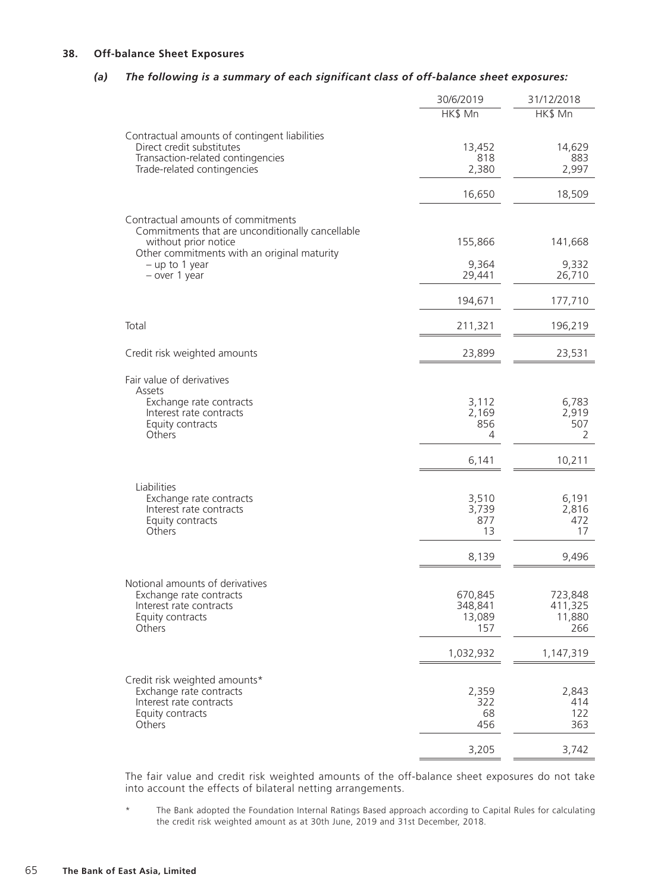## 38. Off-balance Sheet Exposures

### *(a) The following is a summary of each significant class of off-balance sheet exposures:*

| | 30/6/2019 | 31/12/2018 |
|---|---|---|
| | HK$ Mn | HK$ Mn |
| Contractual amounts of contingent liabilities | | |
| Direct credit substitutes | 13,452 | 14,629 |
| Transaction-related contingencies | 818 | 883 |
| Trade-related contingencies | 2,380 | 2,997 |
| | 16,650 | 18,509 |
| Contractual amounts of commitments | | |
| Commitments that are unconditionally cancellable without prior notice | 155,866 | 141,668 |
| Other commitments with an original maturity | | |
| – up to 1 year | 9,364 | 9,332 |
| – over 1 year | 29,441 | 26,710 |
| | 194,671 | 177,710 |
| Total | 211,321 | 196,219 |
| Credit risk weighted amounts | 23,899 | 23,531 |
| Fair value of derivatives | | |
| Assets | | |
| Exchange rate contracts | 3,112 | 6,783 |
| Interest rate contracts | 2,169 | 2,919 |
| Equity contracts | 856 | 507 |
| Others | 4 | 2 |
| | 6,141 | 10,211 |
| Liabilities | | |
| Exchange rate contracts | 3,510 | 6,191 |
| Interest rate contracts | 3,739 | 2,816 |
| Equity contracts | 877 | 472 |
| Others | 13 | 17 |
| | 8,139 | 9,496 |
| Notional amounts of derivatives | | |
| Exchange rate contracts | 670,845 | 723,848 |
| Interest rate contracts | 348,841 | 411,325 |
| Equity contracts | 13,089 | 11,880 |
| Others | 157 | 266 |
| | 1,032,932 | 1,147,319 |
| Credit risk weighted amounts* | | |
| Exchange rate contracts | 2,359 | 2,843 |
| Interest rate contracts | 322 | 414 |
| Equity contracts | 68 | 122 |
| Others | 456 | 363 |
| | 3,205 | 3,742 |

The fair value and credit risk weighted amounts of the off-balance sheet exposures do not take into account the effects of bilateral netting arrangements.

\* The Bank adopted the Foundation Internal Ratings Based approach according to Capital Rules for calculating the credit risk weighted amount as at 30th June, 2019 and 31st December, 2018.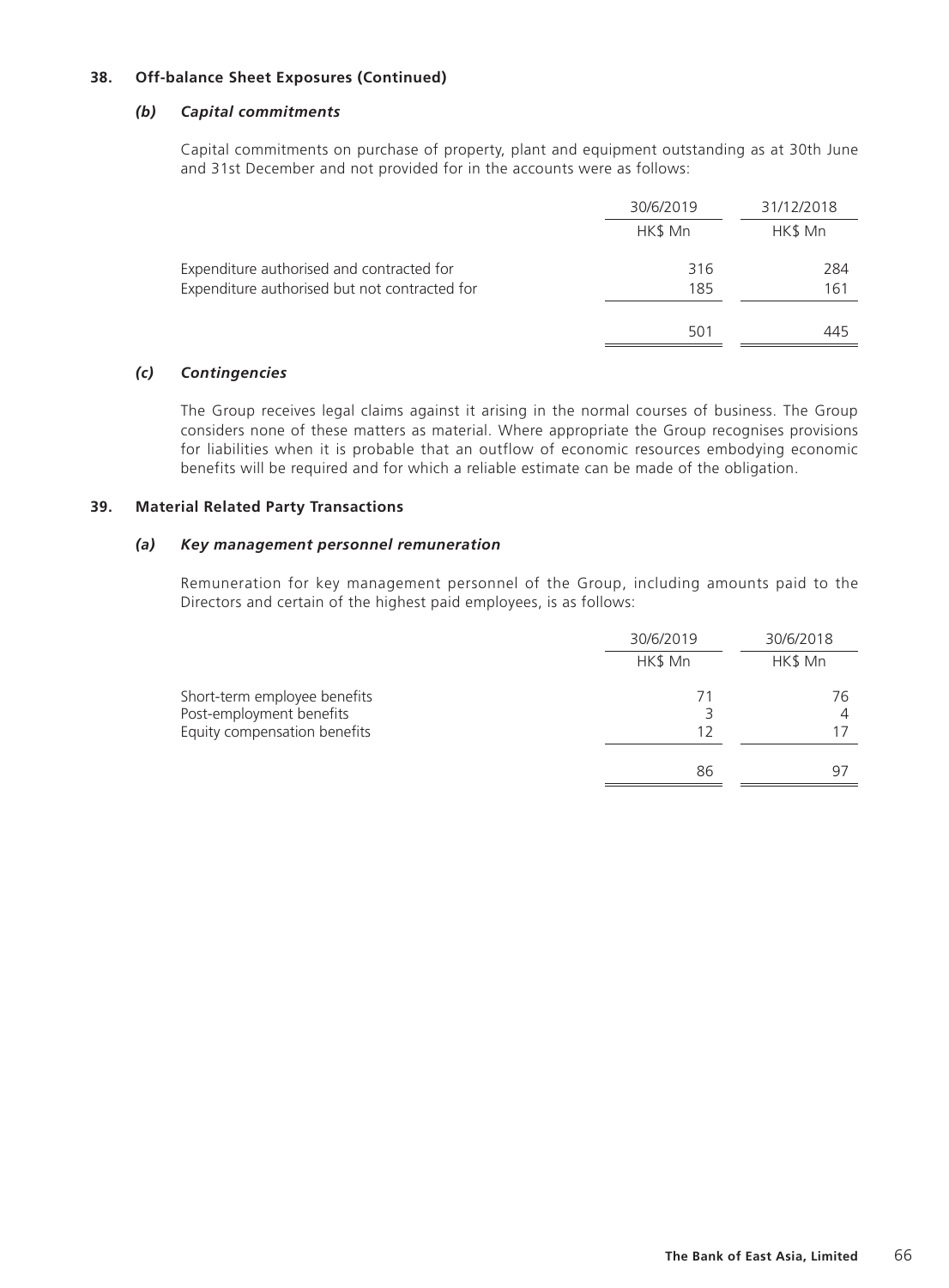## 38. Off-balance Sheet Exposures (Continued)

### *(b) Capital commitments*

Capital commitments on purchase of property, plant and equipment outstanding as at 30th June and 31st December and not provided for in the accounts were as follows:

| | 30/6/2019 | 31/12/2018 |
|---|---|---|
| | HK$ Mn | HK$ Mn |
| Expenditure authorised and contracted for | 316 | 284 |
| Expenditure authorised but not contracted for | 185 | 161 |
| | 501 | 445 |

### *(c) Contingencies*

The Group receives legal claims against it arising in the normal courses of business. The Group considers none of these matters as material. Where appropriate the Group recognises provisions for liabilities when it is probable that an outflow of economic resources embodying economic benefits will be required and for which a reliable estimate can be made of the obligation.

## 39. Material Related Party Transactions

### *(a) Key management personnel remuneration*

Remuneration for key management personnel of the Group, including amounts paid to the Directors and certain of the highest paid employees, is as follows:

| | 30/6/2019 | 30/6/2018 |
|---|---|---|
| | HK$ Mn | HK$ Mn |
| Short-term employee benefits | 71 | 76 |
| Post-employment benefits | 3 | 4 |
| Equity compensation benefits | 12 | 17 |
| | 86 | 97 |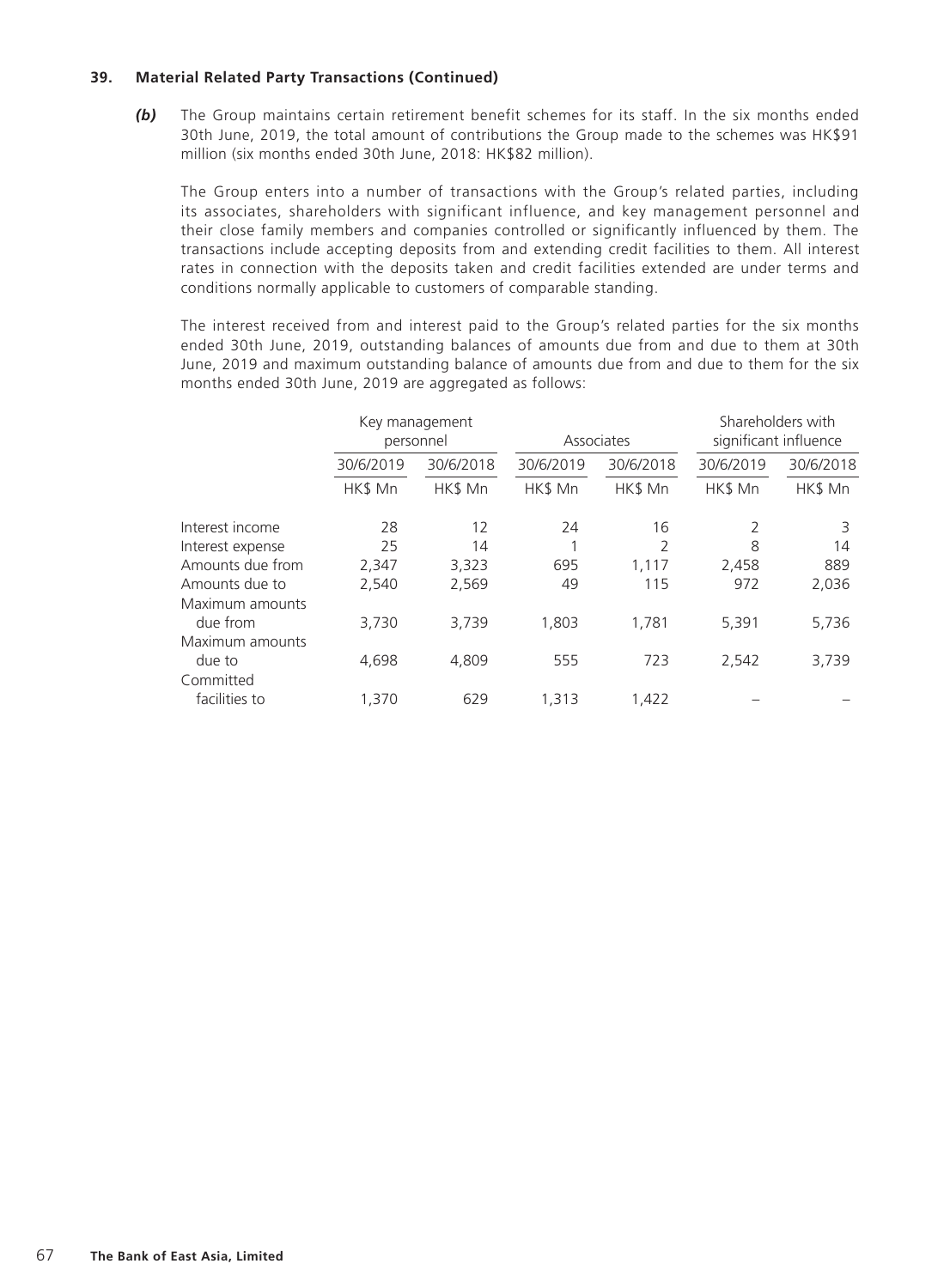### 39. Material Related Party Transactions (Continued)

***(b)*** The Group maintains certain retirement benefit schemes for its staff. In the six months ended 30th June, 2019, the total amount of contributions the Group made to the schemes was HK$91 million (six months ended 30th June, 2018: HK$82 million).

The Group enters into a number of transactions with the Group's related parties, including its associates, shareholders with significant influence, and key management personnel and their close family members and companies controlled or significantly influenced by them. The transactions include accepting deposits from and extending credit facilities to them. All interest rates in connection with the deposits taken and credit facilities extended are under terms and conditions normally applicable to customers of comparable standing.

The interest received from and interest paid to the Group's related parties for the six months ended 30th June, 2019, outstanding balances of amounts due from and due to them at 30th June, 2019 and maximum outstanding balance of amounts due from and due to them for the six months ended 30th June, 2019 are aggregated as follows:

| | Key management personnel | | Associates | | Shareholders with significant influence | |
|---|---|---|---|---|---|---|
| | 30/6/2019 | 30/6/2018 | 30/6/2019 | 30/6/2018 | 30/6/2019 | 30/6/2018 |
| | HK$ Mn | HK$ Mn | HK$ Mn | HK$ Mn | HK$ Mn | HK$ Mn |
| Interest income | 28 | 12 | 24 | 16 | 2 | 3 |
| Interest expense | 25 | 14 | 1 | 2 | 8 | 14 |
| Amounts due from | 2,347 | 3,323 | 695 | 1,117 | 2,458 | 889 |
| Amounts due to | 2,540 | 2,569 | 49 | 115 | 972 | 2,036 |
| Maximum amounts due from | 3,730 | 3,739 | 1,803 | 1,781 | 5,391 | 5,736 |
| Maximum amounts due to | 4,698 | 4,809 | 555 | 723 | 2,542 | 3,739 |
| Committed facilities to | 1,370 | 629 | 1,313 | 1,422 | – | – |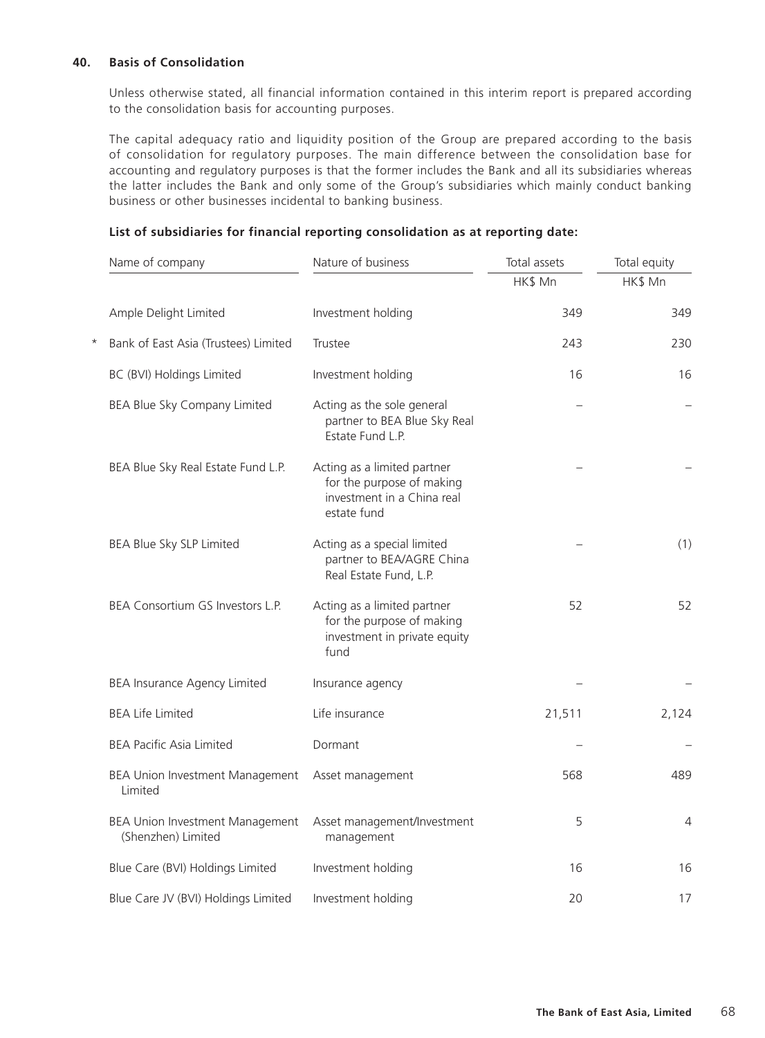## 40. Basis of Consolidation

Unless otherwise stated, all financial information contained in this interim report is prepared according to the consolidation basis for accounting purposes.

The capital adequacy ratio and liquidity position of the Group are prepared according to the basis of consolidation for regulatory purposes. The main difference between the consolidation base for accounting and regulatory purposes is that the former includes the Bank and all its subsidiaries whereas the latter includes the Bank and only some of the Group's subsidiaries which mainly conduct banking business or other businesses incidental to banking business.

**List of subsidiaries for financial reporting consolidation as at reporting date:**

| | Name of company | Nature of business | Total assets | Total equity |
|---|---|---|---|---|
| | | | HK$ Mn | HK$ Mn |
| | Ample Delight Limited | Investment holding | 349 | 349 |
| * | Bank of East Asia (Trustees) Limited | Trustee | 243 | 230 |
| | BC (BVI) Holdings Limited | Investment holding | 16 | 16 |
| | BEA Blue Sky Company Limited | Acting as the sole general partner to BEA Blue Sky Real Estate Fund L.P. | – | – |
| | BEA Blue Sky Real Estate Fund L.P. | Acting as a limited partner for the purpose of making investment in a China real estate fund | – | – |
| | BEA Blue Sky SLP Limited | Acting as a special limited partner to BEA/AGRE China Real Estate Fund, L.P. | – | (1) |
| | BEA Consortium GS Investors L.P. | Acting as a limited partner for the purpose of making investment in private equity fund | 52 | 52 |
| | BEA Insurance Agency Limited | Insurance agency | – | – |
| | BEA Life Limited | Life insurance | 21,511 | 2,124 |
| | BEA Pacific Asia Limited | Dormant | – | – |
| | BEA Union Investment Management Limited | Asset management | 568 | 489 |
| | BEA Union Investment Management (Shenzhen) Limited | Asset management/Investment management | 5 | 4 |
| | Blue Care (BVI) Holdings Limited | Investment holding | 16 | 16 |
| | Blue Care JV (BVI) Holdings Limited | Investment holding | 20 | 17 |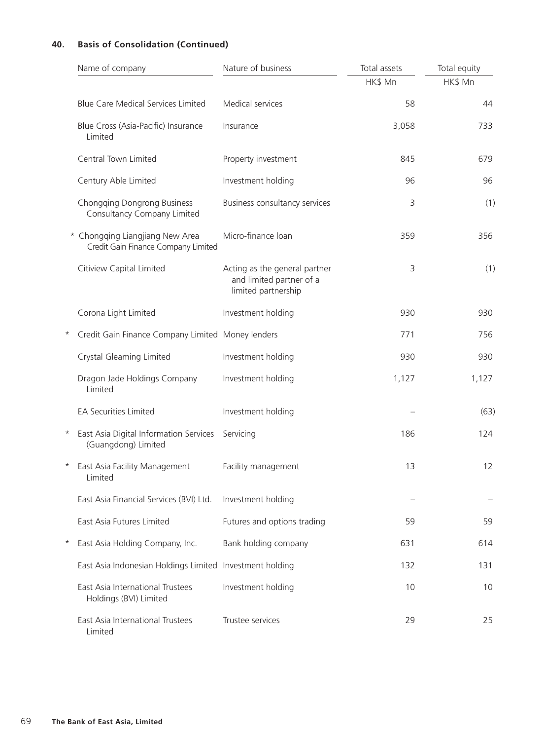## 40. Basis of Consolidation (Continued)

| | Name of company | Nature of business | Total assets | Total equity |
|---|---|---|---|---|
| | | | HK$ Mn | HK$ Mn |
| | Blue Care Medical Services Limited | Medical services | 58 | 44 |
| | Blue Cross (Asia-Pacific) Insurance Limited | Insurance | 3,058 | 733 |
| | Central Town Limited | Property investment | 845 | 679 |
| | Century Able Limited | Investment holding | 96 | 96 |
| | Chongqing Dongrong Business Consultancy Company Limited | Business consultancy services | 3 | (1) |
| * | Chongqing Liangjiang New Area Credit Gain Finance Company Limited | Micro-finance loan | 359 | 356 |
| | Citiview Capital Limited | Acting as the general partner and limited partner of a limited partnership | 3 | (1) |
| | Corona Light Limited | Investment holding | 930 | 930 |
| * | Credit Gain Finance Company Limited | Money lenders | 771 | 756 |
| | Crystal Gleaming Limited | Investment holding | 930 | 930 |
| | Dragon Jade Holdings Company Limited | Investment holding | 1,127 | 1,127 |
| | EA Securities Limited | Investment holding | – | (63) |
| * | East Asia Digital Information Services (Guangdong) Limited | Servicing | 186 | 124 |
| * | East Asia Facility Management Limited | Facility management | 13 | 12 |
| | East Asia Financial Services (BVI) Ltd. | Investment holding | – | – |
| | East Asia Futures Limited | Futures and options trading | 59 | 59 |
| * | East Asia Holding Company, Inc. | Bank holding company | 631 | 614 |
| | East Asia Indonesian Holdings Limited | Investment holding | 132 | 131 |
| | East Asia International Trustees Holdings (BVI) Limited | Investment holding | 10 | 10 |
| | East Asia International Trustees Limited | Trustee services | 29 | 25 |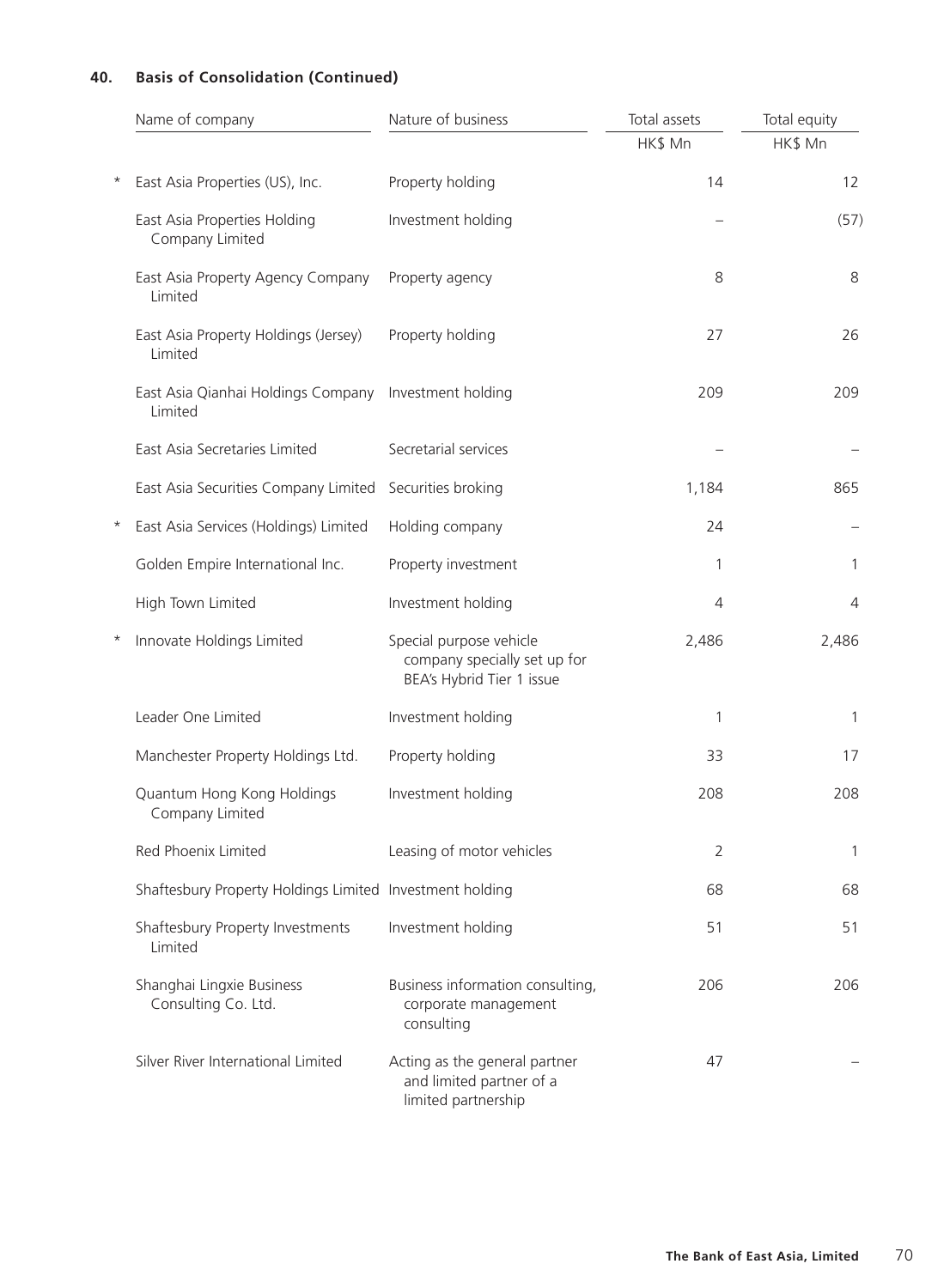## 40. Basis of Consolidation (Continued)

| | Name of company | Nature of business | Total assets | Total equity |
|---|---|---|---|---|
| | | | HK$ Mn | HK$ Mn |
| * | East Asia Properties (US), Inc. | Property holding | 14 | 12 |
| | East Asia Properties Holding Company Limited | Investment holding | – | (57) |
| | East Asia Property Agency Company Limited | Property agency | 8 | 8 |
| | East Asia Property Holdings (Jersey) Limited | Property holding | 27 | 26 |
| | East Asia Qianhai Holdings Company Limited | Investment holding | 209 | 209 |
| | East Asia Secretaries Limited | Secretarial services | – | – |
| | East Asia Securities Company Limited | Securities broking | 1,184 | 865 |
| * | East Asia Services (Holdings) Limited | Holding company | 24 | – |
| | Golden Empire International Inc. | Property investment | 1 | 1 |
| | High Town Limited | Investment holding | 4 | 4 |
| * | Innovate Holdings Limited | Special purpose vehicle company specially set up for BEA's Hybrid Tier 1 issue | 2,486 | 2,486 |
| | Leader One Limited | Investment holding | 1 | 1 |
| | Manchester Property Holdings Ltd. | Property holding | 33 | 17 |
| | Quantum Hong Kong Holdings Company Limited | Investment holding | 208 | 208 |
| | Red Phoenix Limited | Leasing of motor vehicles | 2 | 1 |
| | Shaftesbury Property Holdings Limited | Investment holding | 68 | 68 |
| | Shaftesbury Property Investments Limited | Investment holding | 51 | 51 |
| | Shanghai Lingxie Business Consulting Co. Ltd. | Business information consulting, corporate management consulting | 206 | 206 |
| | Silver River International Limited | Acting as the general partner and limited partner of a limited partnership | 47 | – |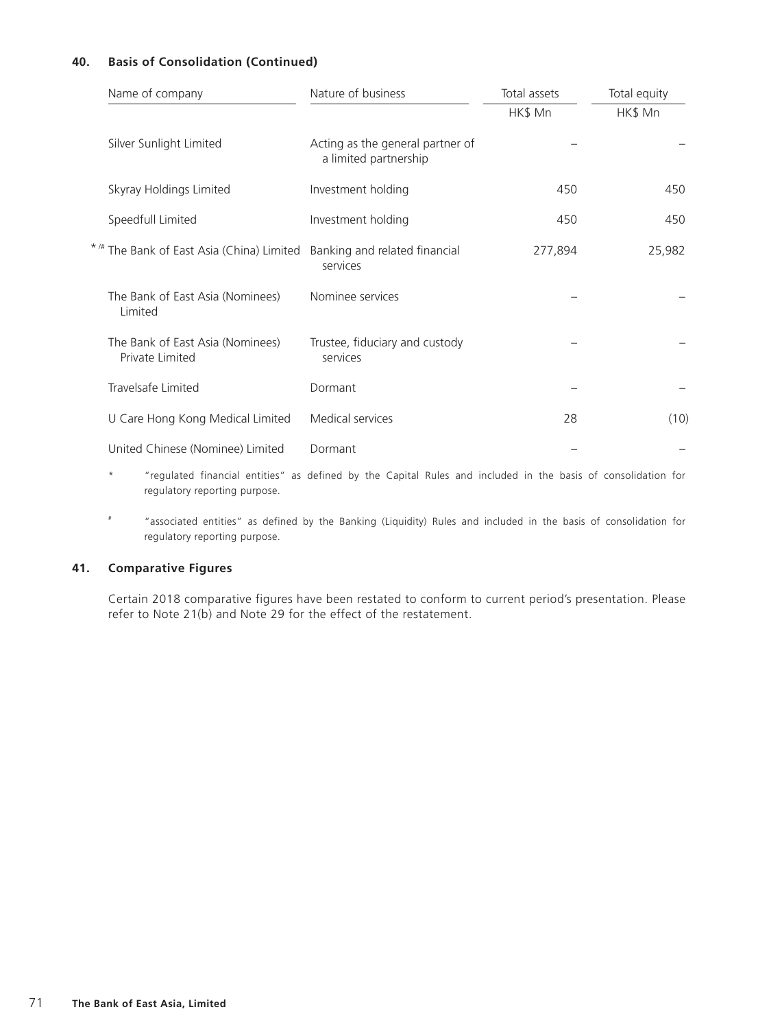## 40. Basis of Consolidation (Continued)

| Name of company | Nature of business | Total assets | Total equity |
|---|---|---|---|
| | | HK$ Mn | HK$ Mn |
| Silver Sunlight Limited | Acting as the general partner of a limited partnership | – | – |
| Skyray Holdings Limited | Investment holding | 450 | 450 |
| Speedfull Limited | Investment holding | 450 | 450 |
| */# The Bank of East Asia (China) Limited | Banking and related financial services | 277,894 | 25,982 |
| The Bank of East Asia (Nominees) Limited | Nominee services | – | – |
| The Bank of East Asia (Nominees) Private Limited | Trustee, fiduciary and custody services | – | – |
| Travelsafe Limited | Dormant | – | – |
| U Care Hong Kong Medical Limited | Medical services | 28 | (10) |
| United Chinese (Nominee) Limited | Dormant | – | – |

\* "regulated financial entities" as defined by the Capital Rules and included in the basis of consolidation for regulatory reporting purpose.

\# "associated entities" as defined by the Banking (Liquidity) Rules and included in the basis of consolidation for regulatory reporting purpose.

## 41. Comparative Figures

Certain 2018 comparative figures have been restated to conform to current period's presentation. Please refer to Note 21(b) and Note 29 for the effect of the restatement.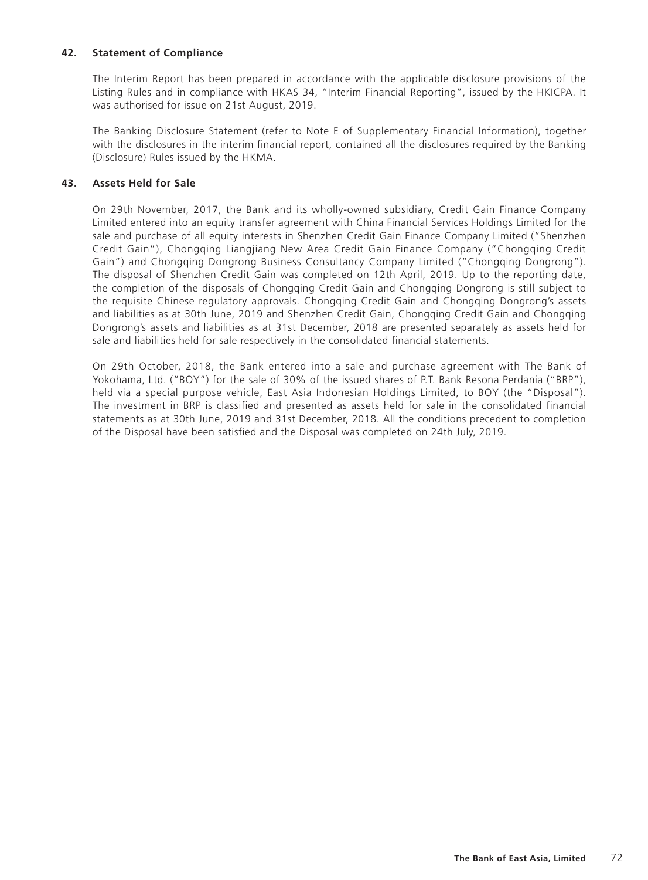## 42. Statement of Compliance

The Interim Report has been prepared in accordance with the applicable disclosure provisions of the Listing Rules and in compliance with HKAS 34, "Interim Financial Reporting", issued by the HKICPA. It was authorised for issue on 21st August, 2019.

The Banking Disclosure Statement (refer to Note E of Supplementary Financial Information), together with the disclosures in the interim financial report, contained all the disclosures required by the Banking (Disclosure) Rules issued by the HKMA.

## 43. Assets Held for Sale

On 29th November, 2017, the Bank and its wholly-owned subsidiary, Credit Gain Finance Company Limited entered into an equity transfer agreement with China Financial Services Holdings Limited for the sale and purchase of all equity interests in Shenzhen Credit Gain Finance Company Limited ("Shenzhen Credit Gain"), Chongqing Liangjiang New Area Credit Gain Finance Company ("Chongqing Credit Gain") and Chongqing Dongrong Business Consultancy Company Limited ("Chongqing Dongrong"). The disposal of Shenzhen Credit Gain was completed on 12th April, 2019. Up to the reporting date, the completion of the disposals of Chongqing Credit Gain and Chongqing Dongrong is still subject to the requisite Chinese regulatory approvals. Chongqing Credit Gain and Chongqing Dongrong's assets and liabilities as at 30th June, 2019 and Shenzhen Credit Gain, Chongqing Credit Gain and Chongqing Dongrong's assets and liabilities as at 31st December, 2018 are presented separately as assets held for sale and liabilities held for sale respectively in the consolidated financial statements.

On 29th October, 2018, the Bank entered into a sale and purchase agreement with The Bank of Yokohama, Ltd. ("BOY") for the sale of 30% of the issued shares of P.T. Bank Resona Perdania ("BRP"), held via a special purpose vehicle, East Asia Indonesian Holdings Limited, to BOY (the "Disposal"). The investment in BRP is classified and presented as assets held for sale in the consolidated financial statements as at 30th June, 2019 and 31st December, 2018. All the conditions precedent to completion of the Disposal have been satisfied and the Disposal was completed on 24th July, 2019.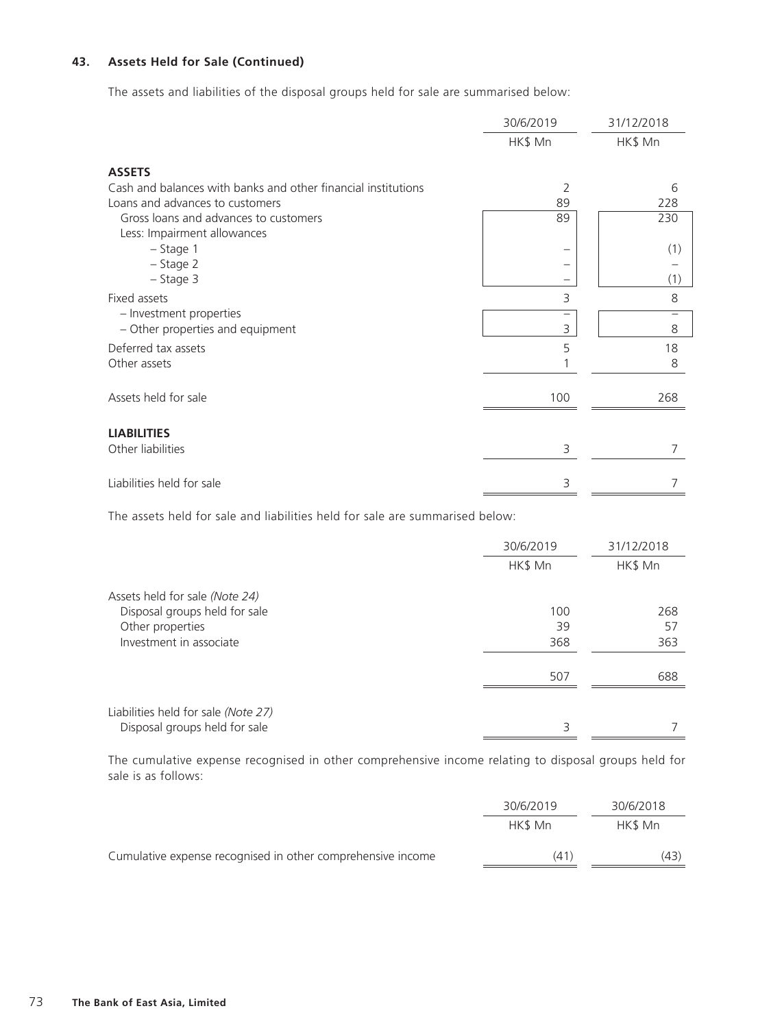### 43. Assets Held for Sale (Continued)

The assets and liabilities of the disposal groups held for sale are summarised below:

| | 30/6/2019 | 31/12/2018 |
|---|---|---|
| | HK$ Mn | HK$ Mn |
| **ASSETS** | | |
| Cash and balances with banks and other financial institutions | 2 | 6 |
| Loans and advances to customers | 89 | 228 |
| Gross loans and advances to customers | 89 | 230 |
| Less: Impairment allowances | | |
| – Stage 1 | – | (1) |
| – Stage 2 | – | – |
| – Stage 3 | – | (1) |
| Fixed assets | 3 | 8 |
| – Investment properties | – | – |
| – Other properties and equipment | 3 | 8 |
| Deferred tax assets | 5 | 18 |
| Other assets | 1 | 8 |
| Assets held for sale | 100 | 268 |
| **LIABILITIES** | | |
| Other liabilities | 3 | 7 |
| Liabilities held for sale | 3 | 7 |

The assets held for sale and liabilities held for sale are summarised below:

| | 30/6/2019 | 31/12/2018 |
|---|---|---|
| | HK$ Mn | HK$ Mn |
| Assets held for sale *(Note 24)* | | |
| Disposal groups held for sale | 100 | 268 |
| Other properties | 39 | 57 |
| Investment in associate | 368 | 363 |
| | 507 | 688 |
| Liabilities held for sale *(Note 27)* | | |
| Disposal groups held for sale | 3 | 7 |

The cumulative expense recognised in other comprehensive income relating to disposal groups held for sale is as follows:

| | 30/6/2019 | 30/6/2018 |
|---|---|---|
| | HK$ Mn | HK$ Mn |
| Cumulative expense recognised in other comprehensive income | (41) | (43) |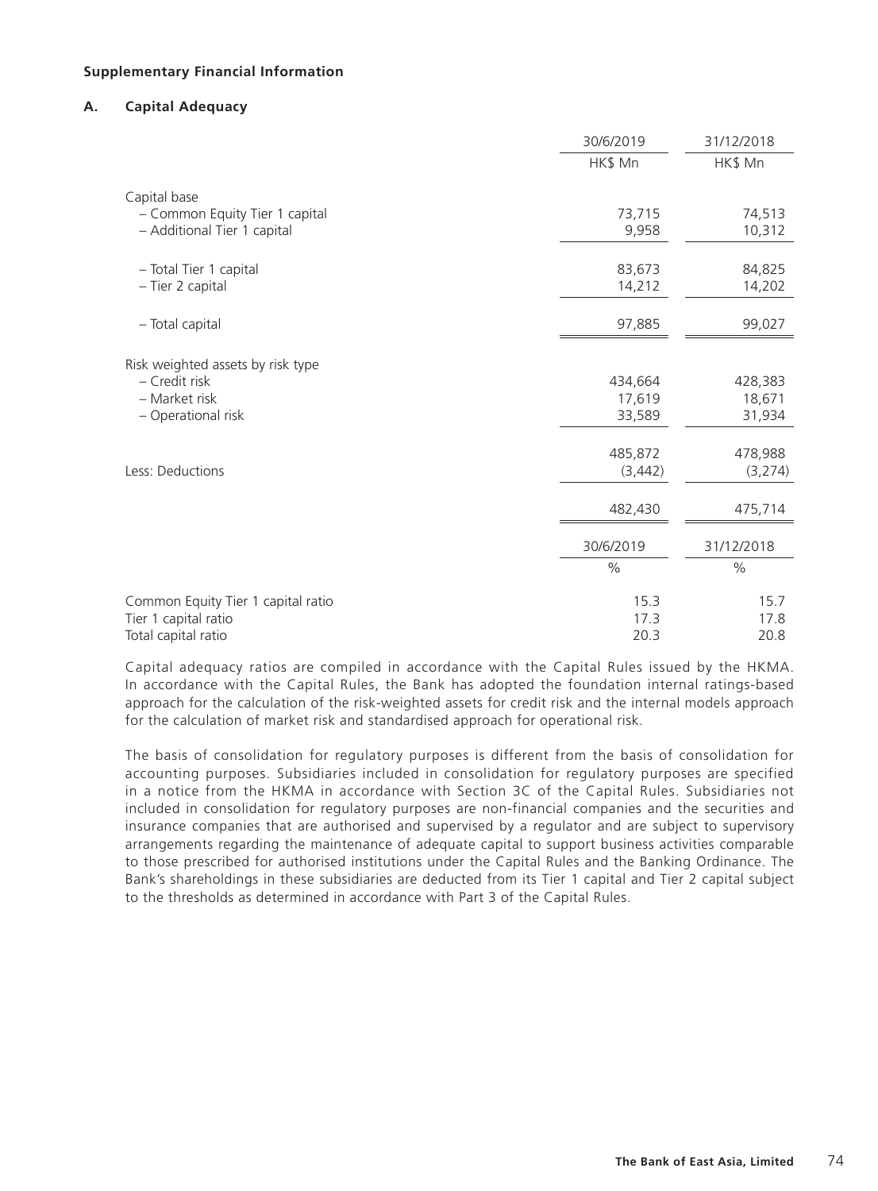**Supplementary Financial Information**

**A. Capital Adequacy**

| | 30/6/2019 | 31/12/2018 |
|---|---|---|
| | HK$ Mn | HK$ Mn |
| Capital base | | |
| – Common Equity Tier 1 capital | 73,715 | 74,513 |
| – Additional Tier 1 capital | 9,958 | 10,312 |
| – Total Tier 1 capital | 83,673 | 84,825 |
| – Tier 2 capital | 14,212 | 14,202 |
| – Total capital | 97,885 | 99,027 |
| Risk weighted assets by risk type | | |
| – Credit risk | 434,664 | 428,383 |
| – Market risk | 17,619 | 18,671 |
| – Operational risk | 33,589 | 31,934 |
| | 485,872 | 478,988 |
| Less: Deductions | (3,442) | (3,274) |
| | 482,430 | 475,714 |

| | 30/6/2019 | 31/12/2018 |
|---|---|---|
| | % | % |
| Common Equity Tier 1 capital ratio | 15.3 | 15.7 |
| Tier 1 capital ratio | 17.3 | 17.8 |
| Total capital ratio | 20.3 | 20.8 |

Capital adequacy ratios are compiled in accordance with the Capital Rules issued by the HKMA. In accordance with the Capital Rules, the Bank has adopted the foundation internal ratings-based approach for the calculation of the risk-weighted assets for credit risk and the internal models approach for the calculation of market risk and standardised approach for operational risk.

The basis of consolidation for regulatory purposes is different from the basis of consolidation for accounting purposes. Subsidiaries included in consolidation for regulatory purposes are specified in a notice from the HKMA in accordance with Section 3C of the Capital Rules. Subsidiaries not included in consolidation for regulatory purposes are non-financial companies and the securities and insurance companies that are authorised and supervised by a regulator and are subject to supervisory arrangements regarding the maintenance of adequate capital to support business activities comparable to those prescribed for authorised institutions under the Capital Rules and the Banking Ordinance. The Bank's shareholdings in these subsidiaries are deducted from its Tier 1 capital and Tier 2 capital subject to the thresholds as determined in accordance with Part 3 of the Capital Rules.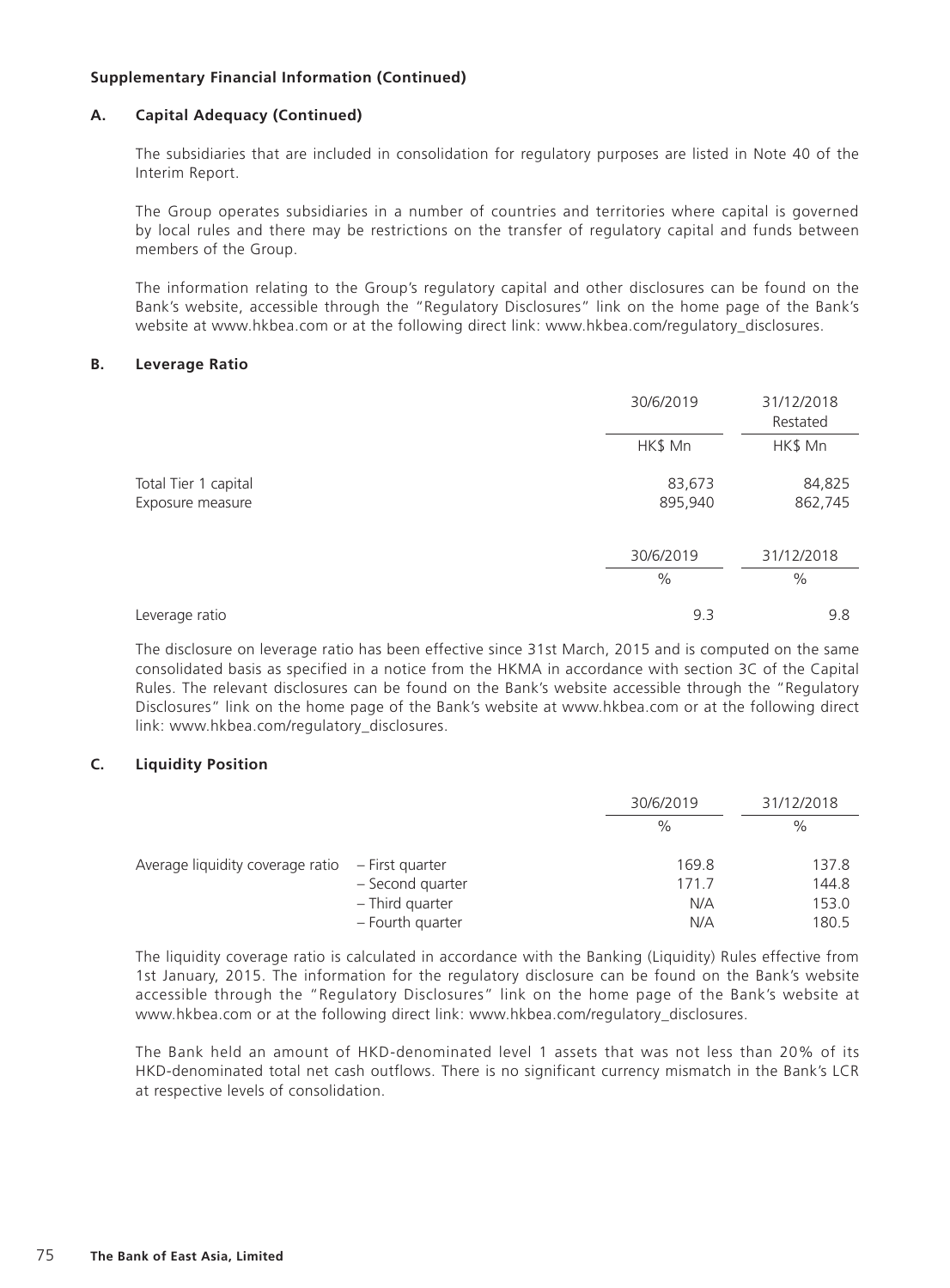**Supplementary Financial Information (Continued)**

## A. Capital Adequacy (Continued)

The subsidiaries that are included in consolidation for regulatory purposes are listed in Note 40 of the Interim Report.

The Group operates subsidiaries in a number of countries and territories where capital is governed by local rules and there may be restrictions on the transfer of regulatory capital and funds between members of the Group.

The information relating to the Group's regulatory capital and other disclosures can be found on the Bank's website, accessible through the "Regulatory Disclosures" link on the home page of the Bank's website at www.hkbea.com or at the following direct link: www.hkbea.com/regulatory_disclosures.

## B. Leverage Ratio

| | 30/6/2019 | 31/12/2018 Restated |
|---|---|---|
| | HK$ Mn | HK$ Mn |
| Total Tier 1 capital | 83,673 | 84,825 |
| Exposure measure | 895,940 | 862,745 |

| | 30/6/2019 | 31/12/2018 |
|---|---|---|
| | % | % |
| Leverage ratio | 9.3 | 9.8 |

The disclosure on leverage ratio has been effective since 31st March, 2015 and is computed on the same consolidated basis as specified in a notice from the HKMA in accordance with section 3C of the Capital Rules. The relevant disclosures can be found on the Bank's website accessible through the "Regulatory Disclosures" link on the home page of the Bank's website at www.hkbea.com or at the following direct link: www.hkbea.com/regulatory_disclosures.

## C. Liquidity Position

| | | 30/6/2019 | 31/12/2018 |
|---|---|---|---|
| | | % | % |
| Average liquidity coverage ratio | – First quarter | 169.8 | 137.8 |
| | – Second quarter | 171.7 | 144.8 |
| | – Third quarter | N/A | 153.0 |
| | – Fourth quarter | N/A | 180.5 |

The liquidity coverage ratio is calculated in accordance with the Banking (Liquidity) Rules effective from 1st January, 2015. The information for the regulatory disclosure can be found on the Bank's website accessible through the "Regulatory Disclosures" link on the home page of the Bank's website at www.hkbea.com or at the following direct link: www.hkbea.com/regulatory_disclosures.

The Bank held an amount of HKD-denominated level 1 assets that was not less than 20% of its HKD-denominated total net cash outflows. There is no significant currency mismatch in the Bank's LCR at respective levels of consolidation.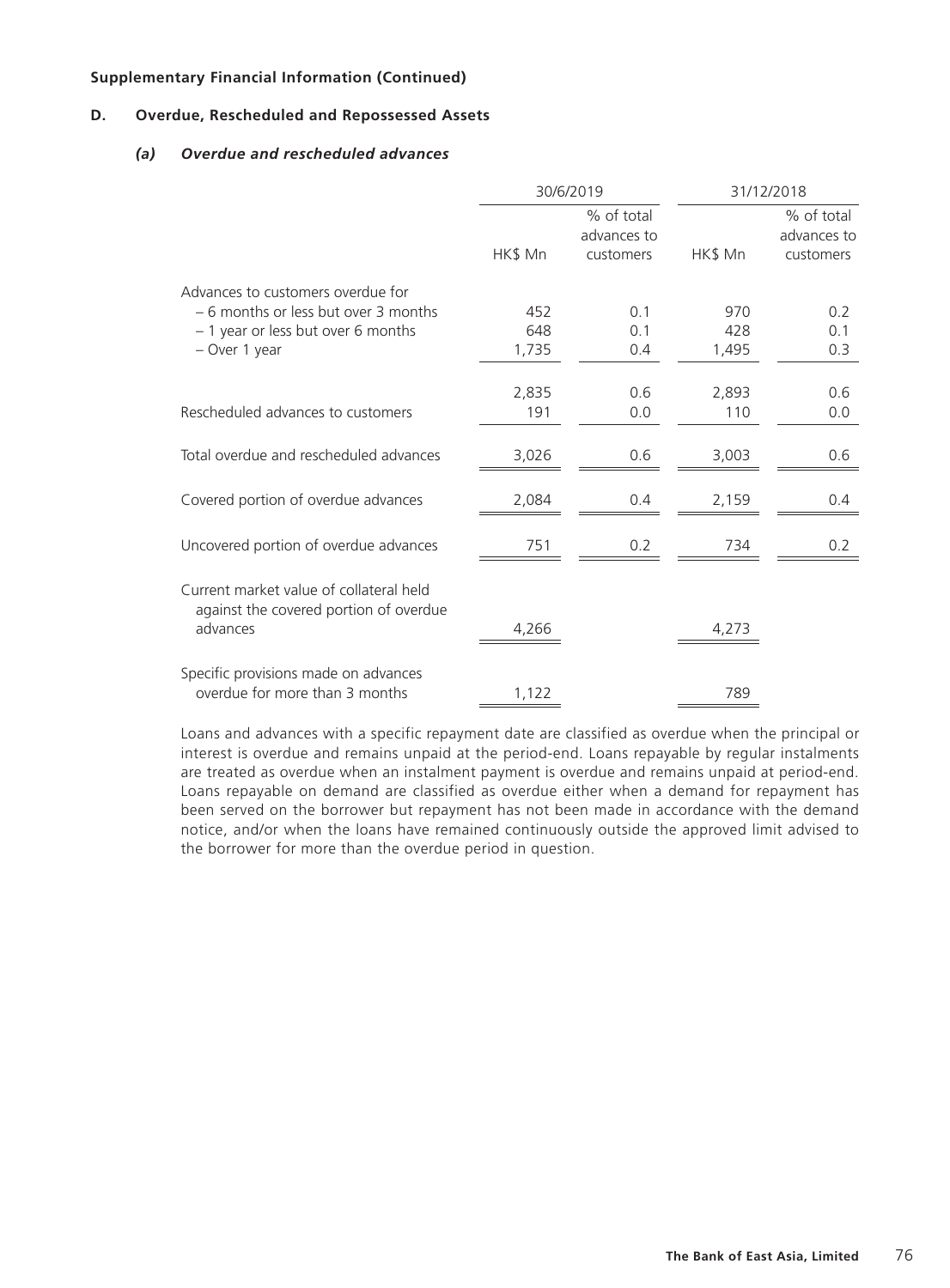**Supplementary Financial Information (Continued)**

## D. Overdue, Rescheduled and Repossessed Assets

### *(a) Overdue and rescheduled advances*

| | 30/6/2019 | | 31/12/2018 | |
|---|---|---|---|---|
| | HK$ Mn | % of total advances to customers | HK$ Mn | % of total advances to customers |
| Advances to customers overdue for | | | | |
| – 6 months or less but over 3 months | 452 | 0.1 | 970 | 0.2 |
| – 1 year or less but over 6 months | 648 | 0.1 | 428 | 0.1 |
| – Over 1 year | 1,735 | 0.4 | 1,495 | 0.3 |
| | 2,835 | 0.6 | 2,893 | 0.6 |
| Rescheduled advances to customers | 191 | 0.0 | 110 | 0.0 |
| Total overdue and rescheduled advances | 3,026 | 0.6 | 3,003 | 0.6 |
| Covered portion of overdue advances | 2,084 | 0.4 | 2,159 | 0.4 |
| Uncovered portion of overdue advances | 751 | 0.2 | 734 | 0.2 |
| Current market value of collateral held against the covered portion of overdue advances | 4,266 | | 4,273 | |
| Specific provisions made on advances overdue for more than 3 months | 1,122 | | 789 | |

Loans and advances with a specific repayment date are classified as overdue when the principal or interest is overdue and remains unpaid at the period-end. Loans repayable by regular instalments are treated as overdue when an instalment payment is overdue and remains unpaid at period-end. Loans repayable on demand are classified as overdue either when a demand for repayment has been served on the borrower but repayment has not been made in accordance with the demand notice, and/or when the loans have remained continuously outside the approved limit advised to the borrower for more than the overdue period in question.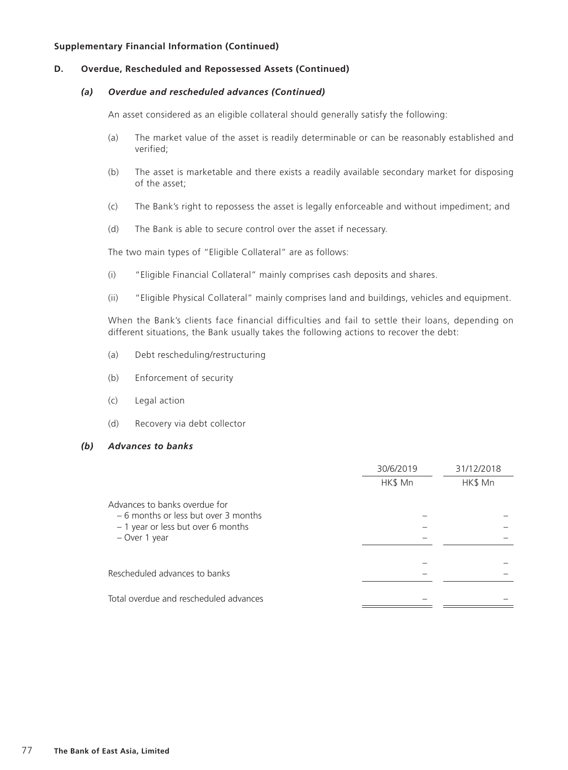**Supplementary Financial Information (Continued)**

## D. Overdue, Rescheduled and Repossessed Assets (Continued)

### *(a) Overdue and rescheduled advances (Continued)*

An asset considered as an eligible collateral should generally satisfy the following:

(a) The market value of the asset is readily determinable or can be reasonably established and verified;

(b) The asset is marketable and there exists a readily available secondary market for disposing of the asset;

(c) The Bank's right to repossess the asset is legally enforceable and without impediment; and

(d) The Bank is able to secure control over the asset if necessary.

The two main types of "Eligible Collateral" are as follows:

(i) "Eligible Financial Collateral" mainly comprises cash deposits and shares.

(ii) "Eligible Physical Collateral" mainly comprises land and buildings, vehicles and equipment.

When the Bank's clients face financial difficulties and fail to settle their loans, depending on different situations, the Bank usually takes the following actions to recover the debt:

(a) Debt rescheduling/restructuring

(b) Enforcement of security

(c) Legal action

(d) Recovery via debt collector

### *(b) Advances to banks*

| | 30/6/2019 | 31/12/2018 |
|---|---|---|
| | HK$ Mn | HK$ Mn |
| Advances to banks overdue for | | |
| – 6 months or less but over 3 months | – | – |
| – 1 year or less but over 6 months | – | – |
| – Over 1 year | – | – |
| | – | – |
| Rescheduled advances to banks | – | – |
| Total overdue and rescheduled advances | – | – |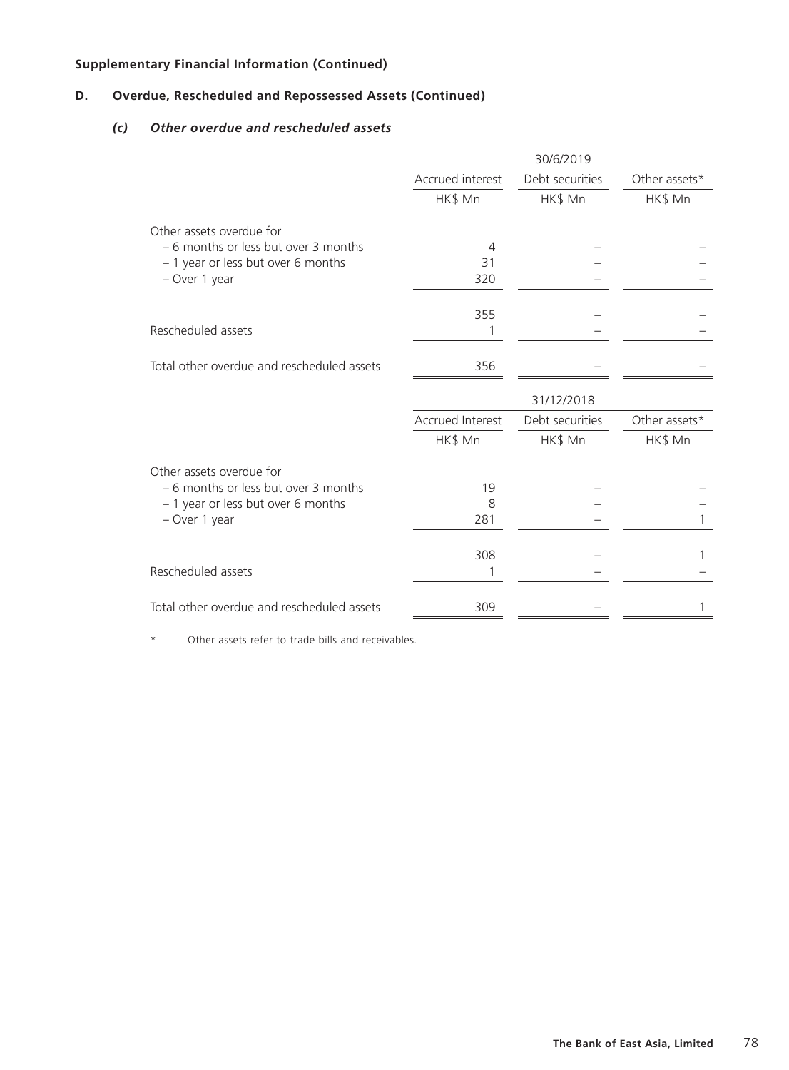**Supplementary Financial Information (Continued)**

## D. Overdue, Rescheduled and Repossessed Assets (Continued)

### *(c) Other overdue and rescheduled assets*

| | 30/6/2019 | | |
|---|---|---|---|
| | Accrued interest | Debt securities | Other assets* |
| | HK$ Mn | HK$ Mn | HK$ Mn |
| Other assets overdue for | | | |
| – 6 months or less but over 3 months | 4 | – | – |
| – 1 year or less but over 6 months | 31 | – | – |
| – Over 1 year | 320 | – | – |
| | 355 | – | – |
| Rescheduled assets | 1 | – | – |
| Total other overdue and rescheduled assets | 356 | – | – |

| | 31/12/2018 | | |
|---|---|---|---|
| | Accrued Interest | Debt securities | Other assets* |
| | HK$ Mn | HK$ Mn | HK$ Mn |
| Other assets overdue for | | | |
| – 6 months or less but over 3 months | 19 | – | – |
| – 1 year or less but over 6 months | 8 | – | – |
| – Over 1 year | 281 | – | 1 |
| | 308 | – | 1 |
| Rescheduled assets | 1 | – | – |
| Total other overdue and rescheduled assets | 309 | – | 1 |

\* Other assets refer to trade bills and receivables.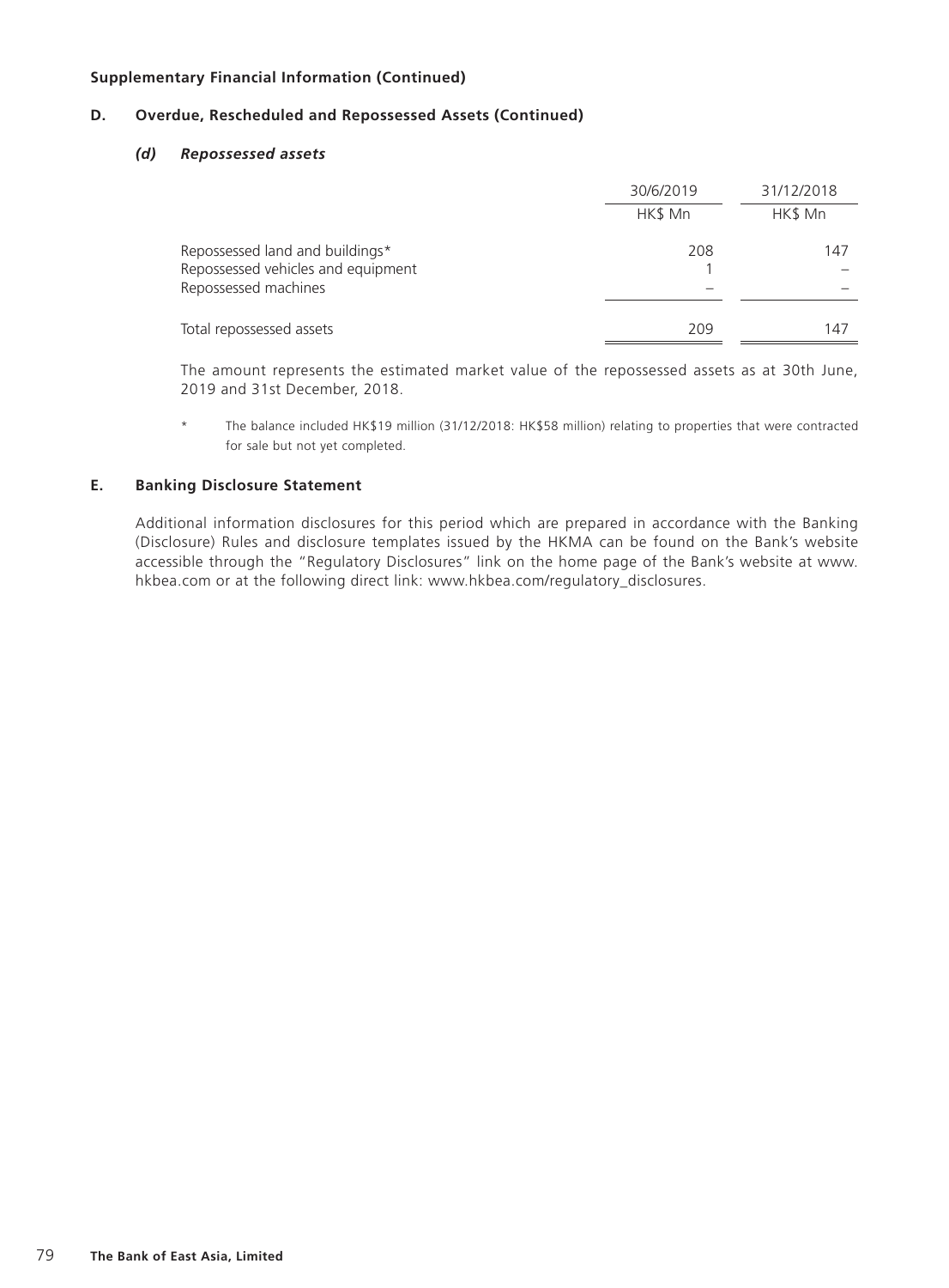**Supplementary Financial Information (Continued)**

**D. Overdue, Rescheduled and Repossessed Assets (Continued)**

***(d) Repossessed assets***

| | 30/6/2019 | 31/12/2018 |
|---|---|---|
| | HK$ Mn | HK$ Mn |
| Repossessed land and buildings* | 208 | 147 |
| Repossessed vehicles and equipment | 1 | – |
| Repossessed machines | – | – |
| Total repossessed assets | 209 | 147 |

The amount represents the estimated market value of the repossessed assets as at 30th June, 2019 and 31st December, 2018.

\* The balance included HK$19 million (31/12/2018: HK$58 million) relating to properties that were contracted for sale but not yet completed.

**E. Banking Disclosure Statement**

Additional information disclosures for this period which are prepared in accordance with the Banking (Disclosure) Rules and disclosure templates issued by the HKMA can be found on the Bank's website accessible through the "Regulatory Disclosures" link on the home page of the Bank's website at www.hkbea.com or at the following direct link: www.hkbea.com/regulatory_disclosures.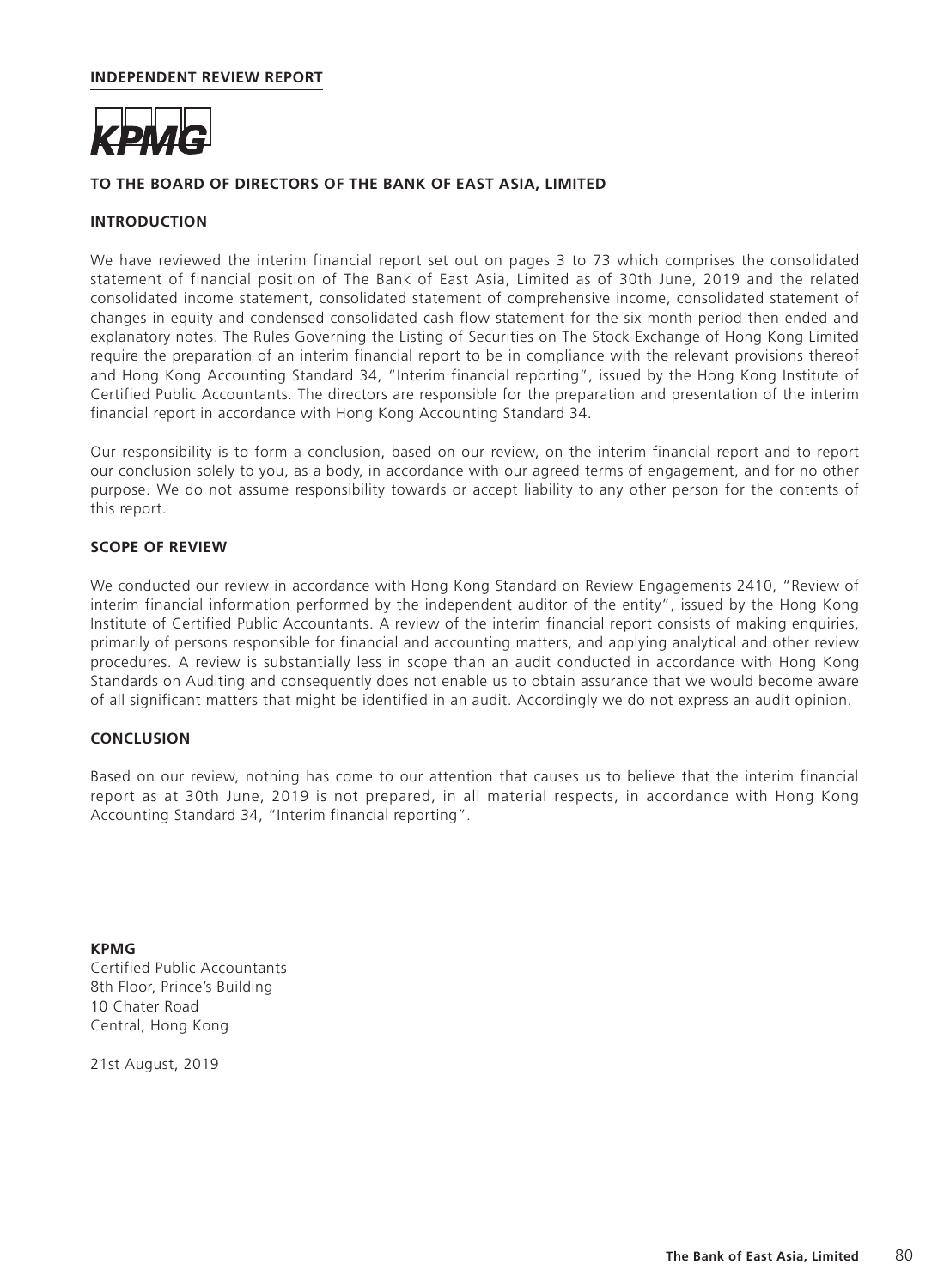# INDEPENDENT REVIEW REPORT

KPMG

**TO THE BOARD OF DIRECTORS OF THE BANK OF EAST ASIA, LIMITED**

## INTRODUCTION

We have reviewed the interim financial report set out on pages 3 to 73 which comprises the consolidated statement of financial position of The Bank of East Asia, Limited as of 30th June, 2019 and the related consolidated income statement, consolidated statement of comprehensive income, consolidated statement of changes in equity and condensed consolidated cash flow statement for the six month period then ended and explanatory notes. The Rules Governing the Listing of Securities on The Stock Exchange of Hong Kong Limited require the preparation of an interim financial report to be in compliance with the relevant provisions thereof and Hong Kong Accounting Standard 34, "Interim financial reporting", issued by the Hong Kong Institute of Certified Public Accountants. The directors are responsible for the preparation and presentation of the interim financial report in accordance with Hong Kong Accounting Standard 34.

Our responsibility is to form a conclusion, based on our review, on the interim financial report and to report our conclusion solely to you, as a body, in accordance with our agreed terms of engagement, and for no other purpose. We do not assume responsibility towards or accept liability to any other person for the contents of this report.

## SCOPE OF REVIEW

We conducted our review in accordance with Hong Kong Standard on Review Engagements 2410, "Review of interim financial information performed by the independent auditor of the entity", issued by the Hong Kong Institute of Certified Public Accountants. A review of the interim financial report consists of making enquiries, primarily of persons responsible for financial and accounting matters, and applying analytical and other review procedures. A review is substantially less in scope than an audit conducted in accordance with Hong Kong Standards on Auditing and consequently does not enable us to obtain assurance that we would become aware of all significant matters that might be identified in an audit. Accordingly we do not express an audit opinion.

## CONCLUSION

Based on our review, nothing has come to our attention that causes us to believe that the interim financial report as at 30th June, 2019 is not prepared, in all material respects, in accordance with Hong Kong Accounting Standard 34, "Interim financial reporting".

**KPMG**
Certified Public Accountants
8th Floor, Prince's Building
10 Chater Road
Central, Hong Kong

21st August, 2019